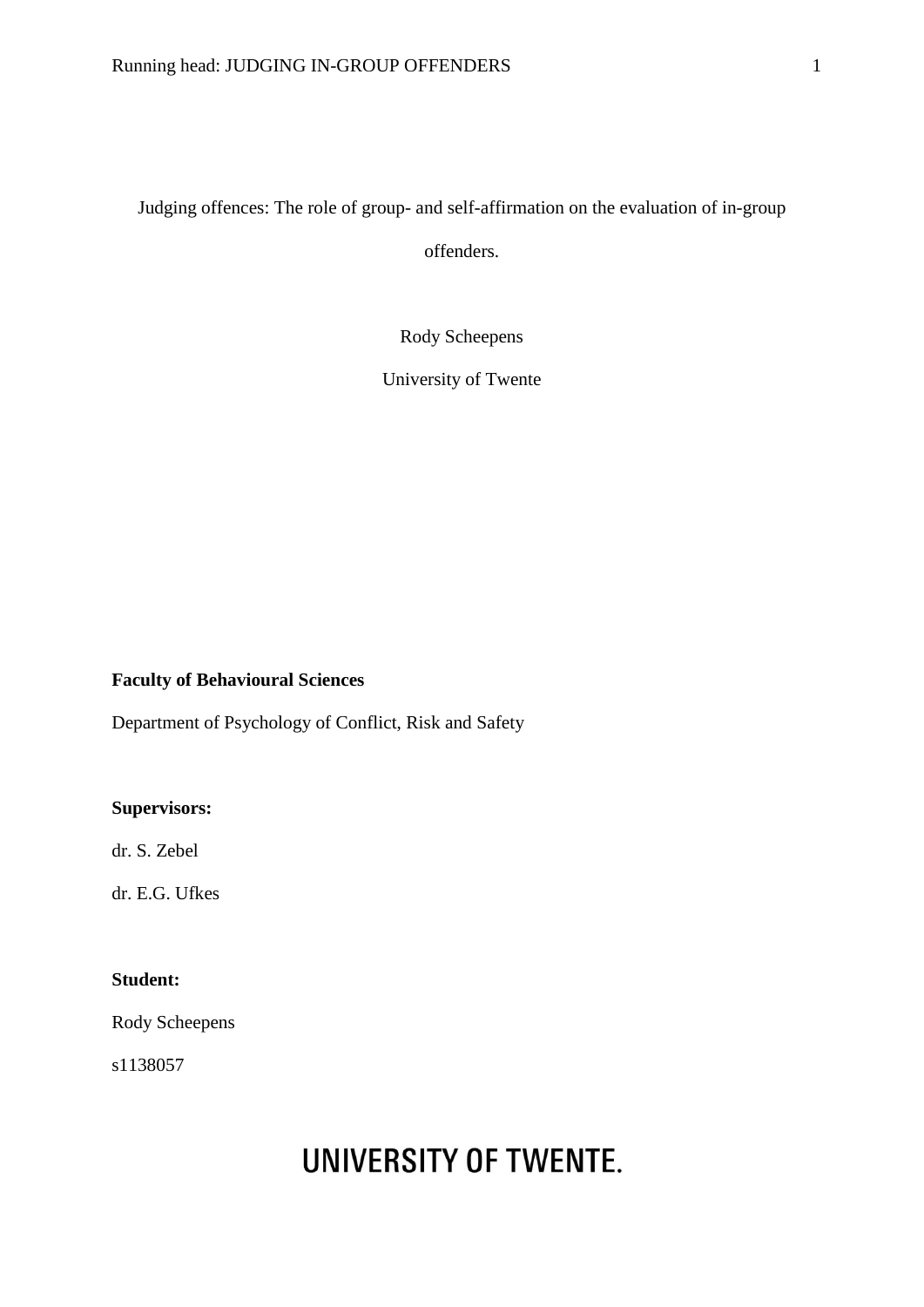# Judging offences: The role of group- and self-affirmation on the evaluation of in-group offenders.

Rody Scheepens

University of Twente

**Faculty of Behavioural Sciences**

Department of Psychology of Conflict, Risk and Safety

**Supervisors:**

dr. S. Zebel

dr. E.G. Ufkes

**Student:**

Rody Scheepens

s1138057

UNIVERSITY OF TWENTE.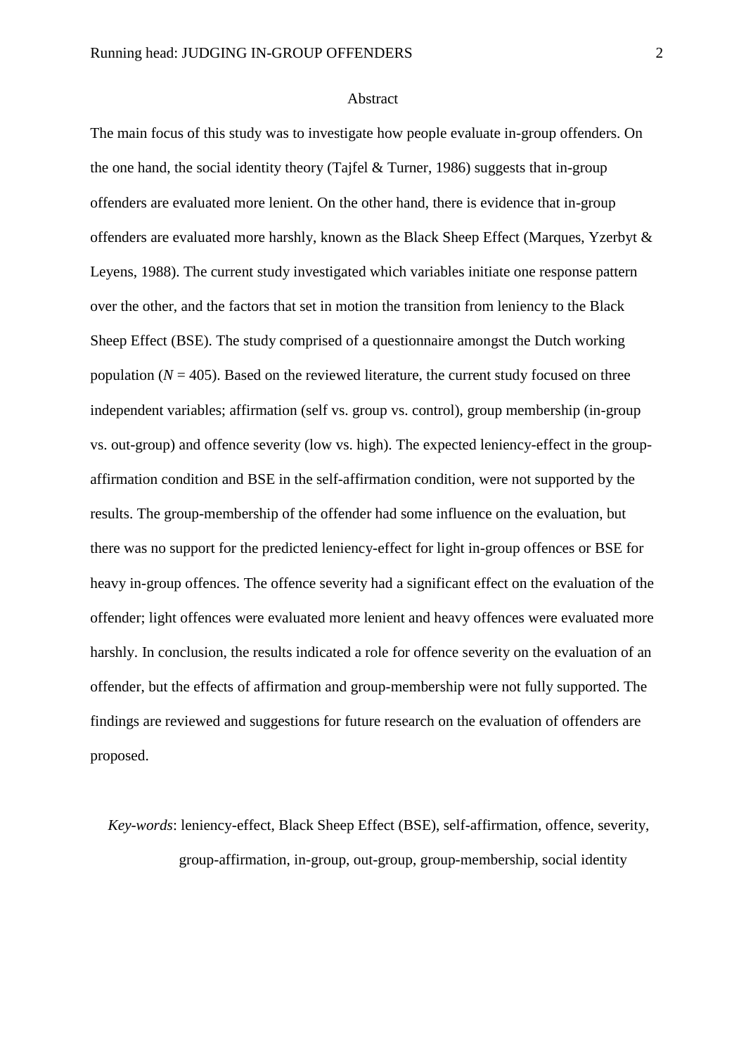## Abstract

The main focus of this study was to investigate how people evaluate in-group offenders. On the one hand, the social identity theory (Tajfel & Turner, 1986) suggests that in-group offenders are evaluated more lenient. On the other hand, there is evidence that in-group offenders are evaluated more harshly, known as the Black Sheep Effect (Marques, Yzerbyt & Leyens, 1988). The current study investigated which variables initiate one response pattern over the other, and the factors that set in motion the transition from leniency to the Black Sheep Effect (BSE). The study comprised of a questionnaire amongst the Dutch working population ($N$ = 405). Based on the reviewed literature, the current study focused on three independent variables; affirmation (self vs. group vs. control), group membership (in-group vs. out-group) and offence severity (low vs. high). The expected leniency-effect in the group-affirmation condition and BSE in the self-affirmation condition, were not supported by the results. The group-membership of the offender had some influence on the evaluation, but there was no support for the predicted leniency-effect for light in-group offences or BSE for heavy in-group offences. The offence severity had a significant effect on the evaluation of the offender; light offences were evaluated more lenient and heavy offences were evaluated more harshly. In conclusion, the results indicated a role for offence severity on the evaluation of an offender, but the effects of affirmation and group-membership were not fully supported. The findings are reviewed and suggestions for future research on the evaluation of offenders are proposed.

*Key-words*: leniency-effect, Black Sheep Effect (BSE), self-affirmation, offence, severity, group-affirmation, in-group, out-group, group-membership, social identity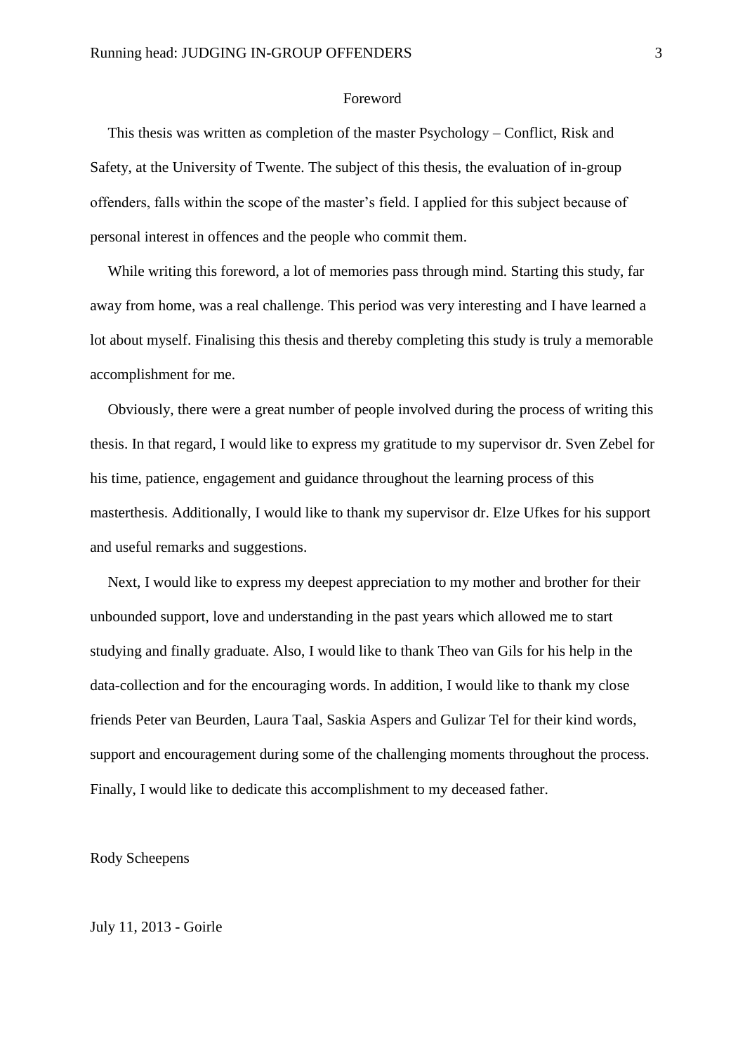# Foreword

This thesis was written as completion of the master Psychology – Conflict, Risk and Safety, at the University of Twente. The subject of this thesis, the evaluation of in-group offenders, falls within the scope of the master's field. I applied for this subject because of personal interest in offences and the people who commit them.

While writing this foreword, a lot of memories pass through mind. Starting this study, far away from home, was a real challenge. This period was very interesting and I have learned a lot about myself. Finalising this thesis and thereby completing this study is truly a memorable accomplishment for me.

Obviously, there were a great number of people involved during the process of writing this thesis. In that regard, I would like to express my gratitude to my supervisor dr. Sven Zebel for his time, patience, engagement and guidance throughout the learning process of this masterthesis. Additionally, I would like to thank my supervisor dr. Elze Ufkes for his support and useful remarks and suggestions.

Next, I would like to express my deepest appreciation to my mother and brother for their unbounded support, love and understanding in the past years which allowed me to start studying and finally graduate. Also, I would like to thank Theo van Gils for his help in the data-collection and for the encouraging words. In addition, I would like to thank my close friends Peter van Beurden, Laura Taal, Saskia Aspers and Gulizar Tel for their kind words, support and encouragement during some of the challenging moments throughout the process. Finally, I would like to dedicate this accomplishment to my deceased father.

Rody Scheepens

July 11, 2013 - Goirle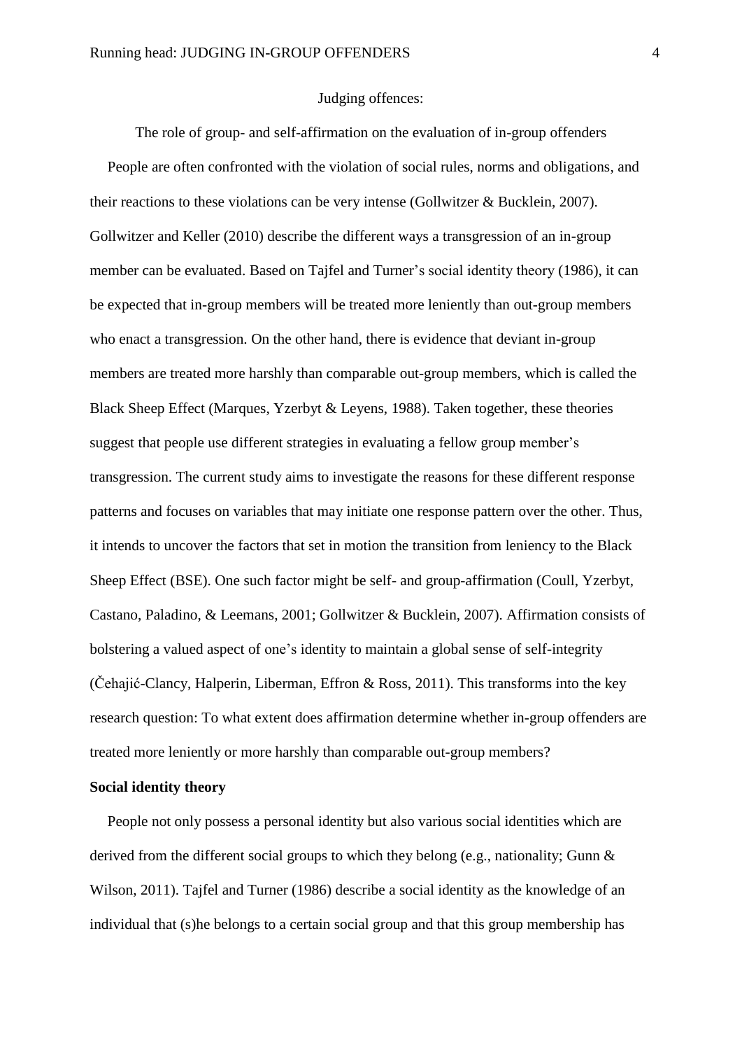Judging offences:

The role of group- and self-affirmation on the evaluation of in-group offenders

People are often confronted with the violation of social rules, norms and obligations, and their reactions to these violations can be very intense (Gollwitzer & Bucklein, 2007). Gollwitzer and Keller (2010) describe the different ways a transgression of an in-group member can be evaluated. Based on Tajfel and Turner's social identity theory (1986), it can be expected that in-group members will be treated more leniently than out-group members who enact a transgression. On the other hand, there is evidence that deviant in-group members are treated more harshly than comparable out-group members, which is called the Black Sheep Effect (Marques, Yzerbyt & Leyens, 1988). Taken together, these theories suggest that people use different strategies in evaluating a fellow group member's transgression. The current study aims to investigate the reasons for these different response patterns and focuses on variables that may initiate one response pattern over the other. Thus, it intends to uncover the factors that set in motion the transition from leniency to the Black Sheep Effect (BSE). One such factor might be self- and group-affirmation (Coull, Yzerbyt, Castano, Paladino, & Leemans, 2001; Gollwitzer & Bucklein, 2007). Affirmation consists of bolstering a valued aspect of one's identity to maintain a global sense of self-integrity (Čehajić-Clancy, Halperin, Liberman, Effron & Ross, 2011). This transforms into the key research question: To what extent does affirmation determine whether in-group offenders are treated more leniently or more harshly than comparable out-group members?

**Social identity theory**

People not only possess a personal identity but also various social identities which are derived from the different social groups to which they belong (e.g., nationality; Gunn & Wilson, 2011). Tajfel and Turner (1986) describe a social identity as the knowledge of an individual that (s)he belongs to a certain social group and that this group membership has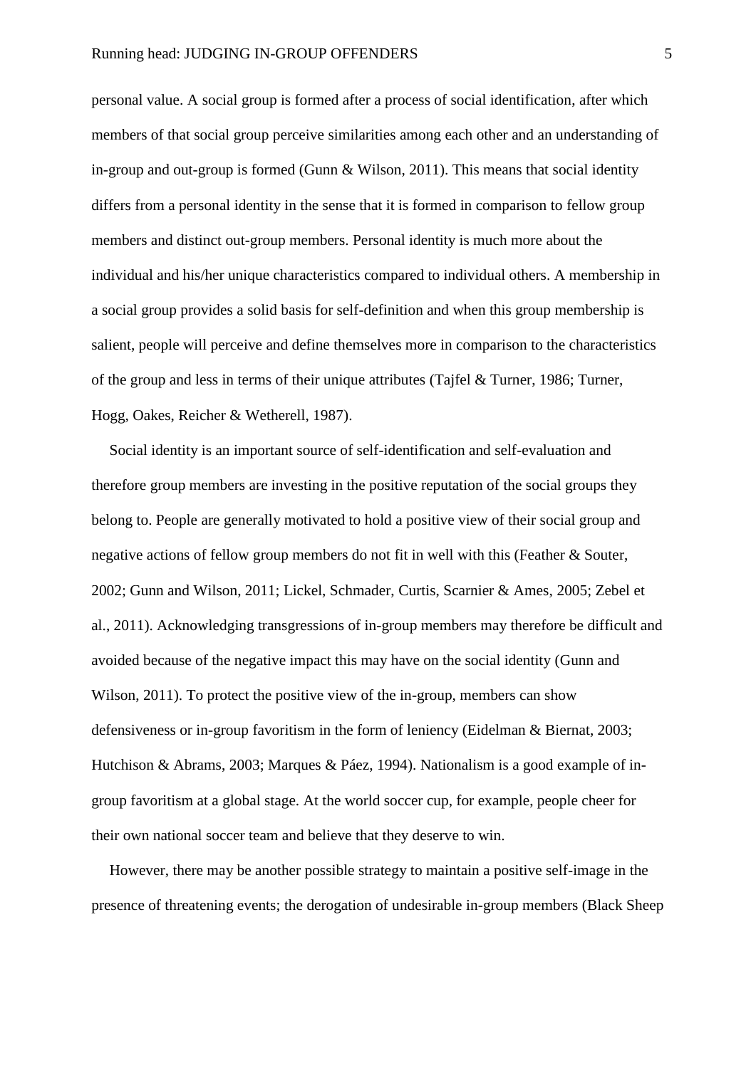personal value. A social group is formed after a process of social identification, after which members of that social group perceive similarities among each other and an understanding of in-group and out-group is formed (Gunn & Wilson, 2011). This means that social identity differs from a personal identity in the sense that it is formed in comparison to fellow group members and distinct out-group members. Personal identity is much more about the individual and his/her unique characteristics compared to individual others. A membership in a social group provides a solid basis for self-definition and when this group membership is salient, people will perceive and define themselves more in comparison to the characteristics of the group and less in terms of their unique attributes (Tajfel & Turner, 1986; Turner, Hogg, Oakes, Reicher & Wetherell, 1987).

Social identity is an important source of self-identification and self-evaluation and therefore group members are investing in the positive reputation of the social groups they belong to. People are generally motivated to hold a positive view of their social group and negative actions of fellow group members do not fit in well with this (Feather & Souter, 2002; Gunn and Wilson, 2011; Lickel, Schmader, Curtis, Scarnier & Ames, 2005; Zebel et al., 2011). Acknowledging transgressions of in-group members may therefore be difficult and avoided because of the negative impact this may have on the social identity (Gunn and Wilson, 2011). To protect the positive view of the in-group, members can show defensiveness or in-group favoritism in the form of leniency (Eidelman & Biernat, 2003; Hutchison & Abrams, 2003; Marques & Páez, 1994). Nationalism is a good example of in-group favoritism at a global stage. At the world soccer cup, for example, people cheer for their own national soccer team and believe that they deserve to win.

However, there may be another possible strategy to maintain a positive self-image in the presence of threatening events; the derogation of undesirable in-group members (Black Sheep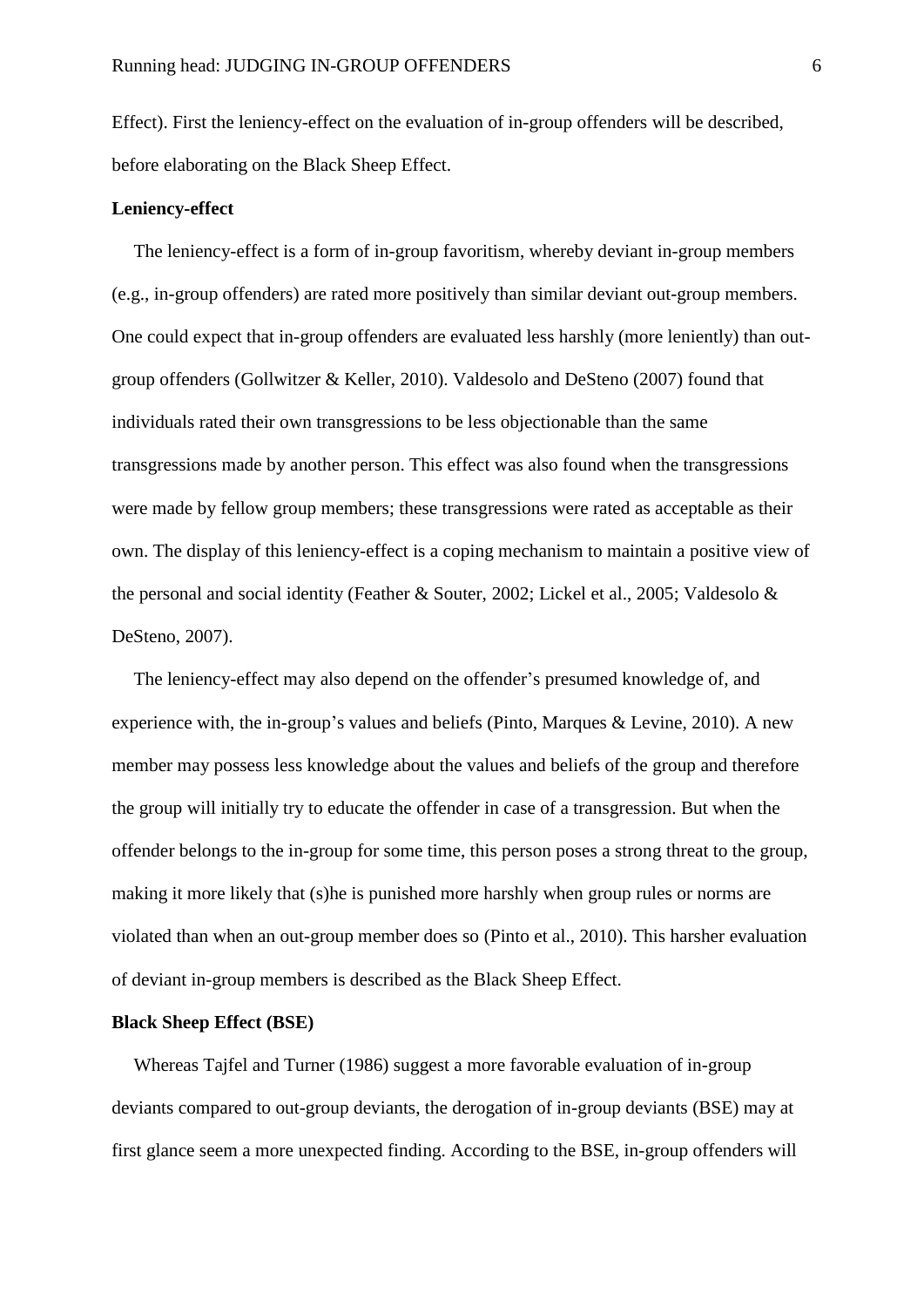Effect). First the leniency-effect on the evaluation of in-group offenders will be described, before elaborating on the Black Sheep Effect.

**Leniency-effect**

The leniency-effect is a form of in-group favoritism, whereby deviant in-group members (e.g., in-group offenders) are rated more positively than similar deviant out-group members. One could expect that in-group offenders are evaluated less harshly (more leniently) than out-group offenders (Gollwitzer & Keller, 2010). Valdesolo and DeSteno (2007) found that individuals rated their own transgressions to be less objectionable than the same transgressions made by another person. This effect was also found when the transgressions were made by fellow group members; these transgressions were rated as acceptable as their own. The display of this leniency-effect is a coping mechanism to maintain a positive view of the personal and social identity (Feather & Souter, 2002; Lickel et al., 2005; Valdesolo & DeSteno, 2007).

The leniency-effect may also depend on the offender's presumed knowledge of, and experience with, the in-group's values and beliefs (Pinto, Marques & Levine, 2010). A new member may possess less knowledge about the values and beliefs of the group and therefore the group will initially try to educate the offender in case of a transgression. But when the offender belongs to the in-group for some time, this person poses a strong threat to the group, making it more likely that (s)he is punished more harshly when group rules or norms are violated than when an out-group member does so (Pinto et al., 2010). This harsher evaluation of deviant in-group members is described as the Black Sheep Effect.

**Black Sheep Effect (BSE)**

Whereas Tajfel and Turner (1986) suggest a more favorable evaluation of in-group deviants compared to out-group deviants, the derogation of in-group deviants (BSE) may at first glance seem a more unexpected finding. According to the BSE, in-group offenders will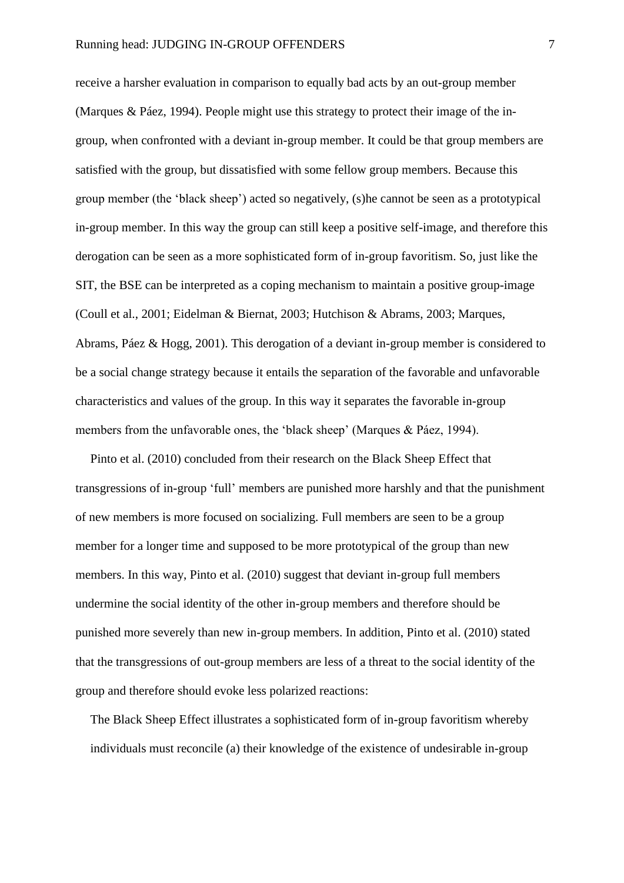receive a harsher evaluation in comparison to equally bad acts by an out-group member (Marques & Páez, 1994). People might use this strategy to protect their image of the in-group, when confronted with a deviant in-group member. It could be that group members are satisfied with the group, but dissatisfied with some fellow group members. Because this group member (the 'black sheep') acted so negatively, (s)he cannot be seen as a prototypical in-group member. In this way the group can still keep a positive self-image, and therefore this derogation can be seen as a more sophisticated form of in-group favoritism. So, just like the SIT, the BSE can be interpreted as a coping mechanism to maintain a positive group-image (Coull et al., 2001; Eidelman & Biernat, 2003; Hutchison & Abrams, 2003; Marques, Abrams, Páez & Hogg, 2001). This derogation of a deviant in-group member is considered to be a social change strategy because it entails the separation of the favorable and unfavorable characteristics and values of the group. In this way it separates the favorable in-group members from the unfavorable ones, the 'black sheep' (Marques & Páez, 1994).

Pinto et al. (2010) concluded from their research on the Black Sheep Effect that transgressions of in-group 'full' members are punished more harshly and that the punishment of new members is more focused on socializing. Full members are seen to be a group member for a longer time and supposed to be more prototypical of the group than new members. In this way, Pinto et al. (2010) suggest that deviant in-group full members undermine the social identity of the other in-group members and therefore should be punished more severely than new in-group members. In addition, Pinto et al. (2010) stated that the transgressions of out-group members are less of a threat to the social identity of the group and therefore should evoke less polarized reactions:

> The Black Sheep Effect illustrates a sophisticated form of in-group favoritism whereby individuals must reconcile (a) their knowledge of the existence of undesirable in-group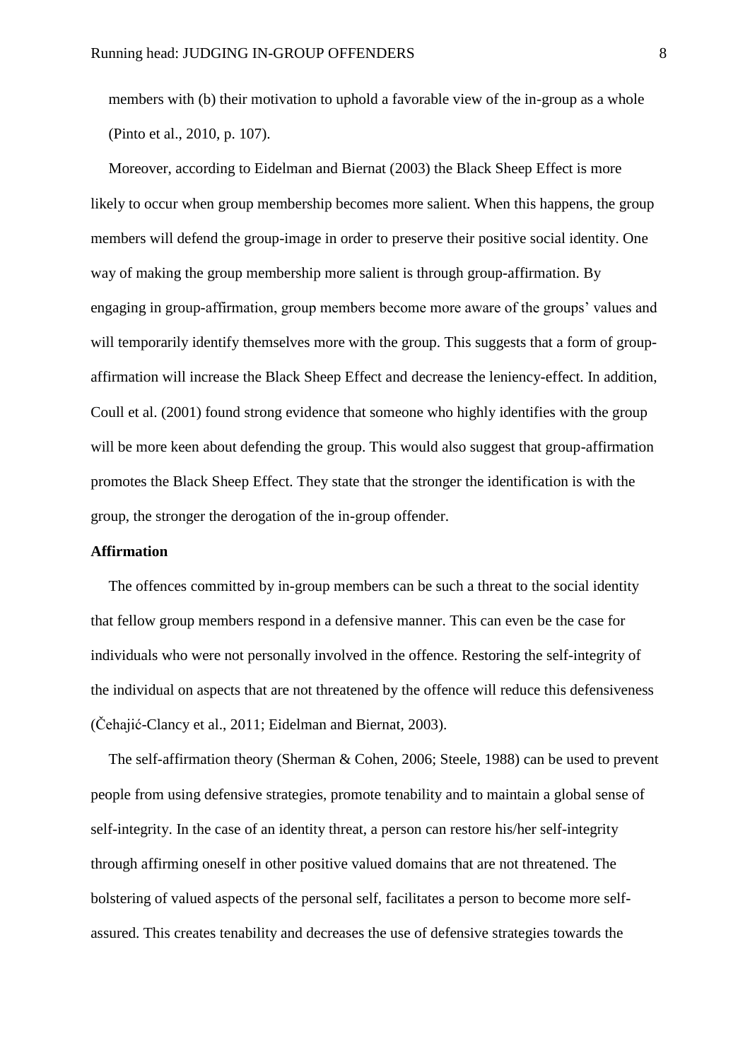members with (b) their motivation to uphold a favorable view of the in-group as a whole (Pinto et al., 2010, p. 107).

Moreover, according to Eidelman and Biernat (2003) the Black Sheep Effect is more likely to occur when group membership becomes more salient. When this happens, the group members will defend the group-image in order to preserve their positive social identity. One way of making the group membership more salient is through group-affirmation. By engaging in group-affirmation, group members become more aware of the groups' values and will temporarily identify themselves more with the group. This suggests that a form of group-affirmation will increase the Black Sheep Effect and decrease the leniency-effect. In addition, Coull et al. (2001) found strong evidence that someone who highly identifies with the group will be more keen about defending the group. This would also suggest that group-affirmation promotes the Black Sheep Effect. They state that the stronger the identification is with the group, the stronger the derogation of the in-group offender.

**Affirmation**

The offences committed by in-group members can be such a threat to the social identity that fellow group members respond in a defensive manner. This can even be the case for individuals who were not personally involved in the offence. Restoring the self-integrity of the individual on aspects that are not threatened by the offence will reduce this defensiveness (Čehajić-Clancy et al., 2011; Eidelman and Biernat, 2003).

The self-affirmation theory (Sherman & Cohen, 2006; Steele, 1988) can be used to prevent people from using defensive strategies, promote tenability and to maintain a global sense of self-integrity. In the case of an identity threat, a person can restore his/her self-integrity through affirming oneself in other positive valued domains that are not threatened. The bolstering of valued aspects of the personal self, facilitates a person to become more self-assured. This creates tenability and decreases the use of defensive strategies towards the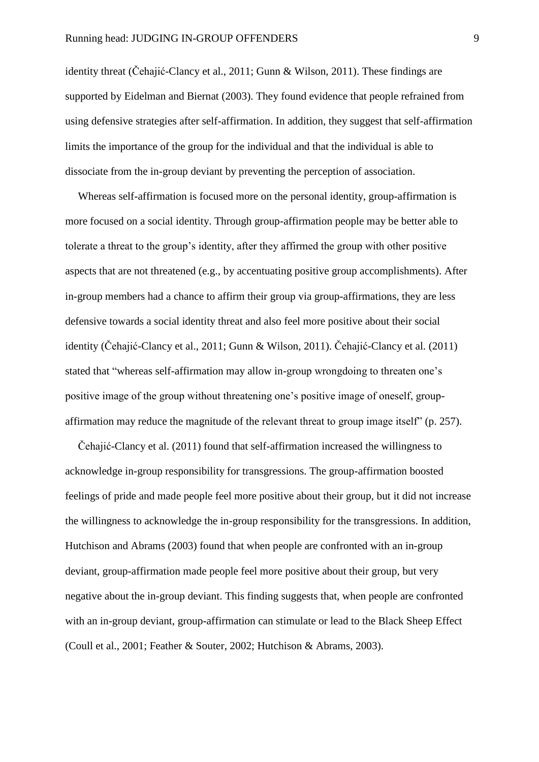identity threat (Čehajić-Clancy et al., 2011; Gunn & Wilson, 2011). These findings are supported by Eidelman and Biernat (2003). They found evidence that people refrained from using defensive strategies after self-affirmation. In addition, they suggest that self-affirmation limits the importance of the group for the individual and that the individual is able to dissociate from the in-group deviant by preventing the perception of association.

Whereas self-affirmation is focused more on the personal identity, group-affirmation is more focused on a social identity. Through group-affirmation people may be better able to tolerate a threat to the group's identity, after they affirmed the group with other positive aspects that are not threatened (e.g., by accentuating positive group accomplishments). After in-group members had a chance to affirm their group via group-affirmations, they are less defensive towards a social identity threat and also feel more positive about their social identity (Čehajić-Clancy et al., 2011; Gunn & Wilson, 2011). Čehajić-Clancy et al. (2011) stated that "whereas self-affirmation may allow in-group wrongdoing to threaten one's positive image of the group without threatening one's positive image of oneself, group-affirmation may reduce the magnitude of the relevant threat to group image itself" (p. 257).

Čehajić-Clancy et al. (2011) found that self-affirmation increased the willingness to acknowledge in-group responsibility for transgressions. The group-affirmation boosted feelings of pride and made people feel more positive about their group, but it did not increase the willingness to acknowledge the in-group responsibility for the transgressions. In addition, Hutchison and Abrams (2003) found that when people are confronted with an in-group deviant, group-affirmation made people feel more positive about their group, but very negative about the in-group deviant. This finding suggests that, when people are confronted with an in-group deviant, group-affirmation can stimulate or lead to the Black Sheep Effect (Coull et al., 2001; Feather & Souter, 2002; Hutchison & Abrams, 2003).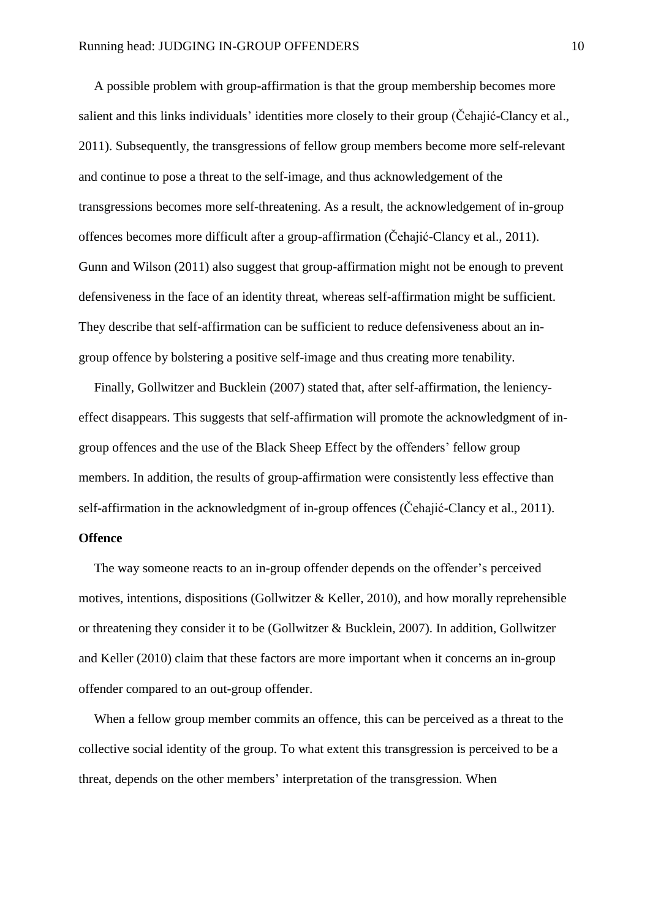A possible problem with group-affirmation is that the group membership becomes more salient and this links individuals' identities more closely to their group (Čehajić-Clancy et al., 2011). Subsequently, the transgressions of fellow group members become more self-relevant and continue to pose a threat to the self-image, and thus acknowledgement of the transgressions becomes more self-threatening. As a result, the acknowledgement of in-group offences becomes more difficult after a group-affirmation (Čehajić-Clancy et al., 2011). Gunn and Wilson (2011) also suggest that group-affirmation might not be enough to prevent defensiveness in the face of an identity threat, whereas self-affirmation might be sufficient. They describe that self-affirmation can be sufficient to reduce defensiveness about an in-group offence by bolstering a positive self-image and thus creating more tenability.

Finally, Gollwitzer and Bucklein (2007) stated that, after self-affirmation, the leniency-effect disappears. This suggests that self-affirmation will promote the acknowledgment of in-group offences and the use of the Black Sheep Effect by the offenders' fellow group members. In addition, the results of group-affirmation were consistently less effective than self-affirmation in the acknowledgment of in-group offences (Čehajić-Clancy et al., 2011).

**Offence**

The way someone reacts to an in-group offender depends on the offender's perceived motives, intentions, dispositions (Gollwitzer & Keller, 2010), and how morally reprehensible or threatening they consider it to be (Gollwitzer & Bucklein, 2007). In addition, Gollwitzer and Keller (2010) claim that these factors are more important when it concerns an in-group offender compared to an out-group offender.

When a fellow group member commits an offence, this can be perceived as a threat to the collective social identity of the group. To what extent this transgression is perceived to be a threat, depends on the other members' interpretation of the transgression. When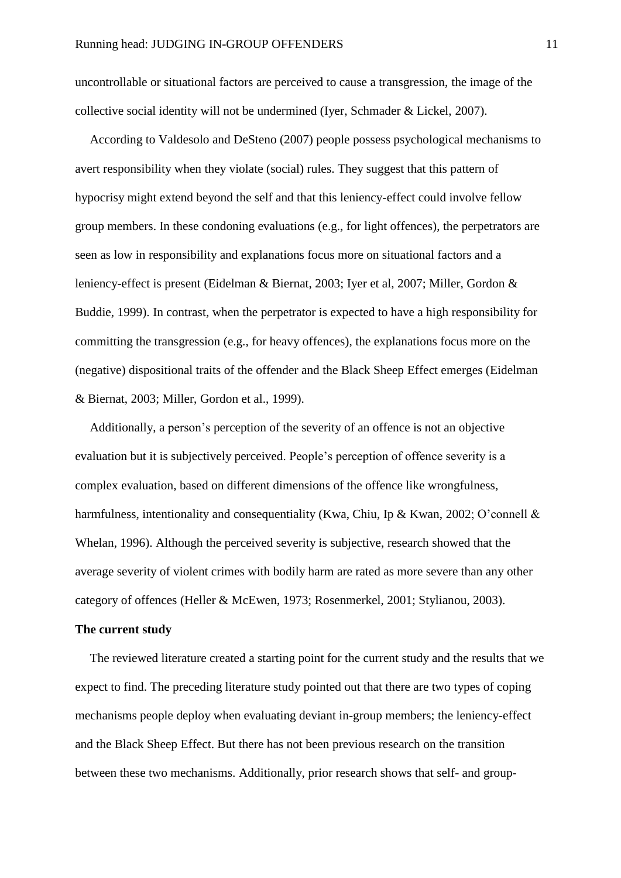uncontrollable or situational factors are perceived to cause a transgression, the image of the collective social identity will not be undermined (Iyer, Schmader & Lickel, 2007).

According to Valdesolo and DeSteno (2007) people possess psychological mechanisms to avert responsibility when they violate (social) rules. They suggest that this pattern of hypocrisy might extend beyond the self and that this leniency-effect could involve fellow group members. In these condoning evaluations (e.g., for light offences), the perpetrators are seen as low in responsibility and explanations focus more on situational factors and a leniency-effect is present (Eidelman & Biernat, 2003; Iyer et al, 2007; Miller, Gordon & Buddie, 1999). In contrast, when the perpetrator is expected to have a high responsibility for committing the transgression (e.g., for heavy offences), the explanations focus more on the (negative) dispositional traits of the offender and the Black Sheep Effect emerges (Eidelman & Biernat, 2003; Miller, Gordon et al., 1999).

Additionally, a person's perception of the severity of an offence is not an objective evaluation but it is subjectively perceived. People's perception of offence severity is a complex evaluation, based on different dimensions of the offence like wrongfulness, harmfulness, intentionality and consequentiality (Kwa, Chiu, Ip & Kwan, 2002; O'connell & Whelan, 1996). Although the perceived severity is subjective, research showed that the average severity of violent crimes with bodily harm are rated as more severe than any other category of offences (Heller & McEwen, 1973; Rosenmerkel, 2001; Stylianou, 2003).

**The current study**

The reviewed literature created a starting point for the current study and the results that we expect to find. The preceding literature study pointed out that there are two types of coping mechanisms people deploy when evaluating deviant in-group members; the leniency-effect and the Black Sheep Effect. But there has not been previous research on the transition between these two mechanisms. Additionally, prior research shows that self- and group-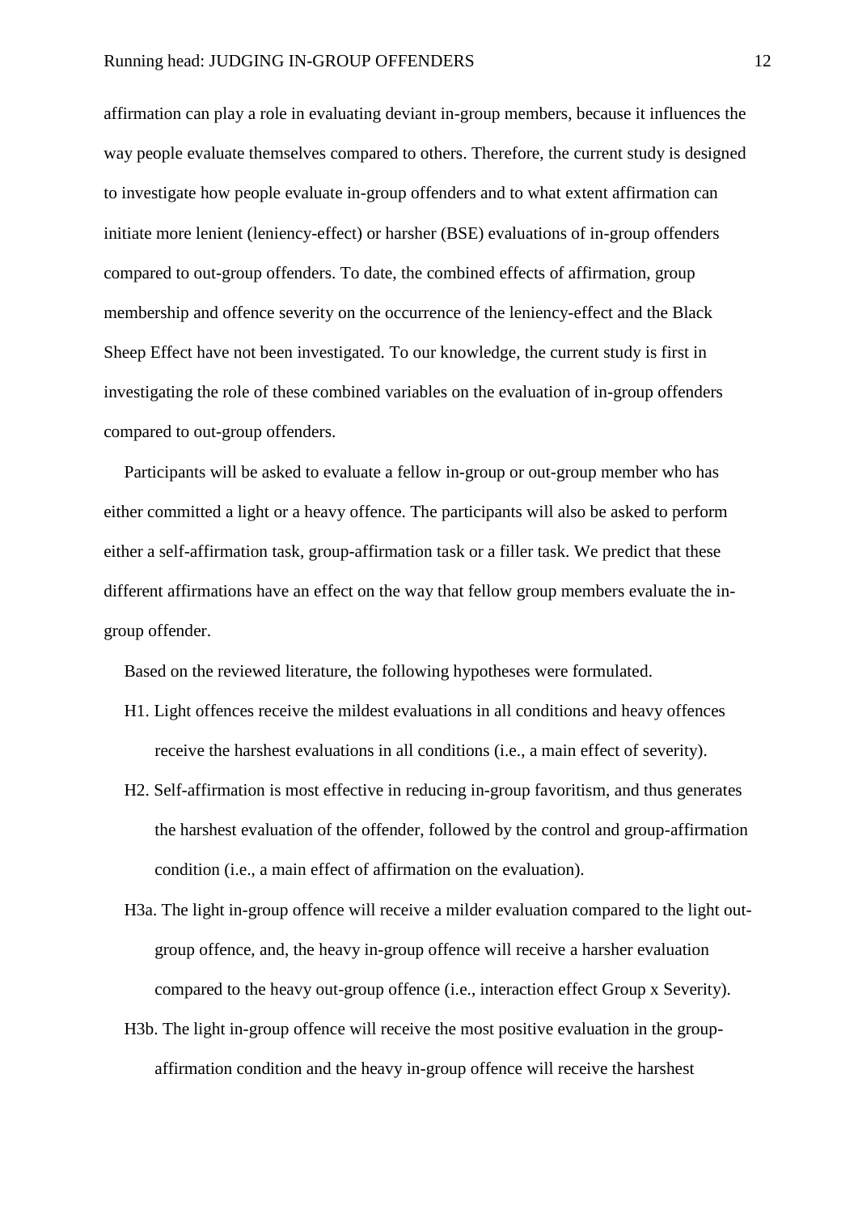affirmation can play a role in evaluating deviant in-group members, because it influences the way people evaluate themselves compared to others. Therefore, the current study is designed to investigate how people evaluate in-group offenders and to what extent affirmation can initiate more lenient (leniency-effect) or harsher (BSE) evaluations of in-group offenders compared to out-group offenders. To date, the combined effects of affirmation, group membership and offence severity on the occurrence of the leniency-effect and the Black Sheep Effect have not been investigated. To our knowledge, the current study is first in investigating the role of these combined variables on the evaluation of in-group offenders compared to out-group offenders.

Participants will be asked to evaluate a fellow in-group or out-group member who has either committed a light or a heavy offence. The participants will also be asked to perform either a self-affirmation task, group-affirmation task or a filler task. We predict that these different affirmations have an effect on the way that fellow group members evaluate the in-group offender.

Based on the reviewed literature, the following hypotheses were formulated.

H1. Light offences receive the mildest evaluations in all conditions and heavy offences receive the harshest evaluations in all conditions (i.e., a main effect of severity).

H2. Self-affirmation is most effective in reducing in-group favoritism, and thus generates the harshest evaluation of the offender, followed by the control and group-affirmation condition (i.e., a main effect of affirmation on the evaluation).

H3a. The light in-group offence will receive a milder evaluation compared to the light out-group offence, and, the heavy in-group offence will receive a harsher evaluation compared to the heavy out-group offence (i.e., interaction effect Group x Severity).

H3b. The light in-group offence will receive the most positive evaluation in the group-affirmation condition and the heavy in-group offence will receive the harshest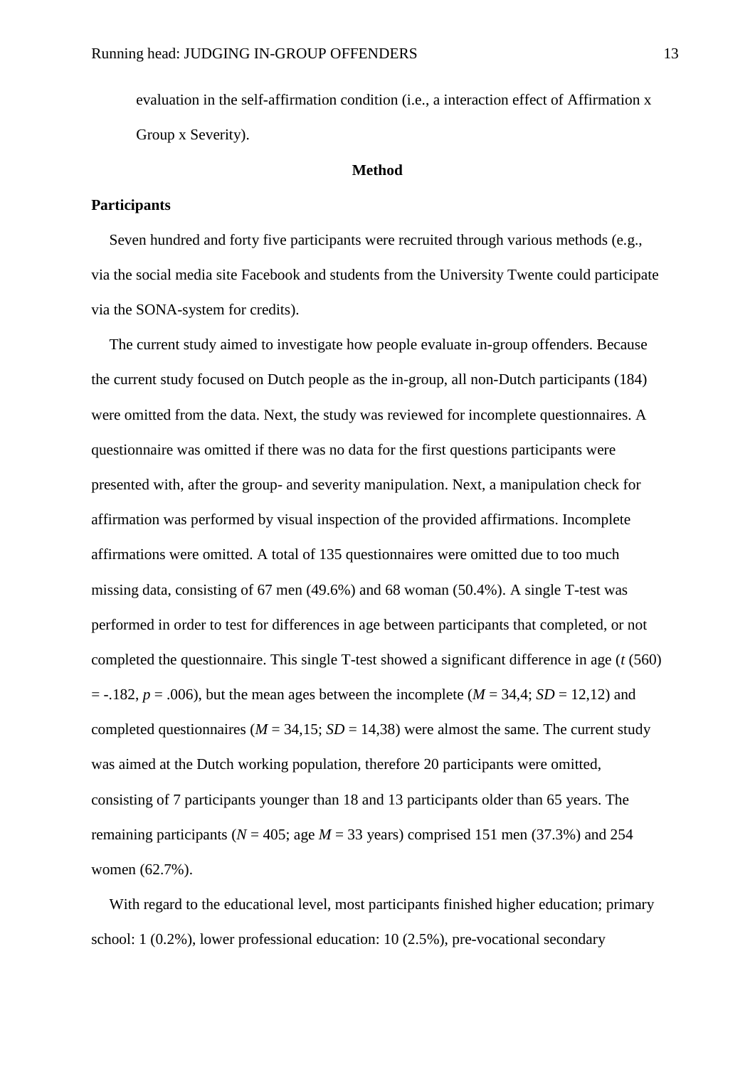evaluation in the self-affirmation condition (i.e., a interaction effect of Affirmation x Group x Severity).

## Method

### Participants

Seven hundred and forty five participants were recruited through various methods (e.g., via the social media site Facebook and students from the University Twente could participate via the SONA-system for credits).

The current study aimed to investigate how people evaluate in-group offenders. Because the current study focused on Dutch people as the in-group, all non-Dutch participants (184) were omitted from the data. Next, the study was reviewed for incomplete questionnaires. A questionnaire was omitted if there was no data for the first questions participants were presented with, after the group- and severity manipulation. Next, a manipulation check for affirmation was performed by visual inspection of the provided affirmations. Incomplete affirmations were omitted. A total of 135 questionnaires were omitted due to too much missing data, consisting of 67 men (49.6%) and 68 woman (50.4%). A single T-test was performed in order to test for differences in age between participants that completed, or not completed the questionnaire. This single T-test showed a significant difference in age ($t$ (560) = -.182, $p$ = .006), but the mean ages between the incomplete ($M$ = 34,4; $SD$ = 12,12) and completed questionnaires ($M$ = 34,15; $SD$ = 14,38) were almost the same. The current study was aimed at the Dutch working population, therefore 20 participants were omitted, consisting of 7 participants younger than 18 and 13 participants older than 65 years. The remaining participants ($N$ = 405; age $M$ = 33 years) comprised 151 men (37.3%) and 254 women (62.7%).

With regard to the educational level, most participants finished higher education; primary school: 1 (0.2%), lower professional education: 10 (2.5%), pre-vocational secondary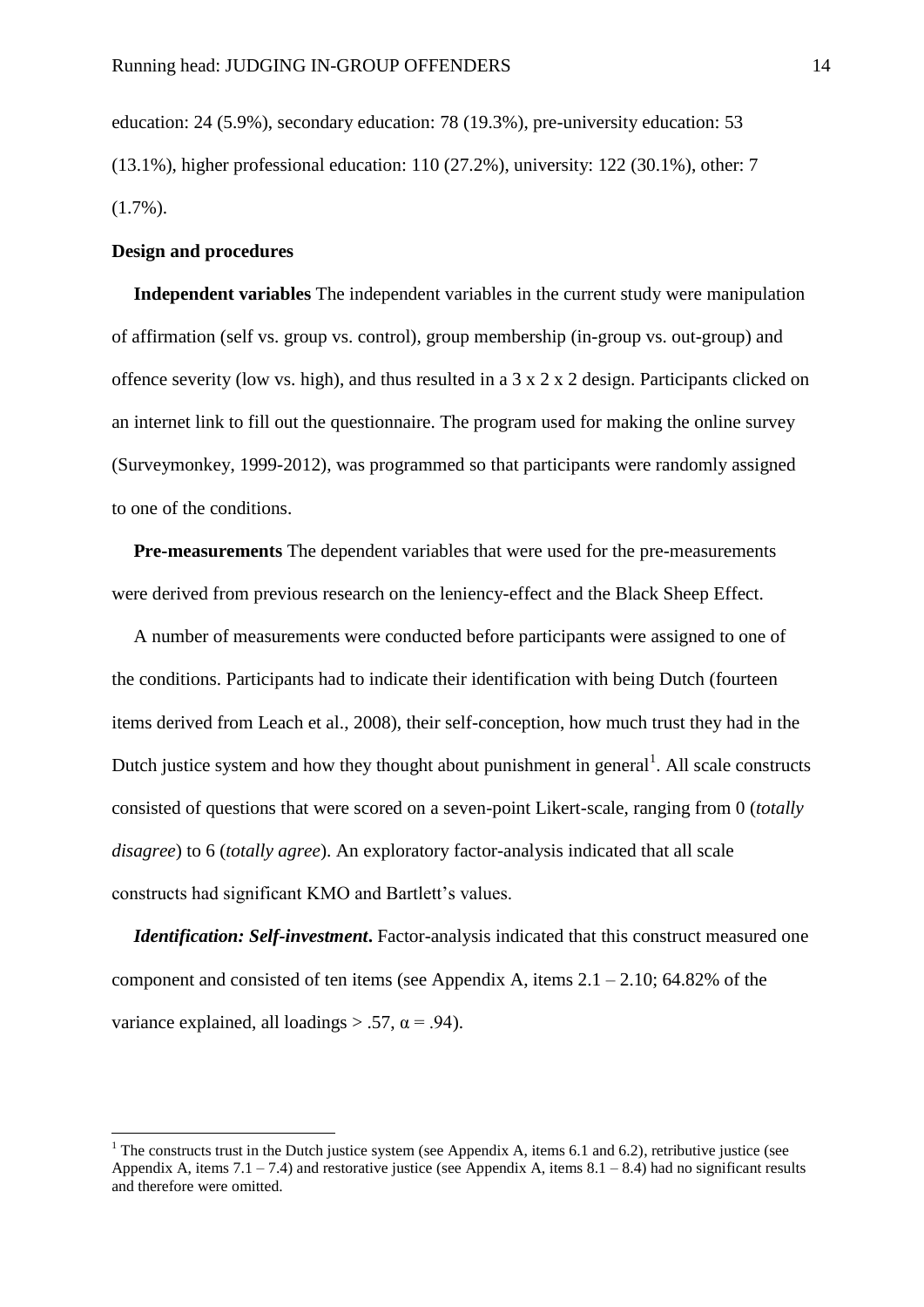education: 24 (5.9%), secondary education: 78 (19.3%), pre-university education: 53 (13.1%), higher professional education: 110 (27.2%), university: 122 (30.1%), other: 7 (1.7%).

**Design and procedures**

**Independent variables** The independent variables in the current study were manipulation of affirmation (self vs. group vs. control), group membership (in-group vs. out-group) and offence severity (low vs. high), and thus resulted in a 3 x 2 x 2 design. Participants clicked on an internet link to fill out the questionnaire. The program used for making the online survey (Surveymonkey, 1999-2012), was programmed so that participants were randomly assigned to one of the conditions.

**Pre-measurements** The dependent variables that were used for the pre-measurements were derived from previous research on the leniency-effect and the Black Sheep Effect.

A number of measurements were conducted before participants were assigned to one of the conditions. Participants had to indicate their identification with being Dutch (fourteen items derived from Leach et al., 2008), their self-conception, how much trust they had in the Dutch justice system and how they thought about punishment in general[1]. All scale constructs consisted of questions that were scored on a seven-point Likert-scale, ranging from 0 (*totally disagree*) to 6 (*totally agree*). An exploratory factor-analysis indicated that all scale constructs had significant KMO and Bartlett's values.

***Identification: Self-investment*.** Factor-analysis indicated that this construct measured one component and consisted of ten items (see Appendix A, items 2.1 – 2.10; 64.82% of the variance explained, all loadings > .57, $\alpha = .94$).

---

[1] The constructs trust in the Dutch justice system (see Appendix A, items 6.1 and 6.2), retributive justice (see Appendix A, items 7.1 – 7.4) and restorative justice (see Appendix A, items 8.1 – 8.4) had no significant results and therefore were omitted.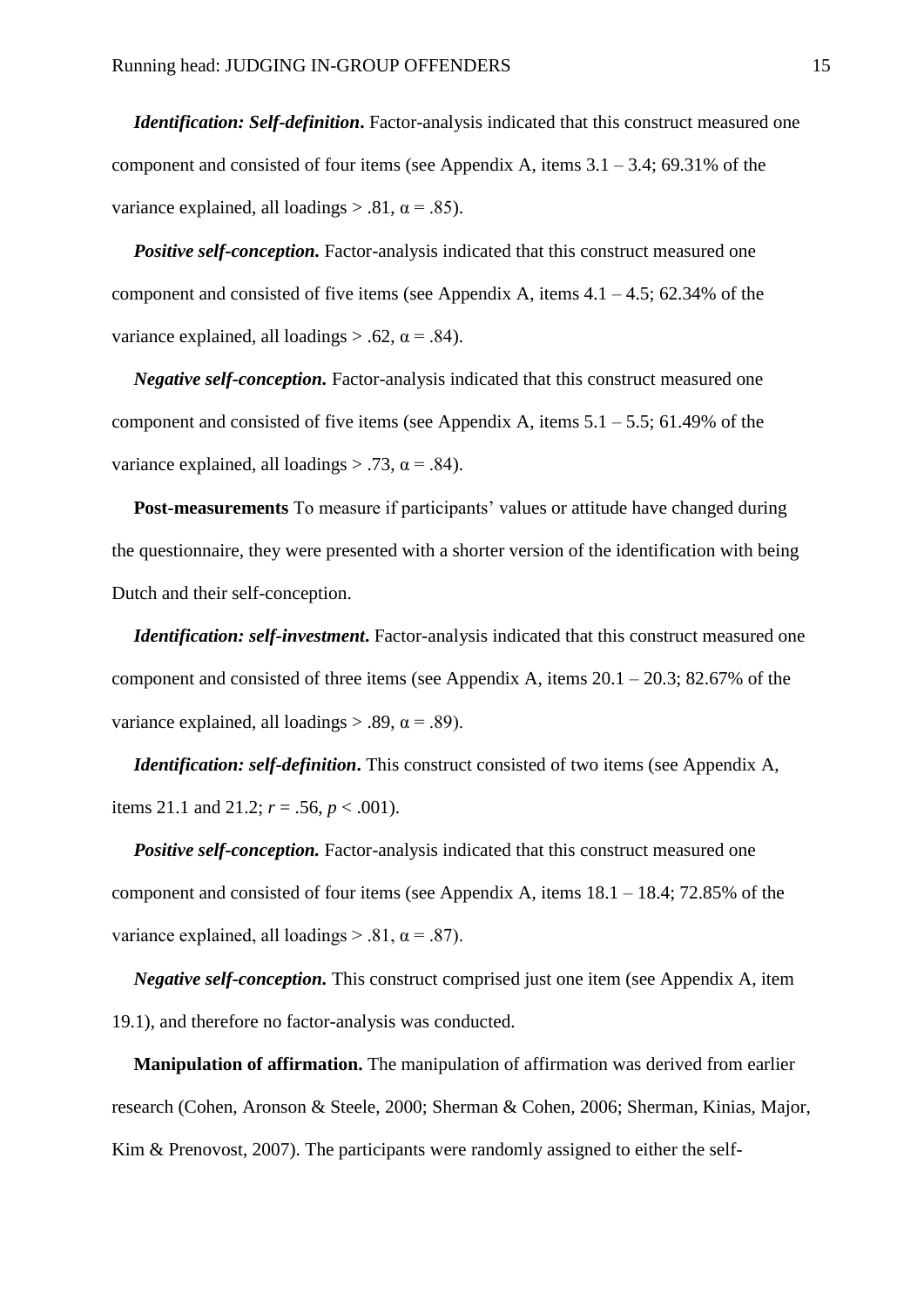***Identification: Self-definition*.** Factor-analysis indicated that this construct measured one component and consisted of four items (see Appendix A, items 3.1 – 3.4; 69.31% of the variance explained, all loadings > .81, $\alpha = .85$).

***Positive self-conception.*** Factor-analysis indicated that this construct measured one component and consisted of five items (see Appendix A, items 4.1 – 4.5; 62.34% of the variance explained, all loadings > .62, $\alpha = .84$).

***Negative self-conception.*** Factor-analysis indicated that this construct measured one component and consisted of five items (see Appendix A, items 5.1 – 5.5; 61.49% of the variance explained, all loadings > .73, $\alpha = .84$).

**Post-measurements** To measure if participants' values or attitude have changed during the questionnaire, they were presented with a shorter version of the identification with being Dutch and their self-conception.

***Identification: self-investment*.** Factor-analysis indicated that this construct measured one component and consisted of three items (see Appendix A, items 20.1 – 20.3; 82.67% of the variance explained, all loadings > .89, $\alpha = .89$).

***Identification: self-definition*.** This construct consisted of two items (see Appendix A, items 21.1 and 21.2; $r = .56$, $p < .001$).

***Positive self-conception.*** Factor-analysis indicated that this construct measured one component and consisted of four items (see Appendix A, items 18.1 – 18.4; 72.85% of the variance explained, all loadings > .81, $\alpha = .87$).

***Negative self-conception.*** This construct comprised just one item (see Appendix A, item 19.1), and therefore no factor-analysis was conducted.

**Manipulation of affirmation.** The manipulation of affirmation was derived from earlier research (Cohen, Aronson & Steele, 2000; Sherman & Cohen, 2006; Sherman, Kinias, Major, Kim & Prenovost, 2007). The participants were randomly assigned to either the self-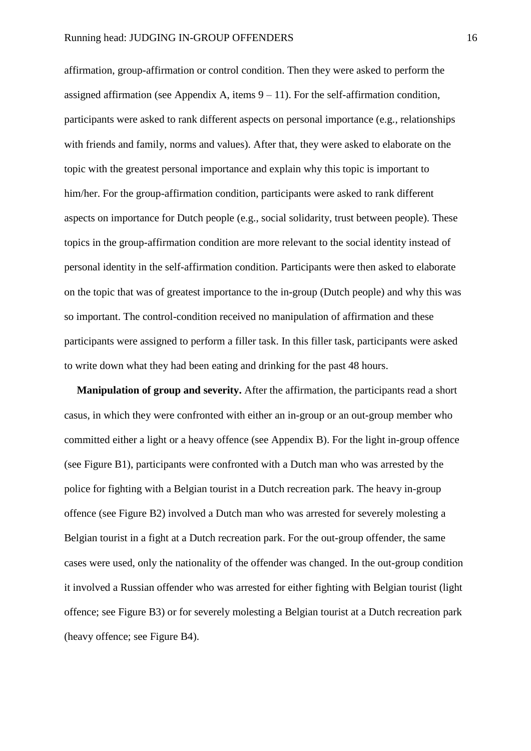affirmation, group-affirmation or control condition. Then they were asked to perform the assigned affirmation (see Appendix A, items 9 – 11). For the self-affirmation condition, participants were asked to rank different aspects on personal importance (e.g., relationships with friends and family, norms and values). After that, they were asked to elaborate on the topic with the greatest personal importance and explain why this topic is important to him/her. For the group-affirmation condition, participants were asked to rank different aspects on importance for Dutch people (e.g., social solidarity, trust between people). These topics in the group-affirmation condition are more relevant to the social identity instead of personal identity in the self-affirmation condition. Participants were then asked to elaborate on the topic that was of greatest importance to the in-group (Dutch people) and why this was so important. The control-condition received no manipulation of affirmation and these participants were assigned to perform a filler task. In this filler task, participants were asked to write down what they had been eating and drinking for the past 48 hours.

**Manipulation of group and severity.** After the affirmation, the participants read a short casus, in which they were confronted with either an in-group or an out-group member who committed either a light or a heavy offence (see Appendix B). For the light in-group offence (see Figure B1), participants were confronted with a Dutch man who was arrested by the police for fighting with a Belgian tourist in a Dutch recreation park. The heavy in-group offence (see Figure B2) involved a Dutch man who was arrested for severely molesting a Belgian tourist in a fight at a Dutch recreation park. For the out-group offender, the same cases were used, only the nationality of the offender was changed. In the out-group condition it involved a Russian offender who was arrested for either fighting with Belgian tourist (light offence; see Figure B3) or for severely molesting a Belgian tourist at a Dutch recreation park (heavy offence; see Figure B4).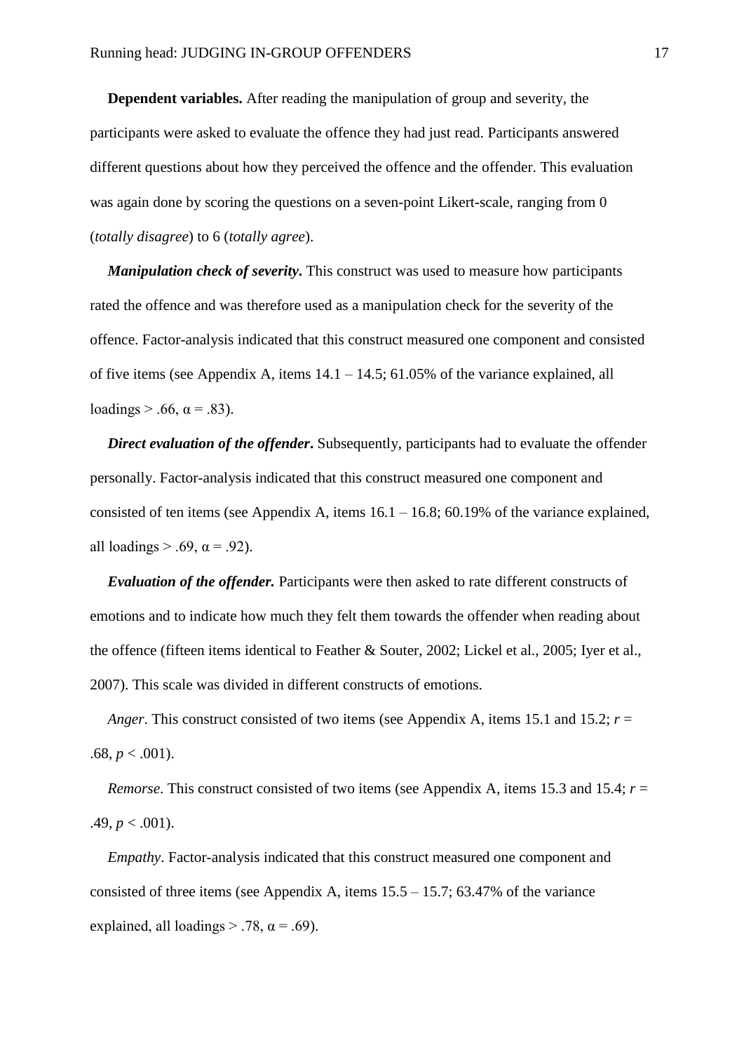**Dependent variables.** After reading the manipulation of group and severity, the participants were asked to evaluate the offence they had just read. Participants answered different questions about how they perceived the offence and the offender. This evaluation was again done by scoring the questions on a seven-point Likert-scale, ranging from 0 (*totally disagree*) to 6 (*totally agree*).

***Manipulation check of severity***. This construct was used to measure how participants rated the offence and was therefore used as a manipulation check for the severity of the offence. Factor-analysis indicated that this construct measured one component and consisted of five items (see Appendix A, items 14.1 – 14.5; 61.05% of the variance explained, all loadings > .66, $\alpha = .83$).

***Direct evaluation of the offender***. Subsequently, participants had to evaluate the offender personally. Factor-analysis indicated that this construct measured one component and consisted of ten items (see Appendix A, items 16.1 – 16.8; 60.19% of the variance explained, all loadings > .69, $\alpha = .92$).

***Evaluation of the offender.*** Participants were then asked to rate different constructs of emotions and to indicate how much they felt them towards the offender when reading about the offence (fifteen items identical to Feather & Souter, 2002; Lickel et al., 2005; Iyer et al., 2007). This scale was divided in different constructs of emotions.

*Anger*. This construct consisted of two items (see Appendix A, items 15.1 and 15.2; $r = .68$, $p < .001$).

*Remorse*. This construct consisted of two items (see Appendix A, items 15.3 and 15.4; $r = .49$, $p < .001$).

*Empathy*. Factor-analysis indicated that this construct measured one component and consisted of three items (see Appendix A, items 15.5 – 15.7; 63.47% of the variance explained, all loadings > .78, $\alpha = .69$).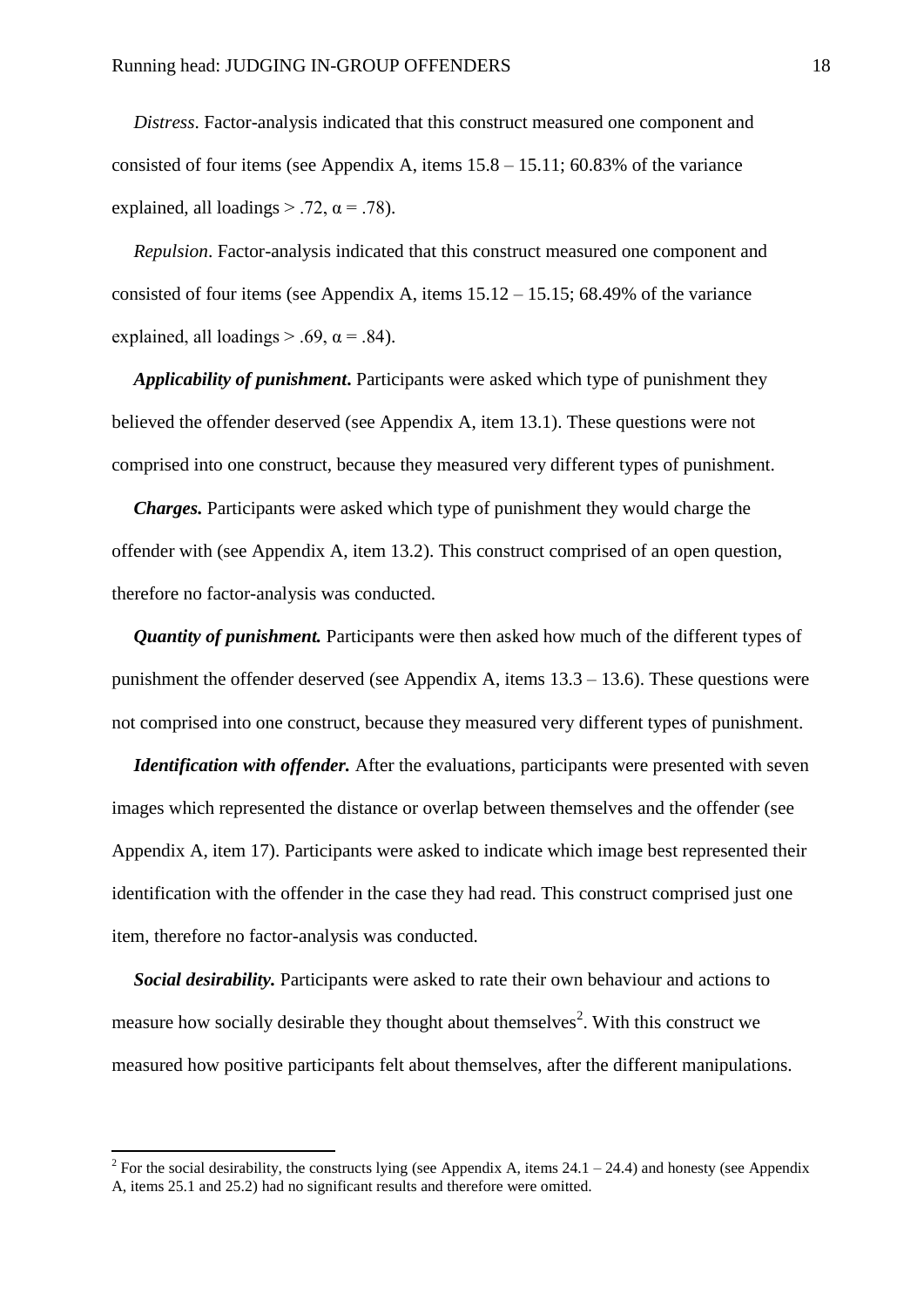*Distress*. Factor-analysis indicated that this construct measured one component and consisted of four items (see Appendix A, items 15.8 – 15.11; 60.83% of the variance explained, all loadings > .72, $\alpha$ = .78).

*Repulsion*. Factor-analysis indicated that this construct measured one component and consisted of four items (see Appendix A, items 15.12 – 15.15; 68.49% of the variance explained, all loadings > .69, $\alpha$ = .84).

***Applicability of punishment***. Participants were asked which type of punishment they believed the offender deserved (see Appendix A, item 13.1). These questions were not comprised into one construct, because they measured very different types of punishment.

***Charges.*** Participants were asked which type of punishment they would charge the offender with (see Appendix A, item 13.2). This construct comprised of an open question, therefore no factor-analysis was conducted.

***Quantity of punishment.*** Participants were then asked how much of the different types of punishment the offender deserved (see Appendix A, items 13.3 – 13.6). These questions were not comprised into one construct, because they measured very different types of punishment.

***Identification with offender.*** After the evaluations, participants were presented with seven images which represented the distance or overlap between themselves and the offender (see Appendix A, item 17). Participants were asked to indicate which image best represented their identification with the offender in the case they had read. This construct comprised just one item, therefore no factor-analysis was conducted.

***Social desirability.*** Participants were asked to rate their own behaviour and actions to measure how socially desirable they thought about themselves[2]. With this construct we measured how positive participants felt about themselves, after the different manipulations.

---

[2] For the social desirability, the constructs lying (see Appendix A, items 24.1 – 24.4) and honesty (see Appendix A, items 25.1 and 25.2) had no significant results and therefore were omitted.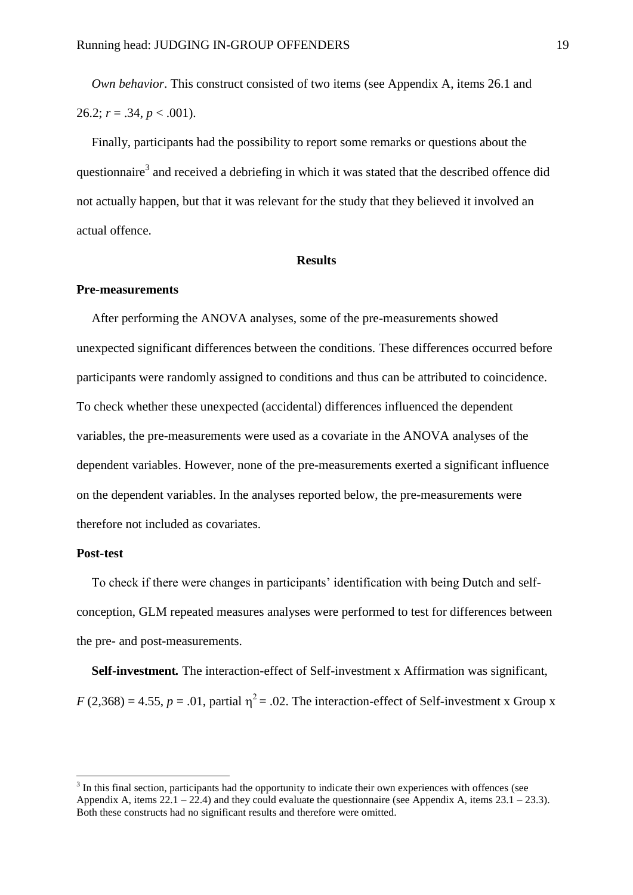*Own behavior*. This construct consisted of two items (see Appendix A, items 26.1 and 26.2; $r = .34$, $p < .001$).

Finally, participants had the possibility to report some remarks or questions about the questionnaire[3] and received a debriefing in which it was stated that the described offence did not actually happen, but that it was relevant for the study that they believed it involved an actual offence.

## Results

### Pre-measurements

After performing the ANOVA analyses, some of the pre-measurements showed unexpected significant differences between the conditions. These differences occurred before participants were randomly assigned to conditions and thus can be attributed to coincidence. To check whether these unexpected (accidental) differences influenced the dependent variables, the pre-measurements were used as a covariate in the ANOVA analyses of the dependent variables. However, none of the pre-measurements exerted a significant influence on the dependent variables. In the analyses reported below, the pre-measurements were therefore not included as covariates.

### Post-test

To check if there were changes in participants' identification with being Dutch and self-conception, GLM repeated measures analyses were performed to test for differences between the pre- and post-measurements.

**Self-investment.** The interaction-effect of Self-investment x Affirmation was significant, $F\,(2{,}368) = 4.55$, $p = .01$, partial $\eta^2 = .02$. The interaction-effect of Self-investment x Group x

[3] In this final section, participants had the opportunity to indicate their own experiences with offences (see Appendix A, items 22.1 – 22.4) and they could evaluate the questionnaire (see Appendix A, items 23.1 – 23.3). Both these constructs had no significant results and therefore were omitted.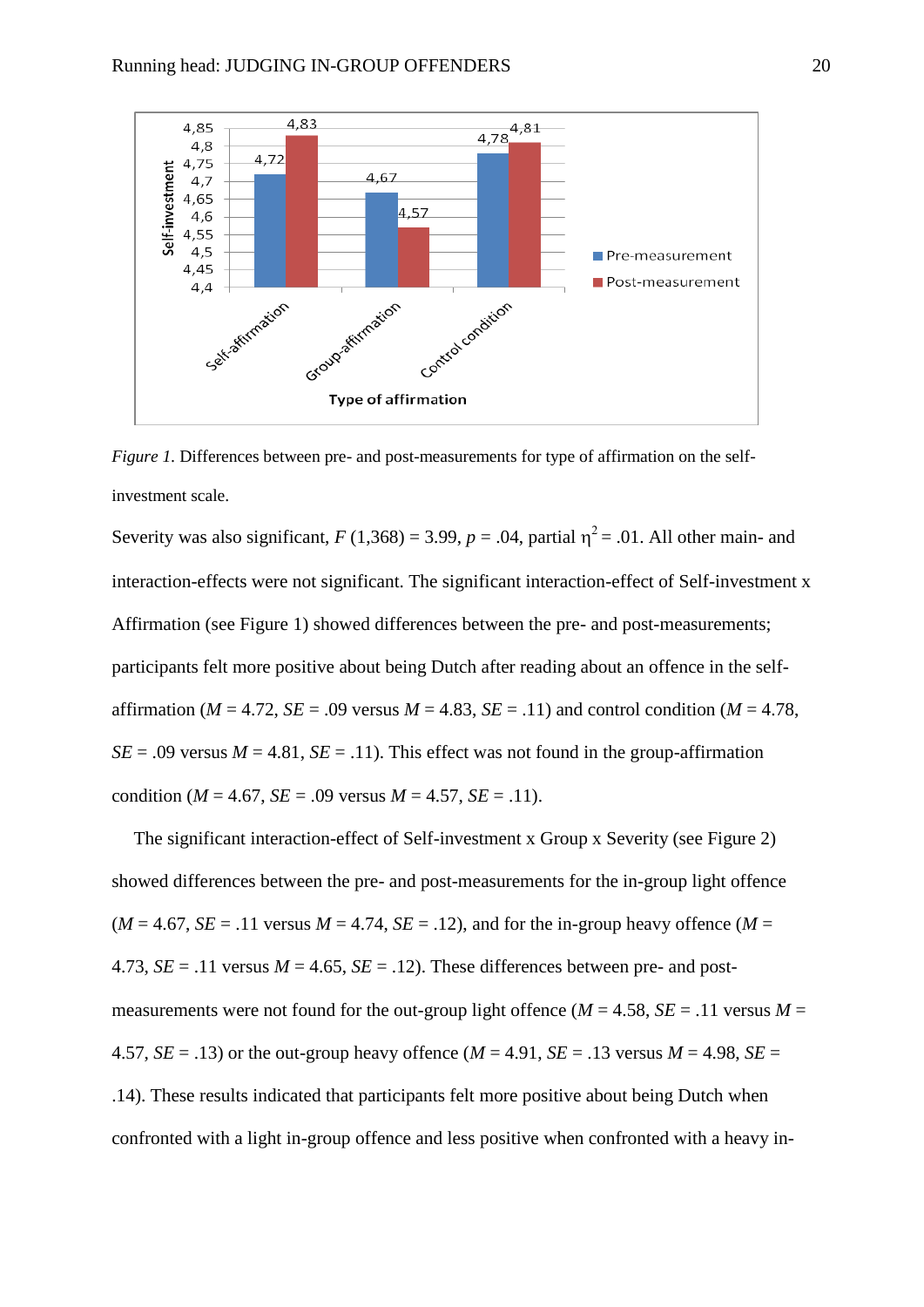*Figure 1.* Differences between pre- and post-measurements for type of affirmation on the self-investment scale.

Severity was also significant, $F$ (1,368) = 3.99, $p$ = .04, partial $\eta^2$ = .01. All other main- and interaction-effects were not significant. The significant interaction-effect of Self-investment x Affirmation (see Figure 1) showed differences between the pre- and post-measurements; participants felt more positive about being Dutch after reading about an offence in the self-affirmation ($M$ = 4.72, $SE$ = .09 versus $M$ = 4.83, $SE$ = .11) and control condition ($M$ = 4.78, $SE$ = .09 versus $M$ = 4.81, $SE$ = .11). This effect was not found in the group-affirmation condition ($M$ = 4.67, $SE$ = .09 versus $M$ = 4.57, $SE$ = .11).

The significant interaction-effect of Self-investment x Group x Severity (see Figure 2) showed differences between the pre- and post-measurements for the in-group light offence ($M$ = 4.67, $SE$ = .11 versus $M$ = 4.74, $SE$ = .12), and for the in-group heavy offence ($M$ = 4.73, $SE$ = .11 versus $M$ = 4.65, $SE$ = .12). These differences between pre- and post-measurements were not found for the out-group light offence ($M$ = 4.58, $SE$ = .11 versus $M$ = 4.57, $SE$ = .13) or the out-group heavy offence ($M$ = 4.91, $SE$ = .13 versus $M$ = 4.98, $SE$ = .14). These results indicated that participants felt more positive about being Dutch when confronted with a light in-group offence and less positive when confronted with a heavy in-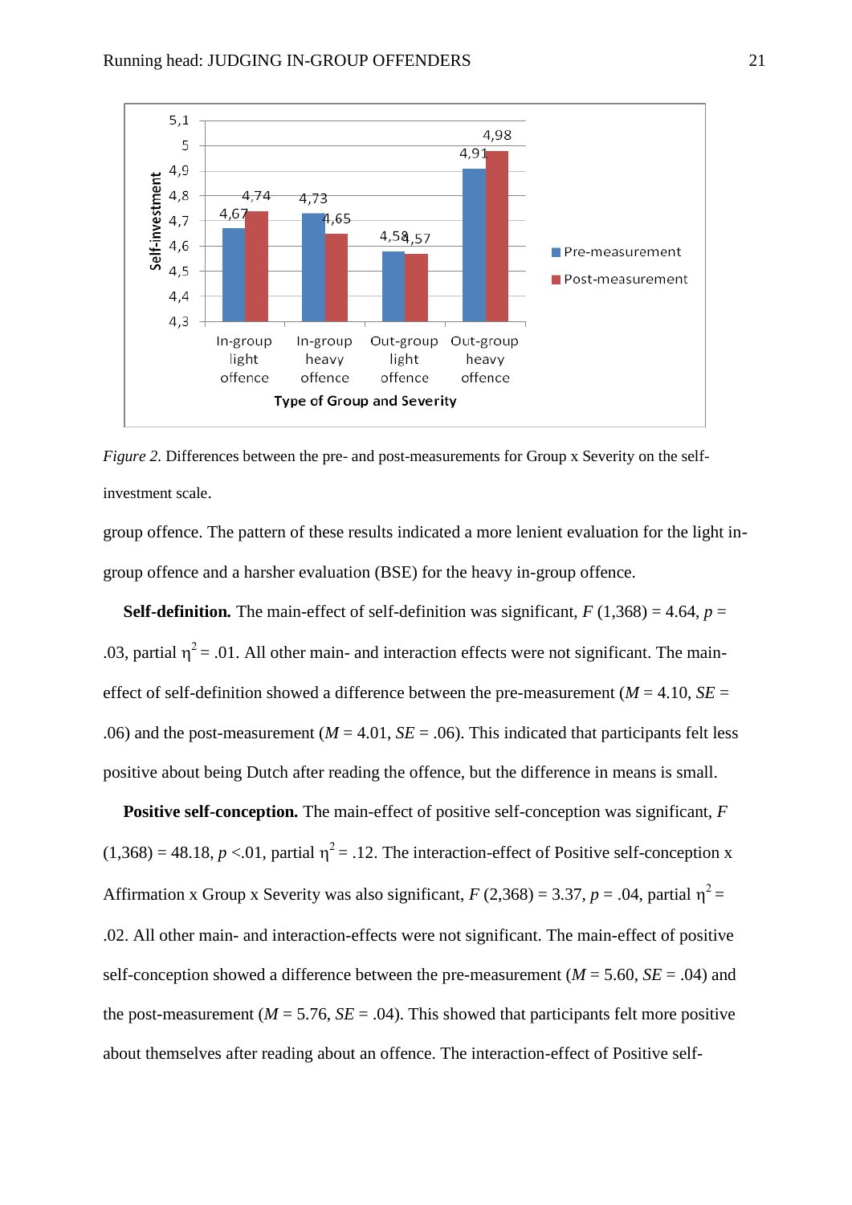*Figure 2.* Differences between the pre- and post-measurements for Group x Severity on the self-investment scale.

group offence. The pattern of these results indicated a more lenient evaluation for the light in-group offence and a harsher evaluation (BSE) for the heavy in-group offence.

**Self-definition.** The main-effect of self-definition was significant, $F$ (1,368) = 4.64, $p$ = .03, partial $\eta^2$ = .01. All other main- and interaction effects were not significant. The main-effect of self-definition showed a difference between the pre-measurement ($M$ = 4.10, $SE$ = .06) and the post-measurement ($M$ = 4.01, $SE$ = .06). This indicated that participants felt less positive about being Dutch after reading the offence, but the difference in means is small.

**Positive self-conception.** The main-effect of positive self-conception was significant, $F$ (1,368) = 48.18, $p$ <.01, partial $\eta^2$ = .12. The interaction-effect of Positive self-conception x Affirmation x Group x Severity was also significant, $F$ (2,368) = 3.37, $p$ = .04, partial $\eta^2$ = .02. All other main- and interaction-effects were not significant. The main-effect of positive self-conception showed a difference between the pre-measurement ($M$ = 5.60, $SE$ = .04) and the post-measurement ($M$ = 5.76, $SE$ = .04). This showed that participants felt more positive about themselves after reading about an offence. The interaction-effect of Positive self-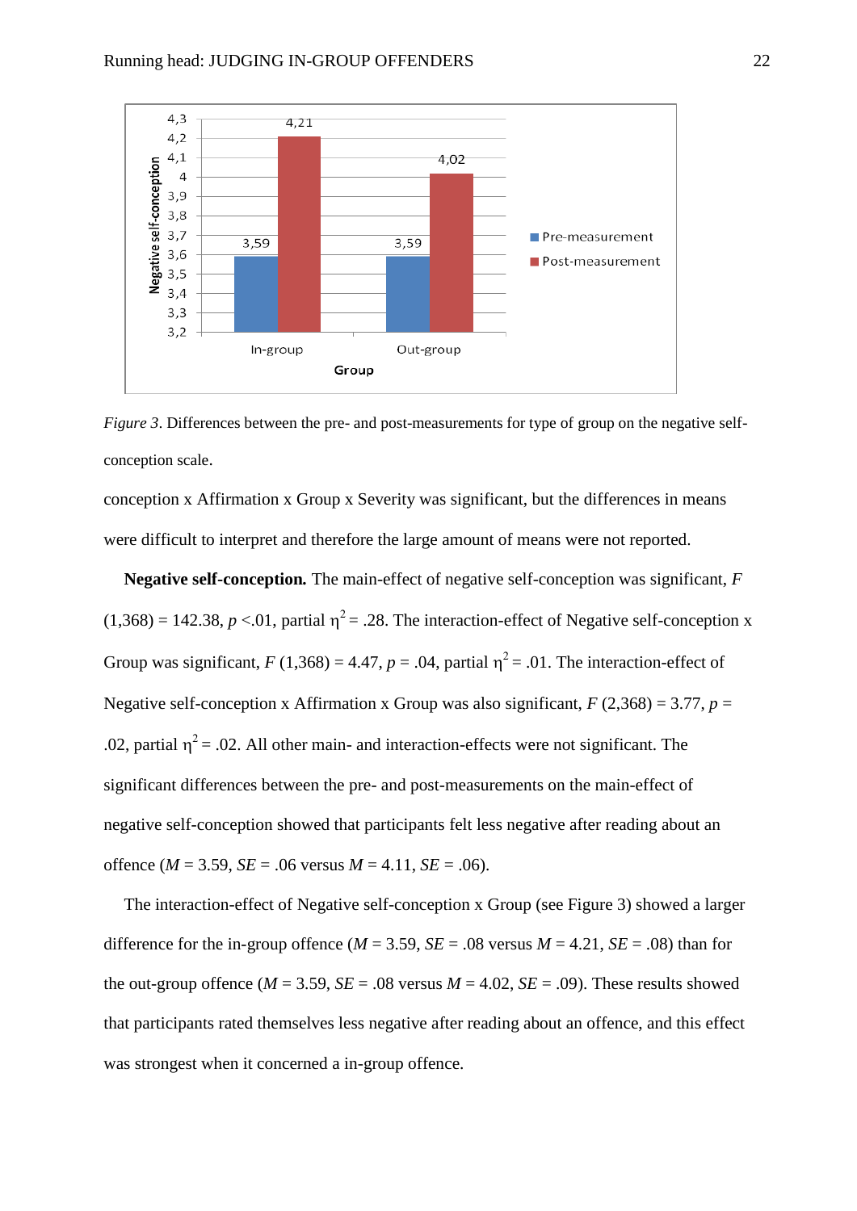*Figure 3*. Differences between the pre- and post-measurements for type of group on the negative self-conception scale.

conception x Affirmation x Group x Severity was significant, but the differences in means were difficult to interpret and therefore the large amount of means were not reported.

**Negative self-conception.** The main-effect of negative self-conception was significant, $F$ (1,368) = 142.38, $p$ <.01, partial $\eta^2$ = .28. The interaction-effect of Negative self-conception x Group was significant, $F$ (1,368) = 4.47, $p$ = .04, partial $\eta^2$ = .01. The interaction-effect of Negative self-conception x Affirmation x Group was also significant, $F$ (2,368) = 3.77, $p$ = .02, partial $\eta^2$ = .02. All other main- and interaction-effects were not significant. The significant differences between the pre- and post-measurements on the main-effect of negative self-conception showed that participants felt less negative after reading about an offence ($M$ = 3.59, $SE$ = .06 versus $M$ = 4.11, $SE$ = .06).

The interaction-effect of Negative self-conception x Group (see Figure 3) showed a larger difference for the in-group offence ($M$ = 3.59, $SE$ = .08 versus $M$ = 4.21, $SE$ = .08) than for the out-group offence ($M$ = 3.59, $SE$ = .08 versus $M$ = 4.02, $SE$ = .09). These results showed that participants rated themselves less negative after reading about an offence, and this effect was strongest when it concerned a in-group offence.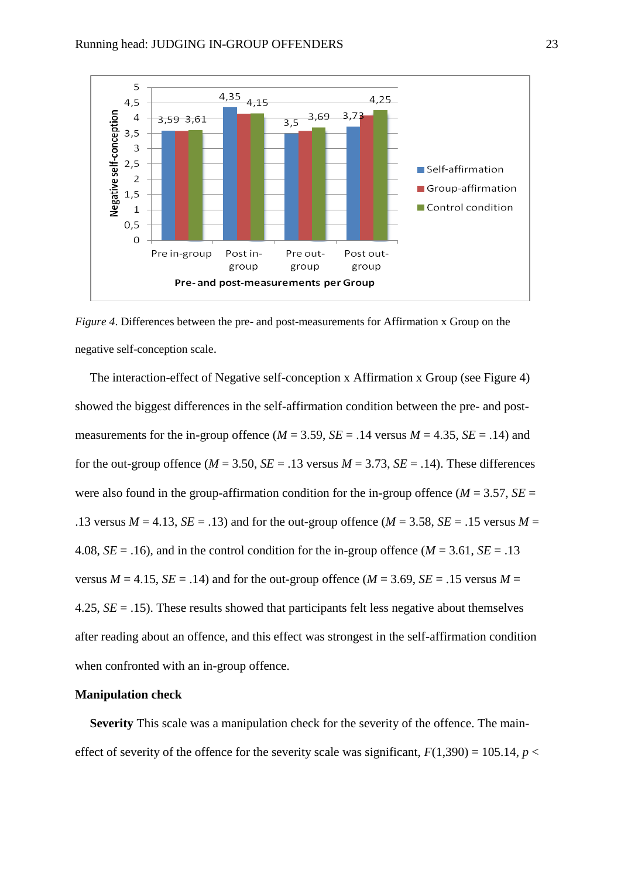*Figure 4*. Differences between the pre- and post-measurements for Affirmation x Group on the negative self-conception scale.

The interaction-effect of Negative self-conception x Affirmation x Group (see Figure 4) showed the biggest differences in the self-affirmation condition between the pre- and post-measurements for the in-group offence ($M$ = 3.59, $SE$ = .14 versus $M$ = 4.35, $SE$ = .14) and for the out-group offence ($M$ = 3.50, $SE$ = .13 versus $M$ = 3.73, $SE$ = .14). These differences were also found in the group-affirmation condition for the in-group offence ($M$ = 3.57, $SE$ = .13 versus $M$ = 4.13, $SE$ = .13) and for the out-group offence ($M$ = 3.58, $SE$ = .15 versus $M$ = 4.08, $SE$ = .16), and in the control condition for the in-group offence ($M$ = 3.61, $SE$ = .13 versus $M$ = 4.15, $SE$ = .14) and for the out-group offence ($M$ = 3.69, $SE$ = .15 versus $M$ = 4.25, $SE$ = .15). These results showed that participants felt less negative about themselves after reading about an offence, and this effect was strongest in the self-affirmation condition when confronted with an in-group offence.

**Manipulation check**

**Severity** This scale was a manipulation check for the severity of the offence. The main-effect of severity of the offence for the severity scale was significant, $F(1,390) = 105.14$, $p <$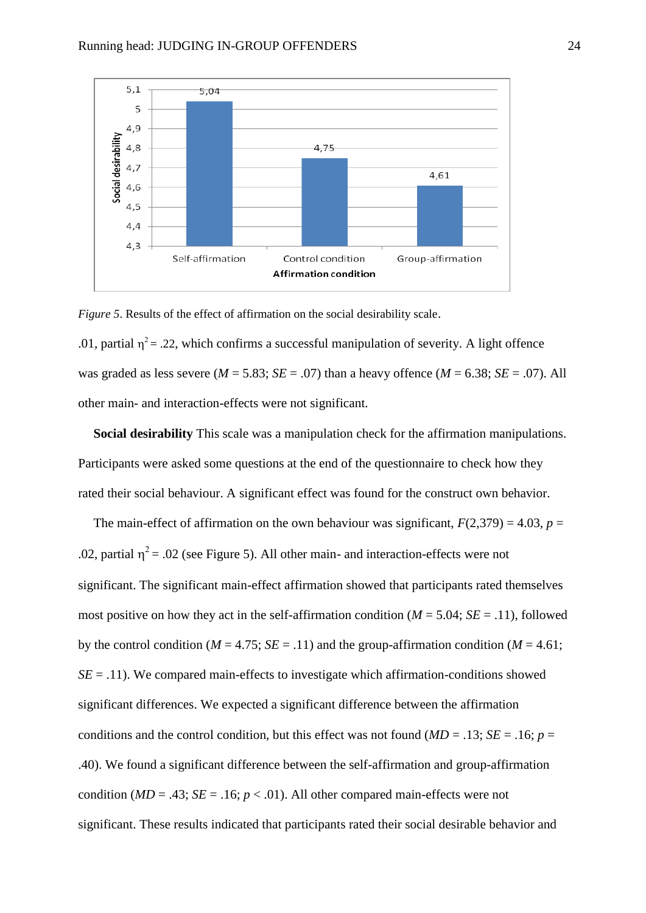*Figure 5*. Results of the effect of affirmation on the social desirability scale.

.01, partial $\eta^2 = .22$, which confirms a successful manipulation of severity. A light offence was graded as less severe ($M$ = 5.83; $SE$ = .07) than a heavy offence ($M$ = 6.38; $SE$ = .07). All other main- and interaction-effects were not significant.

**Social desirability** This scale was a manipulation check for the affirmation manipulations. Participants were asked some questions at the end of the questionnaire to check how they rated their social behaviour. A significant effect was found for the construct own behavior.

The main-effect of affirmation on the own behaviour was significant, $F(2,379) = 4.03$, $p$ = .02, partial $\eta^2 = .02$ (see Figure 5). All other main- and interaction-effects were not significant. The significant main-effect affirmation showed that participants rated themselves most positive on how they act in the self-affirmation condition ($M$ = 5.04; $SE$ = .11), followed by the control condition ($M$ = 4.75; $SE$ = .11) and the group-affirmation condition ($M$ = 4.61; $SE$ = .11). We compared main-effects to investigate which affirmation-conditions showed significant differences. We expected a significant difference between the affirmation conditions and the control condition, but this effect was not found ($MD$ = .13; $SE$ = .16; $p$ = .40). We found a significant difference between the self-affirmation and group-affirmation condition ($MD$ = .43; $SE$ = .16; $p < .01$). All other compared main-effects were not significant. These results indicated that participants rated their social desirable behavior and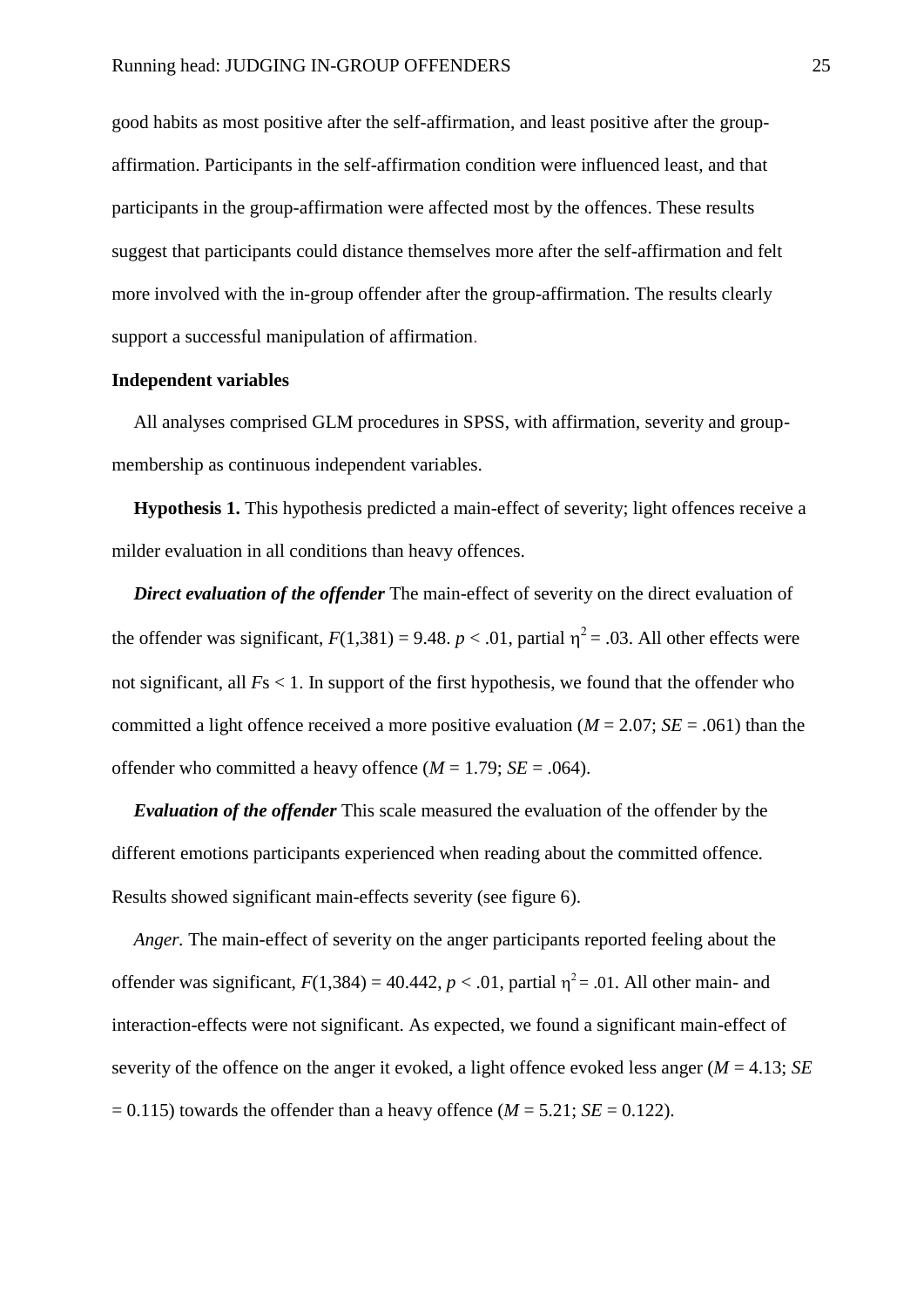good habits as most positive after the self-affirmation, and least positive after the group-affirmation. Participants in the self-affirmation condition were influenced least, and that participants in the group-affirmation were affected most by the offences. These results suggest that participants could distance themselves more after the self-affirmation and felt more involved with the in-group offender after the group-affirmation. The results clearly support a successful manipulation of affirmation.

**Independent variables**

All analyses comprised GLM procedures in SPSS, with affirmation, severity and group-membership as continuous independent variables.

**Hypothesis 1.** This hypothesis predicted a main-effect of severity; light offences receive a milder evaluation in all conditions than heavy offences.

***Direct evaluation of the offender*** The main-effect of severity on the direct evaluation of the offender was significant, $F(1,381) = 9.48$. $p < .01$, partial $\eta^2 = .03$. All other effects were not significant, all $F$s $< 1$. In support of the first hypothesis, we found that the offender who committed a light offence received a more positive evaluation ($M = 2.07$; $SE = .061$) than the offender who committed a heavy offence ($M = 1.79$; $SE = .064$).

***Evaluation of the offender*** This scale measured the evaluation of the offender by the different emotions participants experienced when reading about the committed offence. Results showed significant main-effects severity (see figure 6).

*Anger.* The main-effect of severity on the anger participants reported feeling about the offender was significant, $F(1,384) = 40.442$, $p < .01$, partial $\eta^2 = .01$. All other main- and interaction-effects were not significant. As expected, we found a significant main-effect of severity of the offence on the anger it evoked, a light offence evoked less anger ($M = 4.13$; $SE = 0.115$) towards the offender than a heavy offence ($M = 5.21$; $SE = 0.122$).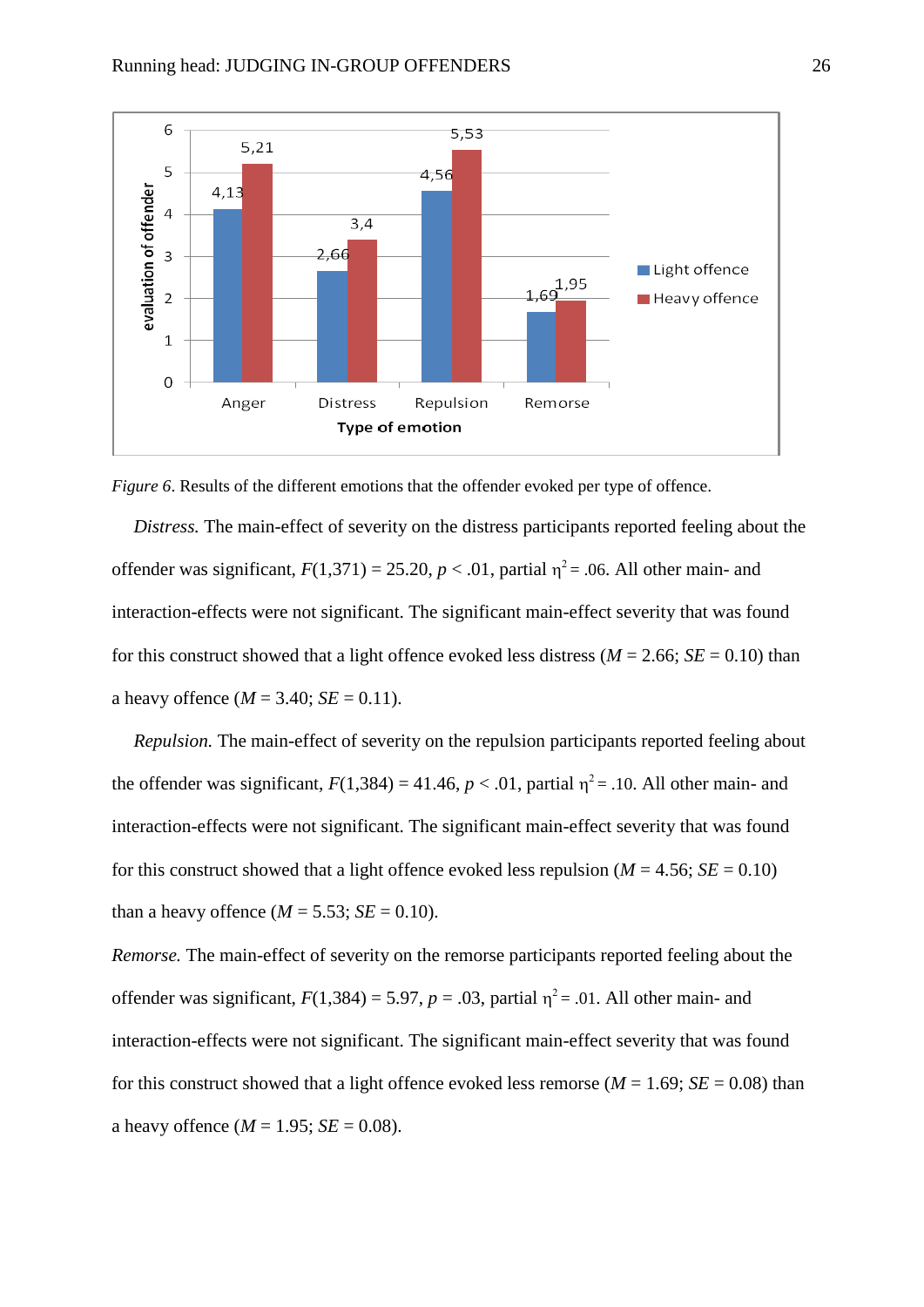*Figure 6*. Results of the different emotions that the offender evoked per type of offence.

*Distress.* The main-effect of severity on the distress participants reported feeling about the offender was significant, $F(1,371) = 25.20$, $p < .01$, partial $\eta^2 = .06$. All other main- and interaction-effects were not significant. The significant main-effect severity that was found for this construct showed that a light offence evoked less distress ($M = 2.66$; $SE = 0.10$) than a heavy offence ($M = 3.40$; $SE = 0.11$).

*Repulsion.* The main-effect of severity on the repulsion participants reported feeling about the offender was significant, $F(1,384) = 41.46$, $p < .01$, partial $\eta^2 = .10$. All other main- and interaction-effects were not significant. The significant main-effect severity that was found for this construct showed that a light offence evoked less repulsion ($M = 4.56$; $SE = 0.10$) than a heavy offence ($M = 5.53$; $SE = 0.10$).

*Remorse.* The main-effect of severity on the remorse participants reported feeling about the offender was significant, $F(1,384) = 5.97$, $p = .03$, partial $\eta^2 = .01$. All other main- and interaction-effects were not significant. The significant main-effect severity that was found for this construct showed that a light offence evoked less remorse ($M = 1.69$; $SE = 0.08$) than a heavy offence ($M = 1.95$; $SE = 0.08$).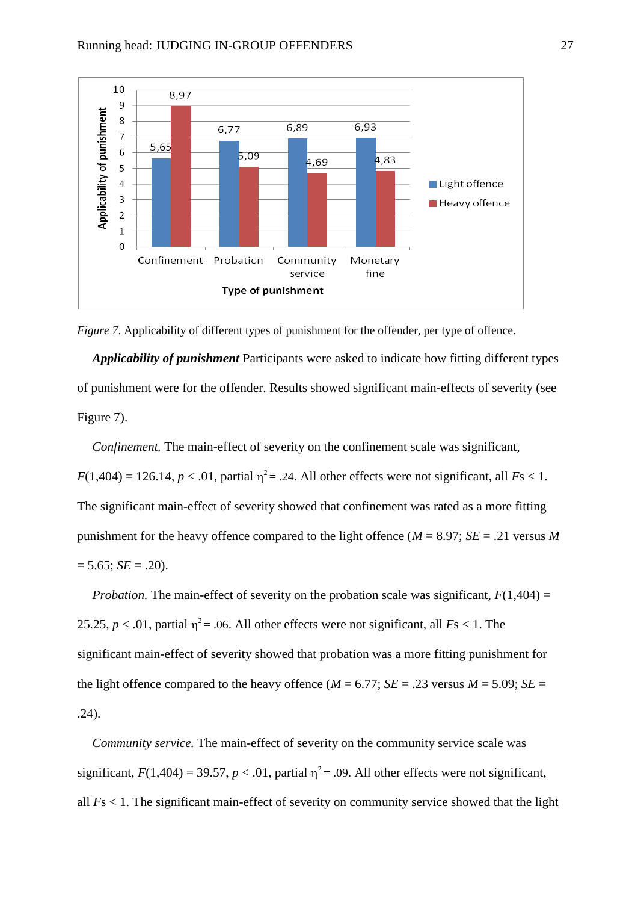*Figure 7*. Applicability of different types of punishment for the offender, per type of offence.

***Applicability of punishment*** Participants were asked to indicate how fitting different types of punishment were for the offender. Results showed significant main-effects of severity (see Figure 7).

*Confinement.* The main-effect of severity on the confinement scale was significant, $F(1,404) = 126.14$, $p < .01$, partial $\eta^2 = .24$. All other effects were not significant, all $F$s < 1. The significant main-effect of severity showed that confinement was rated as a more fitting punishment for the heavy offence compared to the light offence ($M = 8.97$; $SE = .21$ versus $M = 5.65$; $SE = .20$).

*Probation.* The main-effect of severity on the probation scale was significant, $F(1,404) = 25.25$, $p < .01$, partial $\eta^2 = .06$. All other effects were not significant, all $F$s < 1. The significant main-effect of severity showed that probation was a more fitting punishment for the light offence compared to the heavy offence ($M = 6.77$; $SE = .23$ versus $M = 5.09$; $SE = .24$).

*Community service.* The main-effect of severity on the community service scale was significant, $F(1,404) = 39.57$, $p < .01$, partial $\eta^2 = .09$. All other effects were not significant, all $F$s < 1. The significant main-effect of severity on community service showed that the light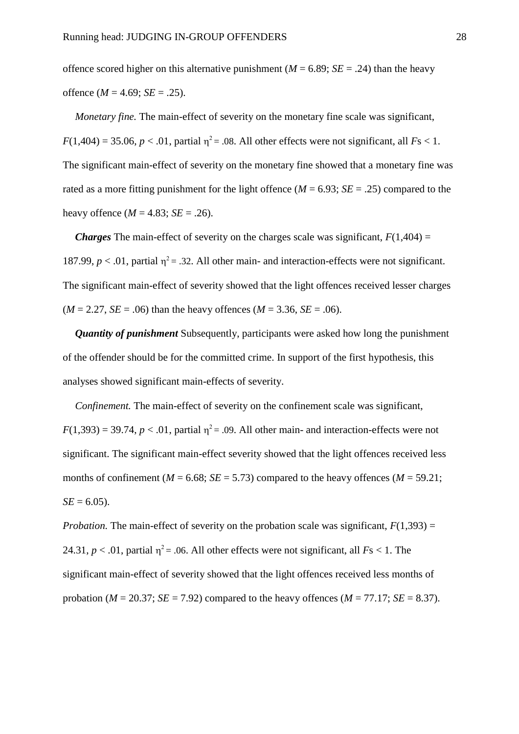offence scored higher on this alternative punishment ($M$ = 6.89; $SE$ = .24) than the heavy offence ($M$ = 4.69; $SE$ = .25).

*Monetary fine.* The main-effect of severity on the monetary fine scale was significant, $F(1,404) = 35.06$, $p < .01$, partial $\eta^2 = .08$. All other effects were not significant, all $F$s < 1. The significant main-effect of severity on the monetary fine showed that a monetary fine was rated as a more fitting punishment for the light offence ($M$ = 6.93; $SE$ = .25) compared to the heavy offence ($M$ = 4.83; $SE$ = .26).

***Charges*** The main-effect of severity on the charges scale was significant, $F(1,404) = 187.99$, $p < .01$, partial $\eta^2 = .32$. All other main- and interaction-effects were not significant. The significant main-effect of severity showed that the light offences received lesser charges ($M$ = 2.27, $SE$ = .06) than the heavy offences ($M$ = 3.36, $SE$ = .06).

***Quantity of punishment*** Subsequently, participants were asked how long the punishment of the offender should be for the committed crime. In support of the first hypothesis, this analyses showed significant main-effects of severity.

*Confinement.* The main-effect of severity on the confinement scale was significant, $F(1,393) = 39.74$, $p < .01$, partial $\eta^2 = .09$. All other main- and interaction-effects were not significant. The significant main-effect severity showed that the light offences received less months of confinement ($M$ = 6.68; $SE$ = 5.73) compared to the heavy offences ($M$ = 59.21; $SE$ = 6.05).

*Probation.* The main-effect of severity on the probation scale was significant, $F(1,393) = 24.31$, $p < .01$, partial $\eta^2 = .06$. All other effects were not significant, all $F$s < 1. The significant main-effect of severity showed that the light offences received less months of probation ($M$ = 20.37; $SE$ = 7.92) compared to the heavy offences ($M$ = 77.17; $SE$ = 8.37).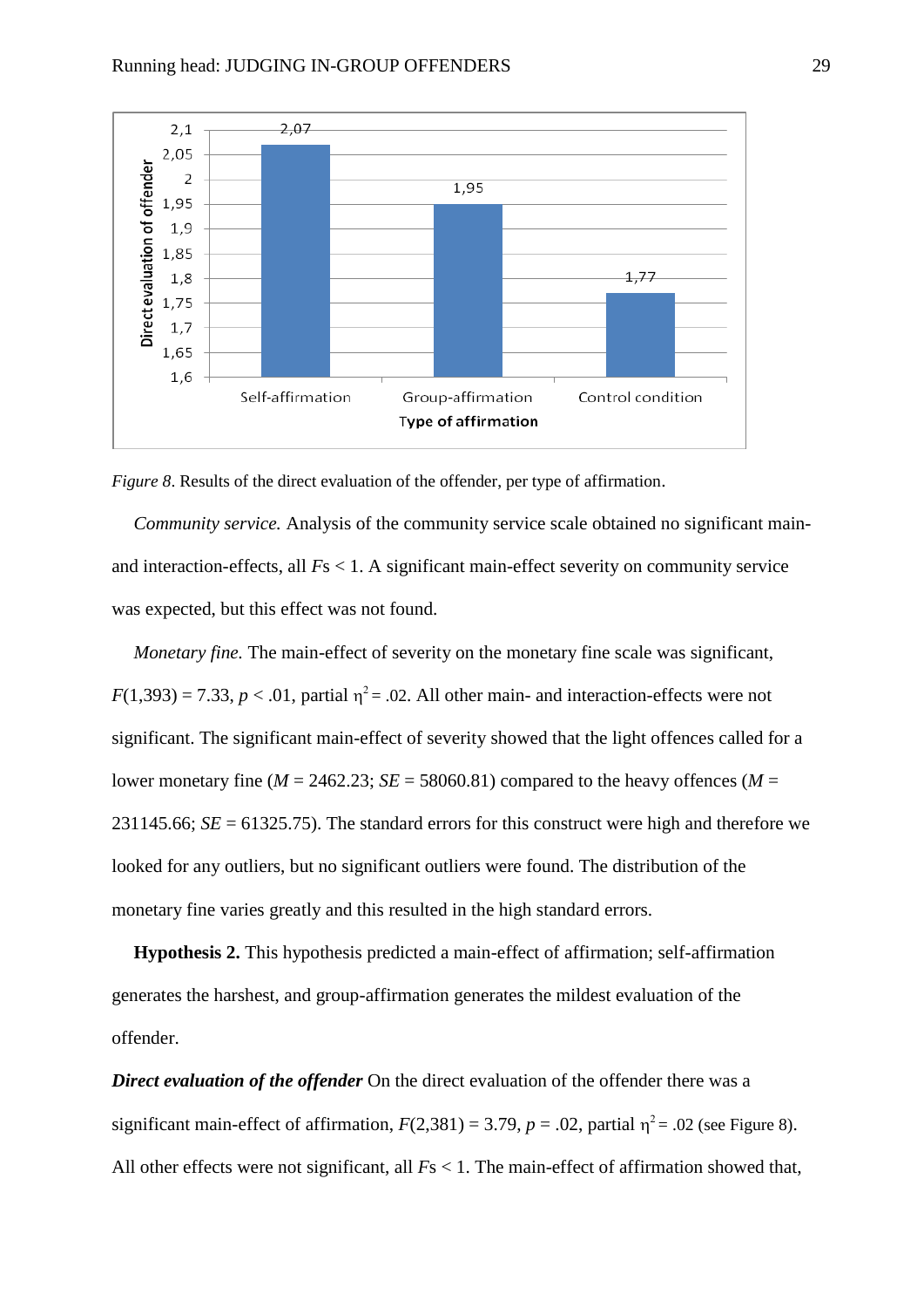*Figure 8*. Results of the direct evaluation of the offender, per type of affirmation.

*Community service.* Analysis of the community service scale obtained no significant main- and interaction-effects, all *F*s < 1. A significant main-effect severity on community service was expected, but this effect was not found.

*Monetary fine.* The main-effect of severity on the monetary fine scale was significant, $F(1,393) = 7.33$, $p < .01$, partial $\eta^2 = .02$. All other main- and interaction-effects were not significant. The significant main-effect of severity showed that the light offences called for a lower monetary fine ($M = 2462.23$; $SE = 58060.81$) compared to the heavy offences ($M = 231145.66$; $SE = 61325.75$). The standard errors for this construct were high and therefore we looked for any outliers, but no significant outliers were found. The distribution of the monetary fine varies greatly and this resulted in the high standard errors.

**Hypothesis 2.** This hypothesis predicted a main-effect of affirmation; self-affirmation generates the harshest, and group-affirmation generates the mildest evaluation of the offender.

***Direct evaluation of the offender*** On the direct evaluation of the offender there was a significant main-effect of affirmation, $F(2,381) = 3.79$, $p = .02$, partial $\eta^2 = .02$ (see Figure 8). All other effects were not significant, all *F*s < 1. The main-effect of affirmation showed that,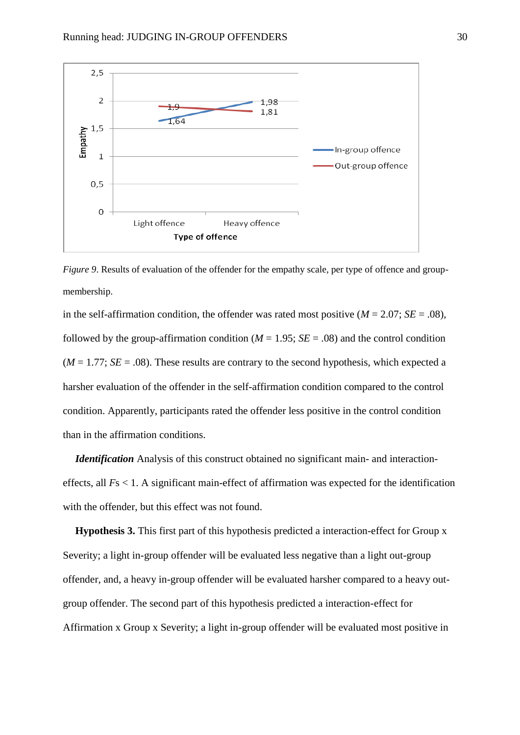*Figure 9*. Results of evaluation of the offender for the empathy scale, per type of offence and group-membership.

in the self-affirmation condition, the offender was rated most positive ($M$ = 2.07; $SE$ = .08), followed by the group-affirmation condition ($M$ = 1.95; $SE$ = .08) and the control condition ($M$ = 1.77; $SE$ = .08). These results are contrary to the second hypothesis, which expected a harsher evaluation of the offender in the self-affirmation condition compared to the control condition. Apparently, participants rated the offender less positive in the control condition than in the affirmation conditions.

***Identification*** Analysis of this construct obtained no significant main- and interaction-effects, all $F$s < 1. A significant main-effect of affirmation was expected for the identification with the offender, but this effect was not found.

**Hypothesis 3.** This first part of this hypothesis predicted a interaction-effect for Group x Severity; a light in-group offender will be evaluated less negative than a light out-group offender, and, a heavy in-group offender will be evaluated harsher compared to a heavy out-group offender. The second part of this hypothesis predicted a interaction-effect for Affirmation x Group x Severity; a light in-group offender will be evaluated most positive in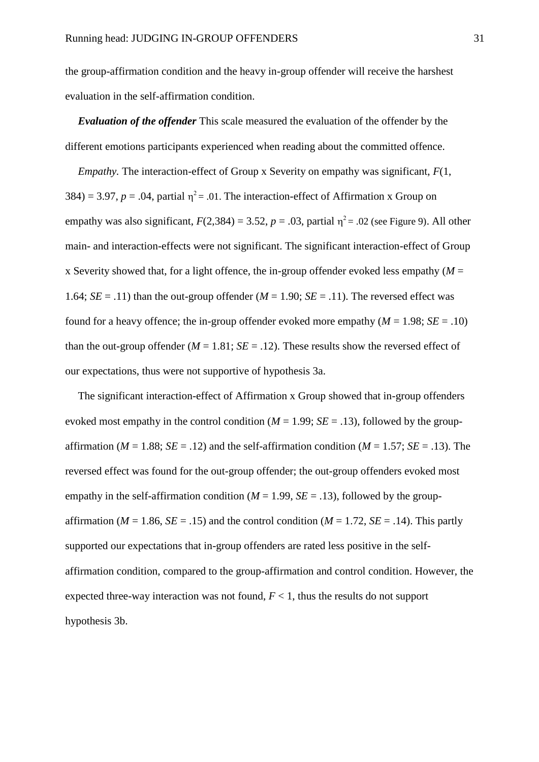the group-affirmation condition and the heavy in-group offender will receive the harshest evaluation in the self-affirmation condition.

***Evaluation of the offender*** This scale measured the evaluation of the offender by the different emotions participants experienced when reading about the committed offence.

*Empathy.* The interaction-effect of Group x Severity on empathy was significant, $F(1, 384) = 3.97$, $p = .04$, partial $\eta^2 = .01$. The interaction-effect of Affirmation x Group on empathy was also significant, $F(2,384) = 3.52$, $p = .03$, partial $\eta^2 = .02$ (see Figure 9). All other main- and interaction-effects were not significant. The significant interaction-effect of Group x Severity showed that, for a light offence, the in-group offender evoked less empathy ($M = 1.64$; $SE = .11$) than the out-group offender ($M = 1.90$; $SE = .11$). The reversed effect was found for a heavy offence; the in-group offender evoked more empathy ($M = 1.98$; $SE = .10$) than the out-group offender ($M = 1.81$; $SE = .12$). These results show the reversed effect of our expectations, thus were not supportive of hypothesis 3a.

The significant interaction-effect of Affirmation x Group showed that in-group offenders evoked most empathy in the control condition ($M = 1.99$; $SE = .13$), followed by the group-affirmation ($M = 1.88$; $SE = .12$) and the self-affirmation condition ($M = 1.57$; $SE = .13$). The reversed effect was found for the out-group offender; the out-group offenders evoked most empathy in the self-affirmation condition ($M = 1.99$, $SE = .13$), followed by the group-affirmation ($M = 1.86$, $SE = .15$) and the control condition ($M = 1.72$, $SE = .14$). This partly supported our expectations that in-group offenders are rated less positive in the self-affirmation condition, compared to the group-affirmation and control condition. However, the expected three-way interaction was not found, $F < 1$, thus the results do not support hypothesis 3b.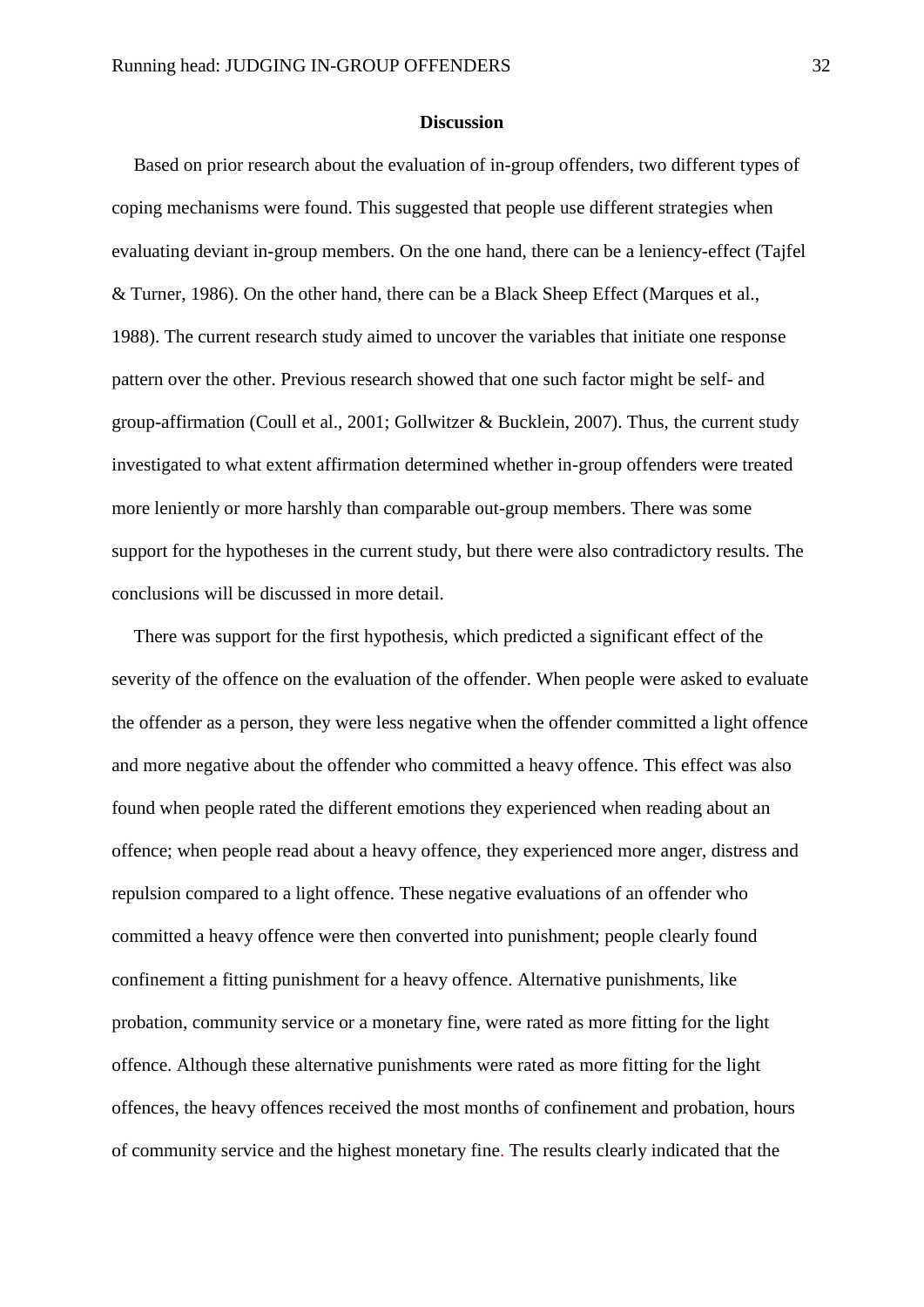## Discussion

Based on prior research about the evaluation of in-group offenders, two different types of coping mechanisms were found. This suggested that people use different strategies when evaluating deviant in-group members. On the one hand, there can be a leniency-effect (Tajfel & Turner, 1986). On the other hand, there can be a Black Sheep Effect (Marques et al., 1988). The current research study aimed to uncover the variables that initiate one response pattern over the other. Previous research showed that one such factor might be self- and group-affirmation (Coull et al., 2001; Gollwitzer & Bucklein, 2007). Thus, the current study investigated to what extent affirmation determined whether in-group offenders were treated more leniently or more harshly than comparable out-group members. There was some support for the hypotheses in the current study, but there were also contradictory results. The conclusions will be discussed in more detail.

There was support for the first hypothesis, which predicted a significant effect of the severity of the offence on the evaluation of the offender. When people were asked to evaluate the offender as a person, they were less negative when the offender committed a light offence and more negative about the offender who committed a heavy offence. This effect was also found when people rated the different emotions they experienced when reading about an offence; when people read about a heavy offence, they experienced more anger, distress and repulsion compared to a light offence. These negative evaluations of an offender who committed a heavy offence were then converted into punishment; people clearly found confinement a fitting punishment for a heavy offence. Alternative punishments, like probation, community service or a monetary fine, were rated as more fitting for the light offence. Although these alternative punishments were rated as more fitting for the light offences, the heavy offences received the most months of confinement and probation, hours of community service and the highest monetary fine. The results clearly indicated that the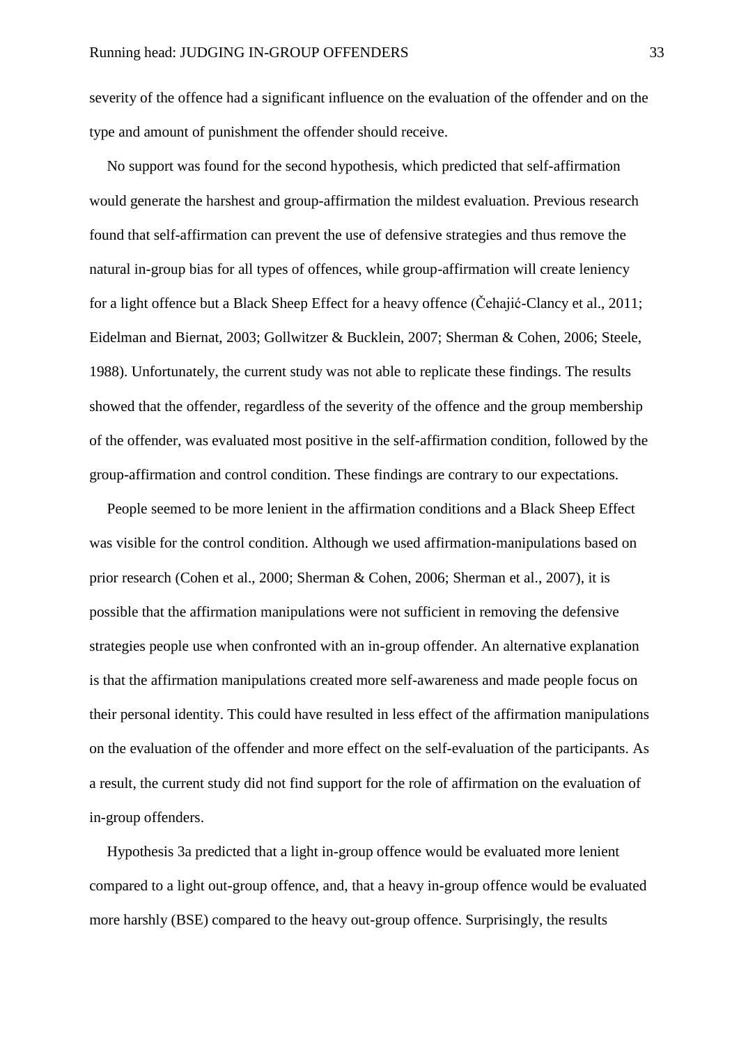severity of the offence had a significant influence on the evaluation of the offender and on the type and amount of punishment the offender should receive.

No support was found for the second hypothesis, which predicted that self-affirmation would generate the harshest and group-affirmation the mildest evaluation. Previous research found that self-affirmation can prevent the use of defensive strategies and thus remove the natural in-group bias for all types of offences, while group-affirmation will create leniency for a light offence but a Black Sheep Effect for a heavy offence (Čehajić-Clancy et al., 2011; Eidelman and Biernat, 2003; Gollwitzer & Bucklein, 2007; Sherman & Cohen, 2006; Steele, 1988). Unfortunately, the current study was not able to replicate these findings. The results showed that the offender, regardless of the severity of the offence and the group membership of the offender, was evaluated most positive in the self-affirmation condition, followed by the group-affirmation and control condition. These findings are contrary to our expectations.

People seemed to be more lenient in the affirmation conditions and a Black Sheep Effect was visible for the control condition. Although we used affirmation-manipulations based on prior research (Cohen et al., 2000; Sherman & Cohen, 2006; Sherman et al., 2007), it is possible that the affirmation manipulations were not sufficient in removing the defensive strategies people use when confronted with an in-group offender. An alternative explanation is that the affirmation manipulations created more self-awareness and made people focus on their personal identity. This could have resulted in less effect of the affirmation manipulations on the evaluation of the offender and more effect on the self-evaluation of the participants. As a result, the current study did not find support for the role of affirmation on the evaluation of in-group offenders.

Hypothesis 3a predicted that a light in-group offence would be evaluated more lenient compared to a light out-group offence, and, that a heavy in-group offence would be evaluated more harshly (BSE) compared to the heavy out-group offence. Surprisingly, the results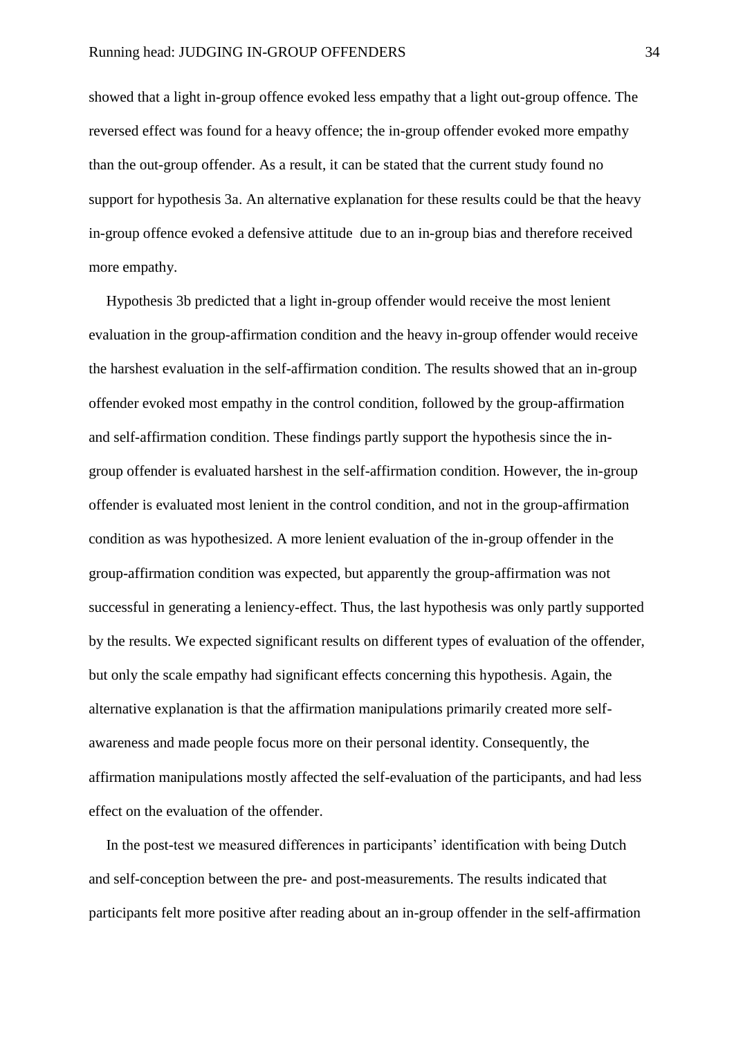showed that a light in-group offence evoked less empathy that a light out-group offence. The reversed effect was found for a heavy offence; the in-group offender evoked more empathy than the out-group offender. As a result, it can be stated that the current study found no support for hypothesis 3a. An alternative explanation for these results could be that the heavy in-group offence evoked a defensive attitude due to an in-group bias and therefore received more empathy.

Hypothesis 3b predicted that a light in-group offender would receive the most lenient evaluation in the group-affirmation condition and the heavy in-group offender would receive the harshest evaluation in the self-affirmation condition. The results showed that an in-group offender evoked most empathy in the control condition, followed by the group-affirmation and self-affirmation condition. These findings partly support the hypothesis since the in-group offender is evaluated harshest in the self-affirmation condition. However, the in-group offender is evaluated most lenient in the control condition, and not in the group-affirmation condition as was hypothesized. A more lenient evaluation of the in-group offender in the group-affirmation condition was expected, but apparently the group-affirmation was not successful in generating a leniency-effect. Thus, the last hypothesis was only partly supported by the results. We expected significant results on different types of evaluation of the offender, but only the scale empathy had significant effects concerning this hypothesis. Again, the alternative explanation is that the affirmation manipulations primarily created more self-awareness and made people focus more on their personal identity. Consequently, the affirmation manipulations mostly affected the self-evaluation of the participants, and had less effect on the evaluation of the offender.

In the post-test we measured differences in participants' identification with being Dutch and self-conception between the pre- and post-measurements. The results indicated that participants felt more positive after reading about an in-group offender in the self-affirmation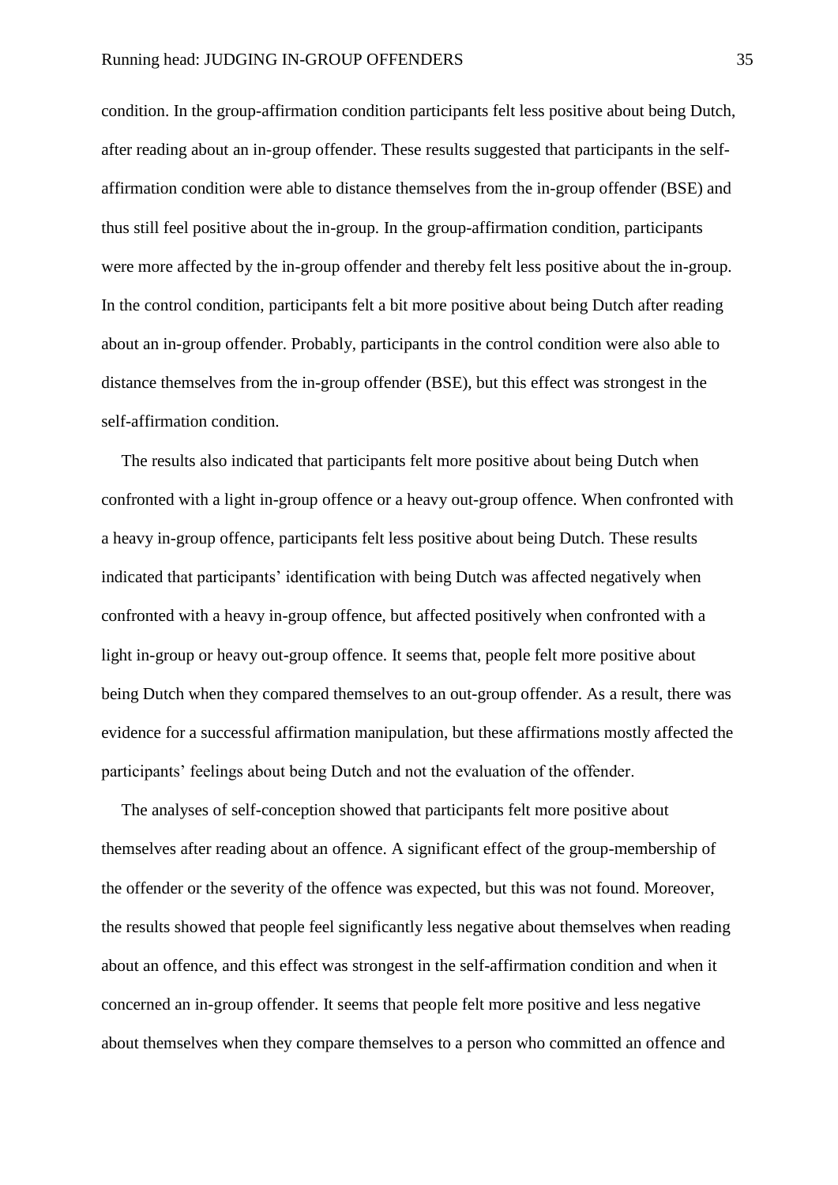condition. In the group-affirmation condition participants felt less positive about being Dutch, after reading about an in-group offender. These results suggested that participants in the self-affirmation condition were able to distance themselves from the in-group offender (BSE) and thus still feel positive about the in-group. In the group-affirmation condition, participants were more affected by the in-group offender and thereby felt less positive about the in-group. In the control condition, participants felt a bit more positive about being Dutch after reading about an in-group offender. Probably, participants in the control condition were also able to distance themselves from the in-group offender (BSE), but this effect was strongest in the self-affirmation condition.

The results also indicated that participants felt more positive about being Dutch when confronted with a light in-group offence or a heavy out-group offence. When confronted with a heavy in-group offence, participants felt less positive about being Dutch. These results indicated that participants' identification with being Dutch was affected negatively when confronted with a heavy in-group offence, but affected positively when confronted with a light in-group or heavy out-group offence. It seems that, people felt more positive about being Dutch when they compared themselves to an out-group offender. As a result, there was evidence for a successful affirmation manipulation, but these affirmations mostly affected the participants' feelings about being Dutch and not the evaluation of the offender.

The analyses of self-conception showed that participants felt more positive about themselves after reading about an offence. A significant effect of the group-membership of the offender or the severity of the offence was expected, but this was not found. Moreover, the results showed that people feel significantly less negative about themselves when reading about an offence, and this effect was strongest in the self-affirmation condition and when it concerned an in-group offender. It seems that people felt more positive and less negative about themselves when they compare themselves to a person who committed an offence and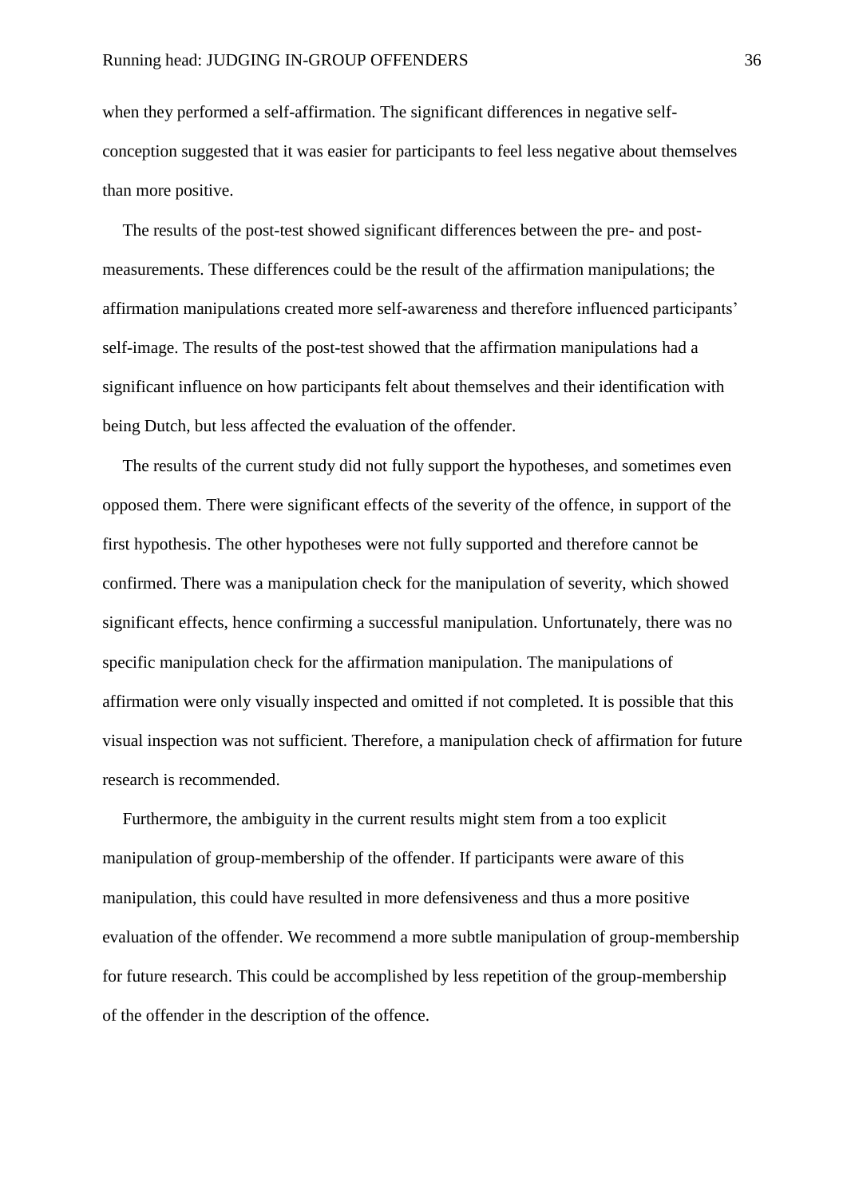when they performed a self-affirmation. The significant differences in negative self-conception suggested that it was easier for participants to feel less negative about themselves than more positive.

The results of the post-test showed significant differences between the pre- and post-measurements. These differences could be the result of the affirmation manipulations; the affirmation manipulations created more self-awareness and therefore influenced participants' self-image. The results of the post-test showed that the affirmation manipulations had a significant influence on how participants felt about themselves and their identification with being Dutch, but less affected the evaluation of the offender.

The results of the current study did not fully support the hypotheses, and sometimes even opposed them. There were significant effects of the severity of the offence, in support of the first hypothesis. The other hypotheses were not fully supported and therefore cannot be confirmed. There was a manipulation check for the manipulation of severity, which showed significant effects, hence confirming a successful manipulation. Unfortunately, there was no specific manipulation check for the affirmation manipulation. The manipulations of affirmation were only visually inspected and omitted if not completed. It is possible that this visual inspection was not sufficient. Therefore, a manipulation check of affirmation for future research is recommended.

Furthermore, the ambiguity in the current results might stem from a too explicit manipulation of group-membership of the offender. If participants were aware of this manipulation, this could have resulted in more defensiveness and thus a more positive evaluation of the offender. We recommend a more subtle manipulation of group-membership for future research. This could be accomplished by less repetition of the group-membership of the offender in the description of the offence.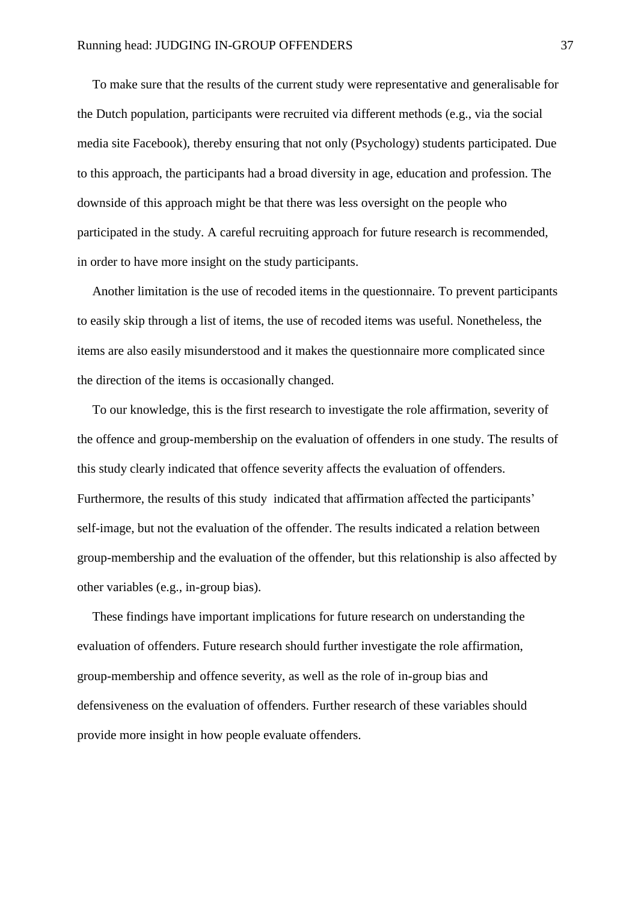To make sure that the results of the current study were representative and generalisable for the Dutch population, participants were recruited via different methods (e.g., via the social media site Facebook), thereby ensuring that not only (Psychology) students participated. Due to this approach, the participants had a broad diversity in age, education and profession. The downside of this approach might be that there was less oversight on the people who participated in the study. A careful recruiting approach for future research is recommended, in order to have more insight on the study participants.

Another limitation is the use of recoded items in the questionnaire. To prevent participants to easily skip through a list of items, the use of recoded items was useful. Nonetheless, the items are also easily misunderstood and it makes the questionnaire more complicated since the direction of the items is occasionally changed.

To our knowledge, this is the first research to investigate the role affirmation, severity of the offence and group-membership on the evaluation of offenders in one study. The results of this study clearly indicated that offence severity affects the evaluation of offenders. Furthermore, the results of this study indicated that affirmation affected the participants' self-image, but not the evaluation of the offender. The results indicated a relation between group-membership and the evaluation of the offender, but this relationship is also affected by other variables (e.g., in-group bias).

These findings have important implications for future research on understanding the evaluation of offenders. Future research should further investigate the role affirmation, group-membership and offence severity, as well as the role of in-group bias and defensiveness on the evaluation of offenders. Further research of these variables should provide more insight in how people evaluate offenders.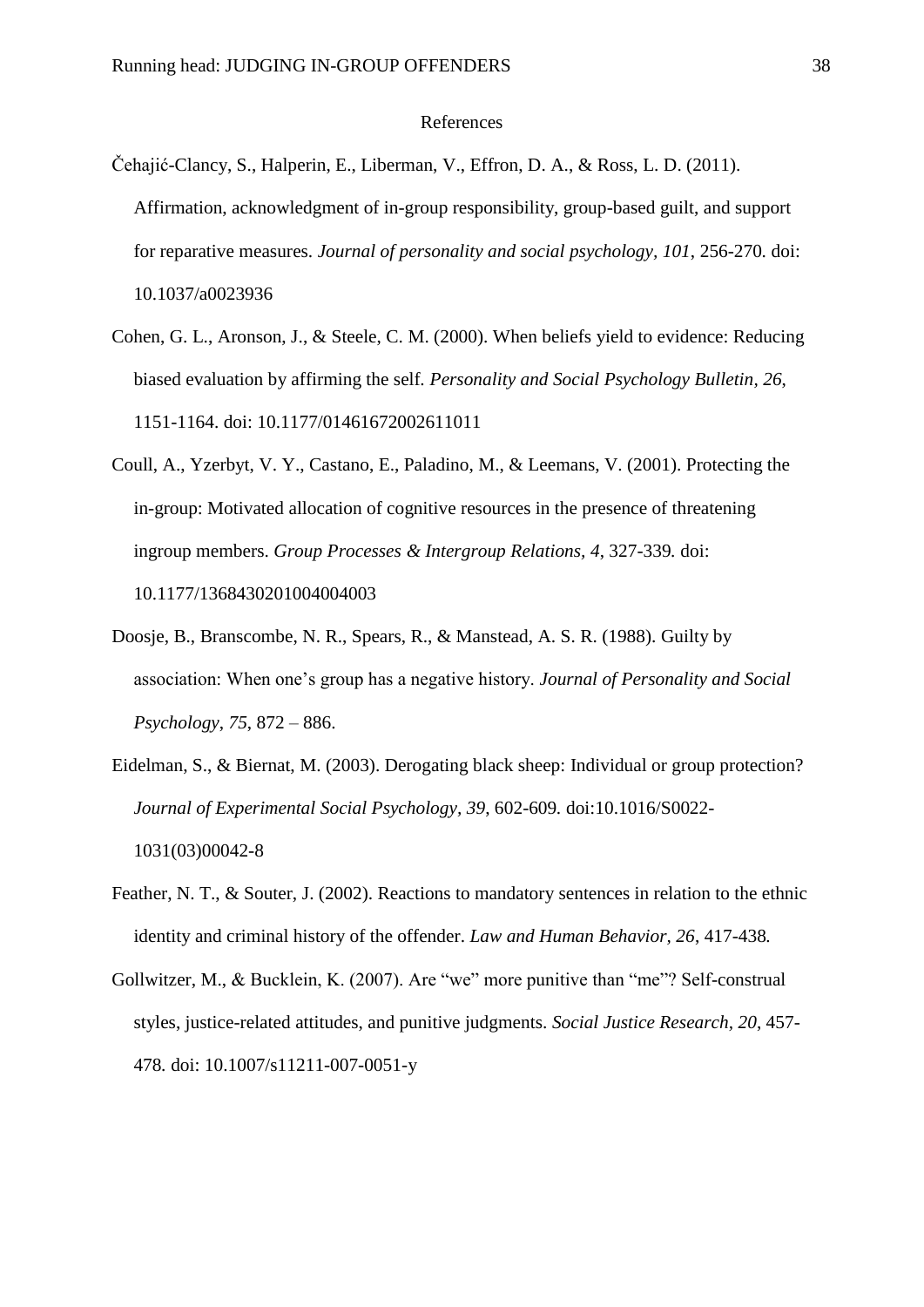# References

Čehajić-Clancy, S., Halperin, E., Liberman, V., Effron, D. A., & Ross, L. D. (2011). Affirmation, acknowledgment of in-group responsibility, group-based guilt, and support for reparative measures. *Journal of personality and social psychology*, *101*, 256-270. doi: 10.1037/a0023936

Cohen, G. L., Aronson, J., & Steele, C. M. (2000). When beliefs yield to evidence: Reducing biased evaluation by affirming the self. *Personality and Social Psychology Bulletin*, *26*, 1151-1164. doi: 10.1177/01461672002611011

Coull, A., Yzerbyt, V. Y., Castano, E., Paladino, M., & Leemans, V. (2001). Protecting the in-group: Motivated allocation of cognitive resources in the presence of threatening ingroup members. *Group Processes & Intergroup Relations*, *4*, 327-339. doi: 10.1177/1368430201004004003

Doosje, B., Branscombe, N. R., Spears, R., & Manstead, A. S. R. (1988). Guilty by association: When one's group has a negative history. *Journal of Personality and Social Psychology*, *75*, 872 – 886.

Eidelman, S., & Biernat, M. (2003). Derogating black sheep: Individual or group protection? *Journal of Experimental Social Psychology*, *39*, 602-609. doi:10.1016/S0022-1031(03)00042-8

Feather, N. T., & Souter, J. (2002). Reactions to mandatory sentences in relation to the ethnic identity and criminal history of the offender. *Law and Human Behavior*, *26*, 417-438.

Gollwitzer, M., & Bucklein, K. (2007). Are "we" more punitive than "me"? Self-construal styles, justice-related attitudes, and punitive judgments. *Social Justice Research*, *20*, 457-478. doi: 10.1007/s11211-007-0051-y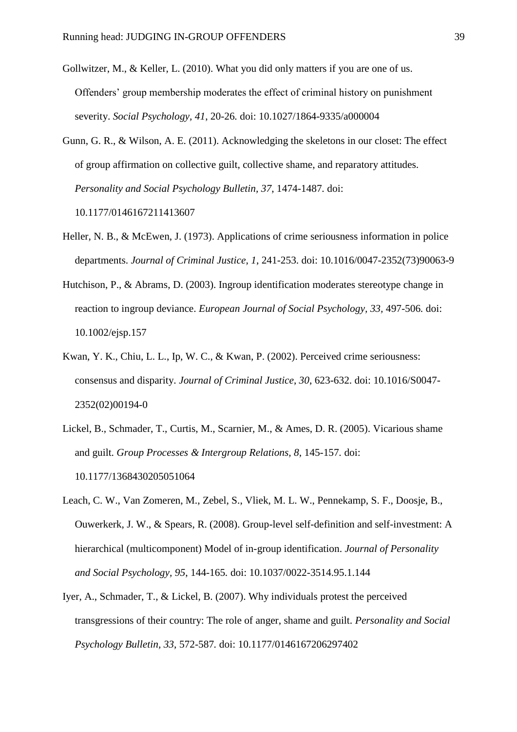Gollwitzer, M., & Keller, L. (2010). What you did only matters if you are one of us. Offenders' group membership moderates the effect of criminal history on punishment severity. *Social Psychology, 41*, 20-26. doi: 10.1027/1864-9335/a000004

Gunn, G. R., & Wilson, A. E. (2011). Acknowledging the skeletons in our closet: The effect of group affirmation on collective guilt, collective shame, and reparatory attitudes. *Personality and Social Psychology Bulletin, 37*, 1474-1487. doi: 10.1177/0146167211413607

Heller, N. B., & McEwen, J. (1973). Applications of crime seriousness information in police departments. *Journal of Criminal Justice*, *1*, 241-253. doi: 10.1016/0047-2352(73)90063-9

Hutchison, P., & Abrams, D. (2003). Ingroup identification moderates stereotype change in reaction to ingroup deviance. *European Journal of Social Psychology, 33*, 497-506. doi: 10.1002/ejsp.157

Kwan, Y. K., Chiu, L. L., Ip, W. C., & Kwan, P. (2002). Perceived crime seriousness: consensus and disparity. *Journal of Criminal Justice*, *30*, 623-632. doi: 10.1016/S0047-2352(02)00194-0

Lickel, B., Schmader, T., Curtis, M., Scarnier, M., & Ames, D. R. (2005). Vicarious shame and guilt. *Group Processes & Intergroup Relations, 8*, 145-157. doi: 10.1177/1368430205051064

Leach, C. W., Van Zomeren, M., Zebel, S., Vliek, M. L. W., Pennekamp, S. F., Doosje, B., Ouwerkerk, J. W., & Spears, R. (2008). Group-level self-definition and self-investment: A hierarchical (multicomponent) Model of in-group identification. *Journal of Personality and Social Psychology, 95*, 144-165. doi: 10.1037/0022-3514.95.1.144

Iyer, A., Schmader, T., & Lickel, B. (2007). Why individuals protest the perceived transgressions of their country: The role of anger, shame and guilt. *Personality and Social Psychology Bulletin, 33*, 572-587. doi: 10.1177/0146167206297402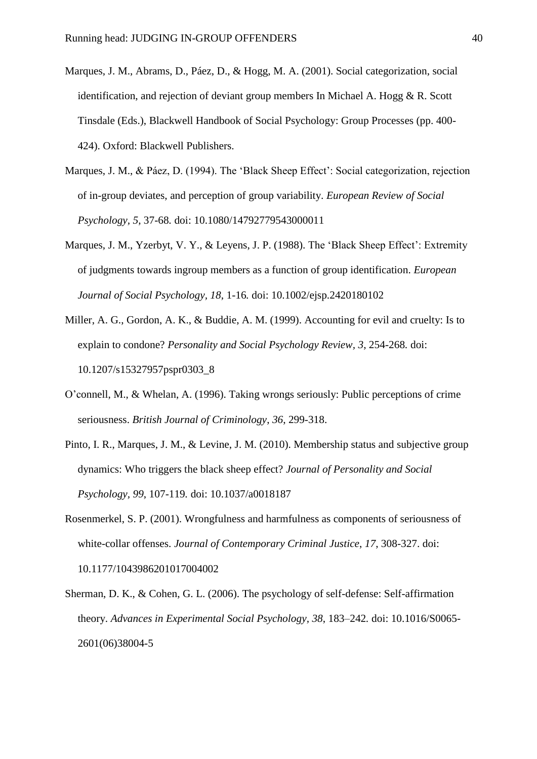Marques, J. M., Abrams, D., Páez, D., & Hogg, M. A. (2001). Social categorization, social identification, and rejection of deviant group members In Michael A. Hogg & R. Scott Tinsdale (Eds.), Blackwell Handbook of Social Psychology: Group Processes (pp. 400-424). Oxford: Blackwell Publishers.

Marques, J. M., & Páez, D. (1994). The 'Black Sheep Effect': Social categorization, rejection of in-group deviates, and perception of group variability. *European Review of Social Psychology*, *5*, 37-68. doi: 10.1080/14792779543000011

Marques, J. M., Yzerbyt, V. Y., & Leyens, J. P. (1988). The 'Black Sheep Effect': Extremity of judgments towards ingroup members as a function of group identification. *European Journal of Social Psychology*, *18*, 1-16. doi: 10.1002/ejsp.2420180102

Miller, A. G., Gordon, A. K., & Buddie, A. M. (1999). Accounting for evil and cruelty: Is to explain to condone? *Personality and Social Psychology Review*, *3,* 254-268. doi: 10.1207/s15327957pspr0303_8

O'connell, M., & Whelan, A. (1996). Taking wrongs seriously: Public perceptions of crime seriousness. *British Journal of Criminology*, *36*, 299-318.

Pinto, I. R., Marques, J. M., & Levine, J. M. (2010). Membership status and subjective group dynamics: Who triggers the black sheep effect? *Journal of Personality and Social Psychology*, *99*, 107-119. doi: 10.1037/a0018187

Rosenmerkel, S. P. (2001). Wrongfulness and harmfulness as components of seriousness of white-collar offenses. *Journal of Contemporary Criminal Justice*, *17*, 308-327. doi: 10.1177/1043986201017004002

Sherman, D. K., & Cohen, G. L. (2006). The psychology of self-defense: Self-affirmation theory. *Advances in Experimental Social Psychology*, *38*, 183–242. doi: 10.1016/S0065-2601(06)38004-5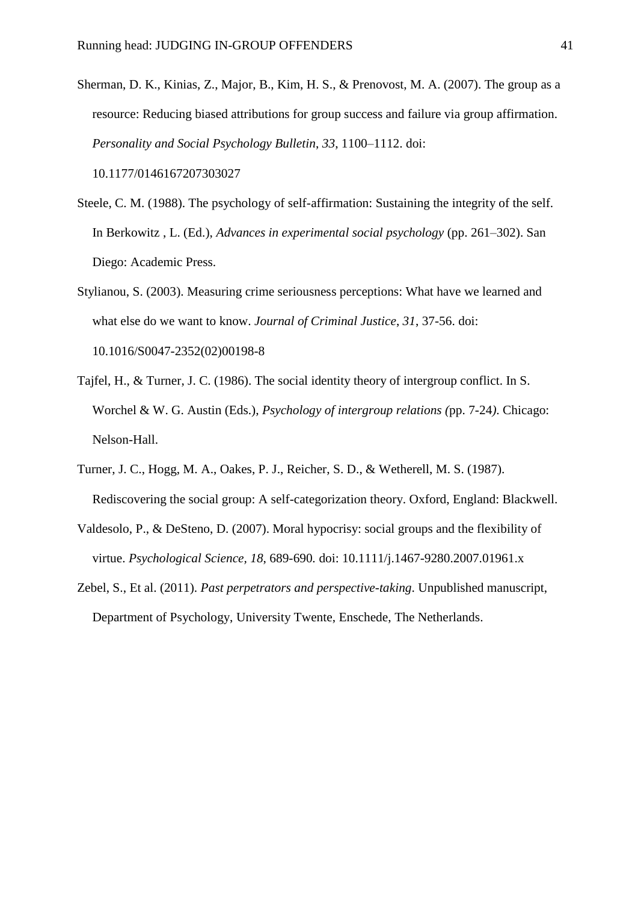Sherman, D. K., Kinias, Z., Major, B., Kim, H. S., & Prenovost, M. A. (2007). The group as a resource: Reducing biased attributions for group success and failure via group affirmation. *Personality and Social Psychology Bulletin*, *33*, 1100–1112. doi: 10.1177/0146167207303027

Steele, C. M. (1988). The psychology of self-affirmation: Sustaining the integrity of the self. In Berkowitz , L. (Ed.), *Advances in experimental social psychology* (pp. 261–302). San Diego: Academic Press.

Stylianou, S. (2003). Measuring crime seriousness perceptions: What have we learned and what else do we want to know. *Journal of Criminal Justice*, *31*, 37-56. doi: 10.1016/S0047-2352(02)00198-8

Tajfel, H., & Turner, J. C. (1986). The social identity theory of intergroup conflict. In S. Worchel & W. G. Austin (Eds.), *Psychology of intergroup relations (*pp. 7-24*)*. Chicago: Nelson-Hall.

Turner, J. C., Hogg, M. A., Oakes, P. J., Reicher, S. D., & Wetherell, M. S. (1987). Rediscovering the social group: A self-categorization theory. Oxford, England: Blackwell.

Valdesolo, P., & DeSteno, D. (2007). Moral hypocrisy: social groups and the flexibility of virtue. *Psychological Science*, *18*, 689-690. doi: 10.1111/j.1467-9280.2007.01961.x

Zebel, S., Et al. (2011). *Past perpetrators and perspective-taking*. Unpublished manuscript, Department of Psychology, University Twente, Enschede, The Netherlands.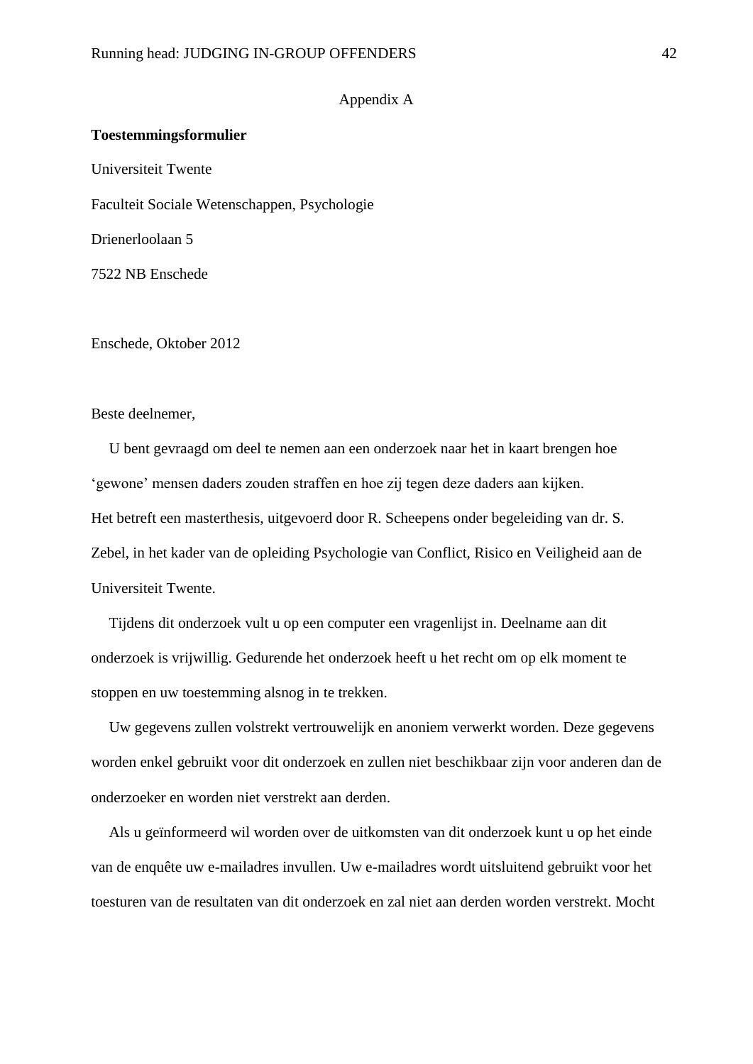Appendix A

**Toestemmingsformulier**

Universiteit Twente

Faculteit Sociale Wetenschappen, Psychologie

Drienerloolaan 5

7522 NB Enschede

Enschede, Oktober 2012

Beste deelnemer,

U bent gevraagd om deel te nemen aan een onderzoek naar het in kaart brengen hoe 'gewone' mensen daders zouden straffen en hoe zij tegen deze daders aan kijken. Het betreft een masterthesis, uitgevoerd door R. Scheepens onder begeleiding van dr. S. Zebel, in het kader van de opleiding Psychologie van Conflict, Risico en Veiligheid aan de Universiteit Twente.

Tijdens dit onderzoek vult u op een computer een vragenlijst in. Deelname aan dit onderzoek is vrijwillig. Gedurende het onderzoek heeft u het recht om op elk moment te stoppen en uw toestemming alsnog in te trekken.

Uw gegevens zullen volstrekt vertrouwelijk en anoniem verwerkt worden. Deze gegevens worden enkel gebruikt voor dit onderzoek en zullen niet beschikbaar zijn voor anderen dan de onderzoeker en worden niet verstrekt aan derden.

Als u geïnformeerd wil worden over de uitkomsten van dit onderzoek kunt u op het einde van de enquête uw e-mailadres invullen. Uw e-mailadres wordt uitsluitend gebruikt voor het toesturen van de resultaten van dit onderzoek en zal niet aan derden worden verstrekt. Mocht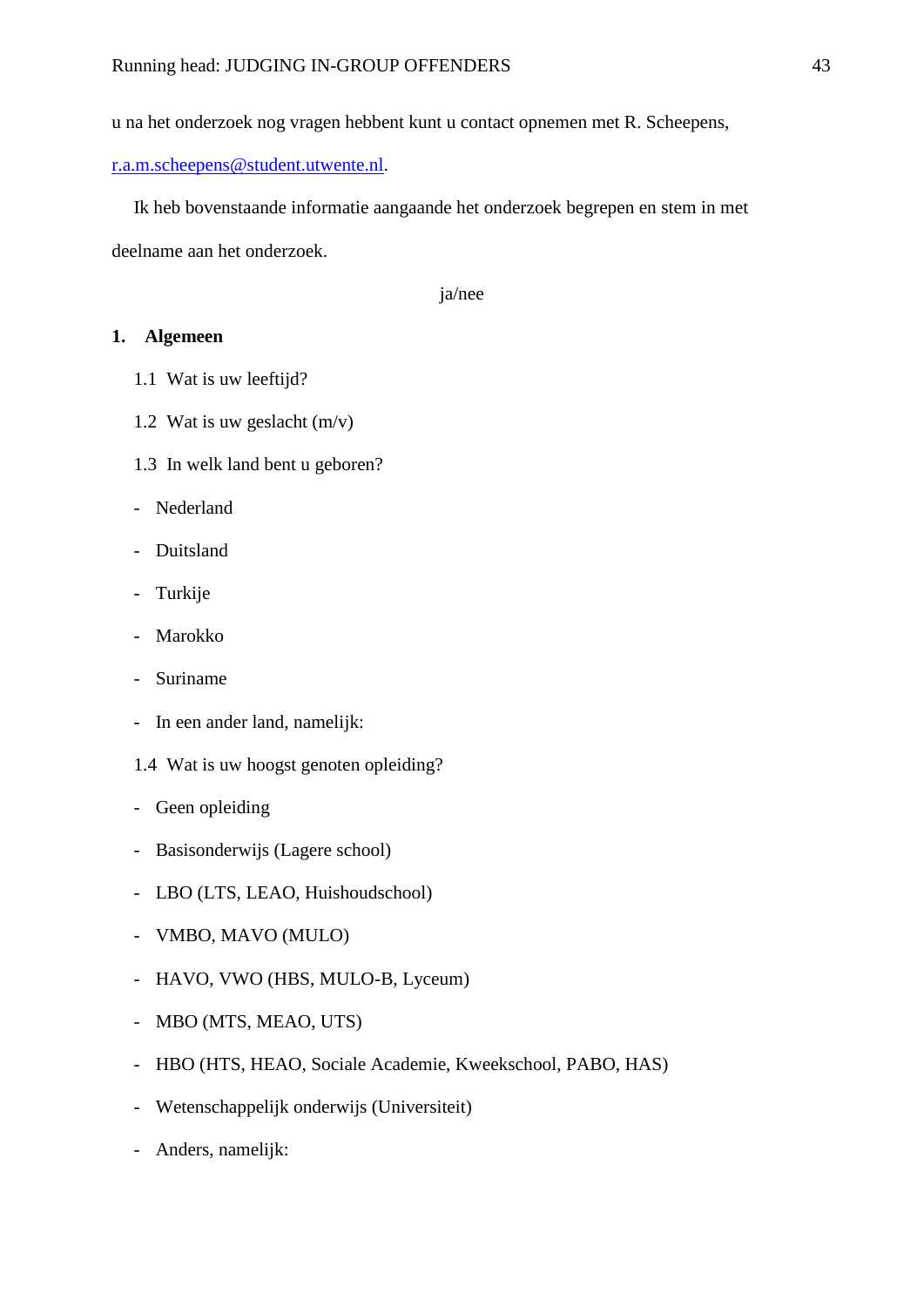u na het onderzoek nog vragen hebbent kunt u contact opnemen met R. Scheepens, r.a.m.scheepens@student.utwente.nl.

Ik heb bovenstaande informatie aangaande het onderzoek begrepen en stem in met deelname aan het onderzoek.

ja/nee

**1. Algemeen**

1.1 Wat is uw leeftijd?

1.2 Wat is uw geslacht (m/v)

1.3 In welk land bent u geboren?

- Nederland
- Duitsland
- Turkije
- Marokko
- Suriname
- In een ander land, namelijk:

1.4 Wat is uw hoogst genoten opleiding?

- Geen opleiding
- Basisonderwijs (Lagere school)
- LBO (LTS, LEAO, Huishoudschool)
- VMBO, MAVO (MULO)
- HAVO, VWO (HBS, MULO-B, Lyceum)
- MBO (MTS, MEAO, UTS)
- HBO (HTS, HEAO, Sociale Academie, Kweekschool, PABO, HAS)
- Wetenschappelijk onderwijs (Universiteit)
- Anders, namelijk: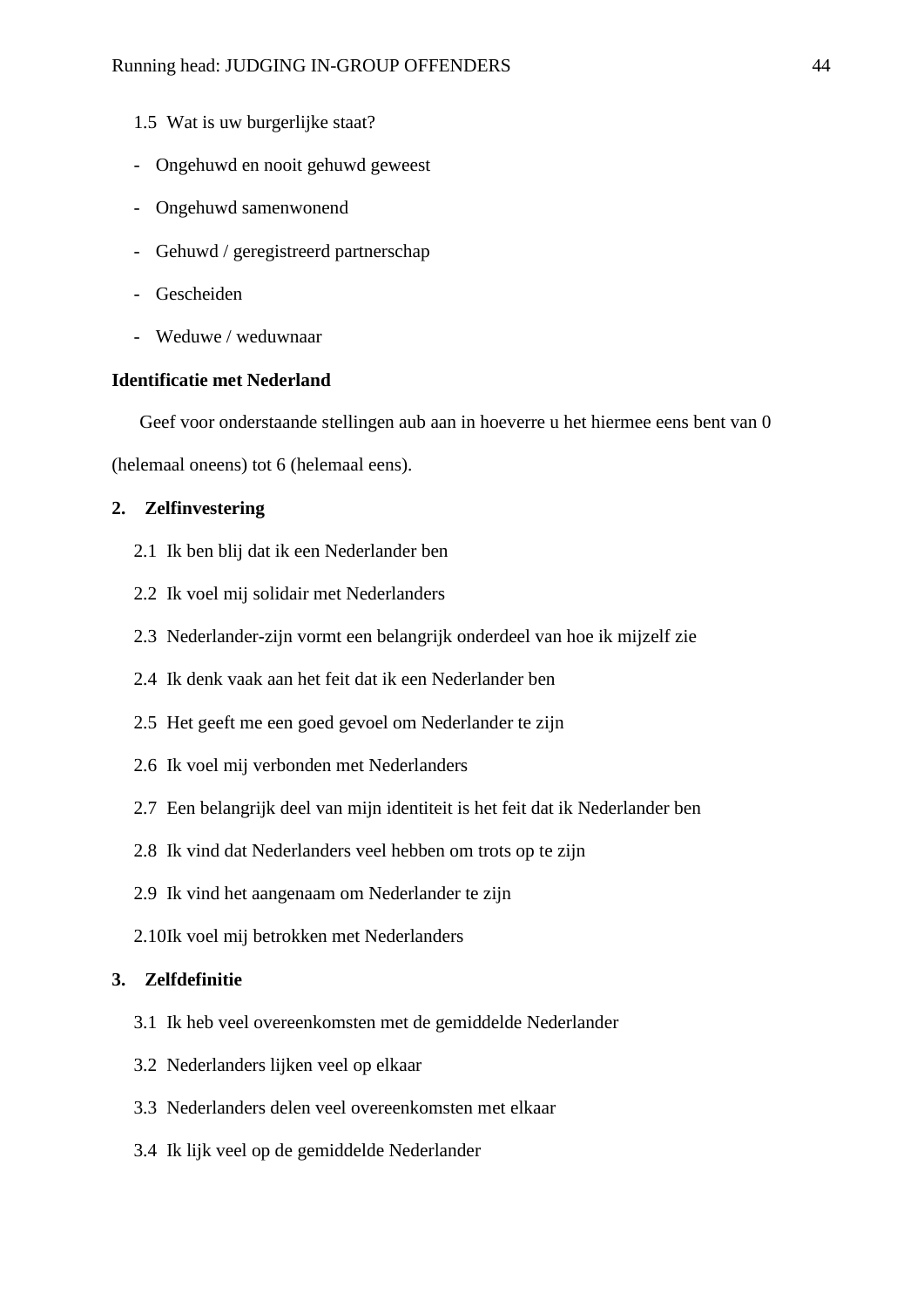1.5 Wat is uw burgerlijke staat?

- Ongehuwd en nooit gehuwd geweest
- Ongehuwd samenwonend
- Gehuwd / geregistreerd partnerschap
- Gescheiden
- Weduwe / weduwnaar

**Identificatie met Nederland**

Geef voor onderstaande stellingen aub aan in hoeverre u het hiermee eens bent van 0 (helemaal oneens) tot 6 (helemaal eens).

**2. Zelfinvestering**

2.1 Ik ben blij dat ik een Nederlander ben

2.2 Ik voel mij solidair met Nederlanders

2.3 Nederlander-zijn vormt een belangrijk onderdeel van hoe ik mijzelf zie

2.4 Ik denk vaak aan het feit dat ik een Nederlander ben

2.5 Het geeft me een goed gevoel om Nederlander te zijn

2.6 Ik voel mij verbonden met Nederlanders

2.7 Een belangrijk deel van mijn identiteit is het feit dat ik Nederlander ben

2.8 Ik vind dat Nederlanders veel hebben om trots op te zijn

2.9 Ik vind het aangenaam om Nederlander te zijn

2.10 Ik voel mij betrokken met Nederlanders

**3. Zelfdefinitie**

3.1 Ik heb veel overeenkomsten met de gemiddelde Nederlander

3.2 Nederlanders lijken veel op elkaar

3.3 Nederlanders delen veel overeenkomsten met elkaar

3.4 Ik lijk veel op de gemiddelde Nederlander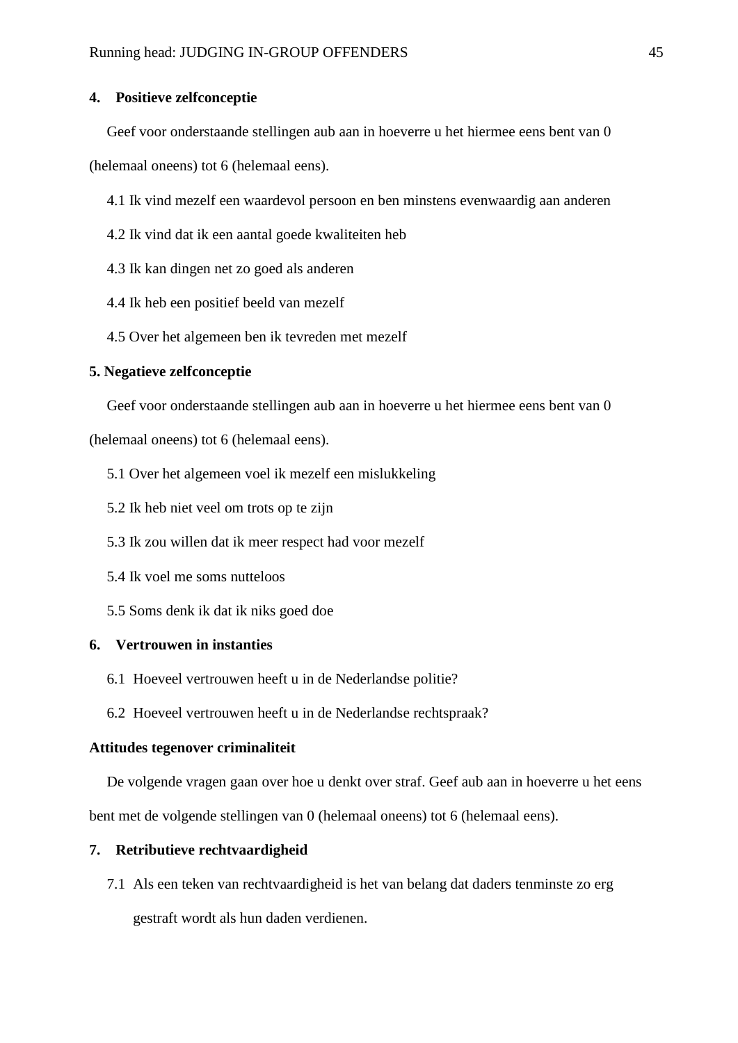**4. Positieve zelfconceptie**

Geef voor onderstaande stellingen aub aan in hoeverre u het hiermee eens bent van 0 (helemaal oneens) tot 6 (helemaal eens).

4.1 Ik vind mezelf een waardevol persoon en ben minstens evenwaardig aan anderen

4.2 Ik vind dat ik een aantal goede kwaliteiten heb

4.3 Ik kan dingen net zo goed als anderen

4.4 Ik heb een positief beeld van mezelf

4.5 Over het algemeen ben ik tevreden met mezelf

**5. Negatieve zelfconceptie**

Geef voor onderstaande stellingen aub aan in hoeverre u het hiermee eens bent van 0 (helemaal oneens) tot 6 (helemaal eens).

5.1 Over het algemeen voel ik mezelf een mislukkeling

5.2 Ik heb niet veel om trots op te zijn

5.3 Ik zou willen dat ik meer respect had voor mezelf

5.4 Ik voel me soms nutteloos

5.5 Soms denk ik dat ik niks goed doe

**6. Vertrouwen in instanties**

6.1 Hoeveel vertrouwen heeft u in de Nederlandse politie?

6.2 Hoeveel vertrouwen heeft u in de Nederlandse rechtspraak?

**Attitudes tegenover criminaliteit**

De volgende vragen gaan over hoe u denkt over straf. Geef aub aan in hoeverre u het eens bent met de volgende stellingen van 0 (helemaal oneens) tot 6 (helemaal eens).

**7. Retributieve rechtvaardigheid**

7.1 Als een teken van rechtvaardigheid is het van belang dat daders tenminste zo erg gestraft wordt als hun daden verdienen.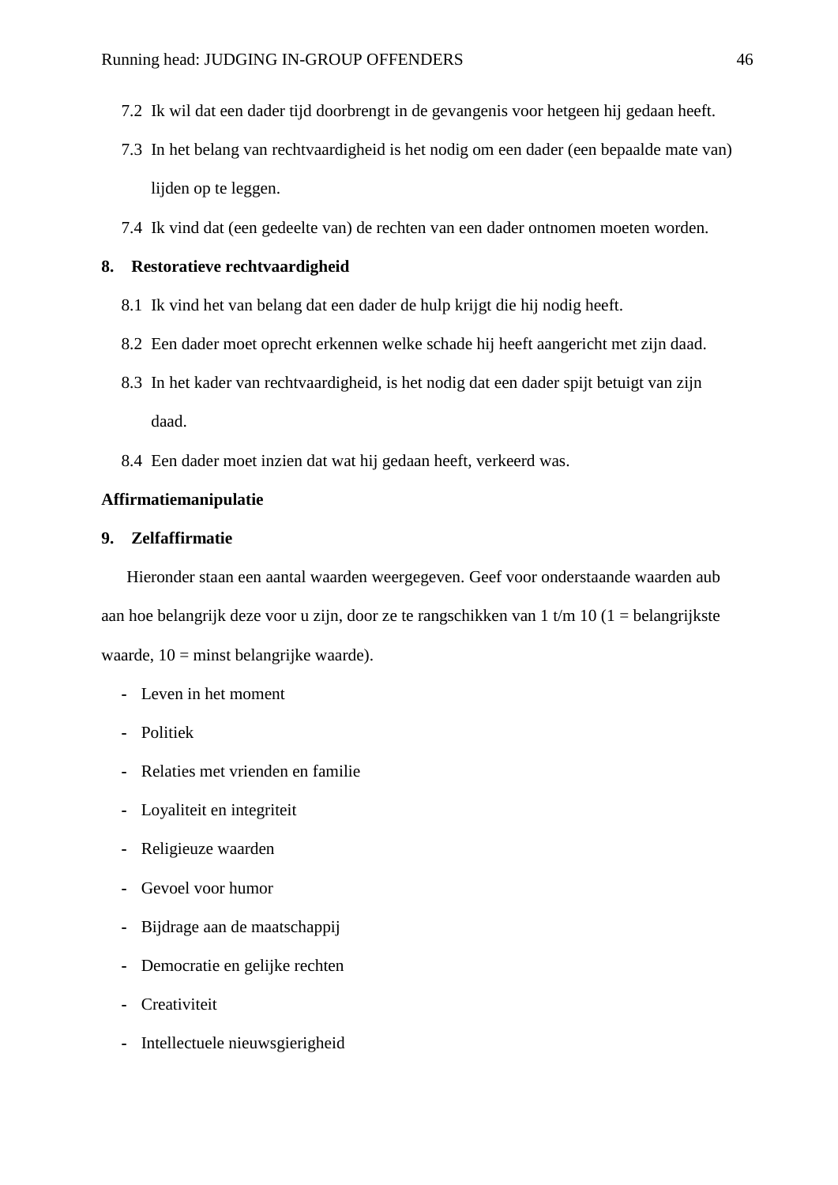7.2 Ik wil dat een dader tijd doorbrengt in de gevangenis voor hetgeen hij gedaan heeft.

7.3 In het belang van rechtvaardigheid is het nodig om een dader (een bepaalde mate van) lijden op te leggen.

7.4 Ik vind dat (een gedeelte van) de rechten van een dader ontnomen moeten worden.

**8. Restoratieve rechtvaardigheid**

8.1 Ik vind het van belang dat een dader de hulp krijgt die hij nodig heeft.

8.2 Een dader moet oprecht erkennen welke schade hij heeft aangericht met zijn daad.

8.3 In het kader van rechtvaardigheid, is het nodig dat een dader spijt betuigt van zijn daad.

8.4 Een dader moet inzien dat wat hij gedaan heeft, verkeerd was.

**Affirmatiemanipulatie**

**9. Zelfaffirmatie**

Hieronder staan een aantal waarden weergegeven. Geef voor onderstaande waarden aub aan hoe belangrijk deze voor u zijn, door ze te rangschikken van 1 t/m 10 (1 = belangrijkste waarde, 10 = minst belangrijke waarde).

- Leven in het moment
- Politiek
- Relaties met vrienden en familie
- Loyaliteit en integriteit
- Religieuze waarden
- Gevoel voor humor
- Bijdrage aan de maatschappij
- Democratie en gelijke rechten
- Creativiteit
- Intellectuele nieuwsgierigheid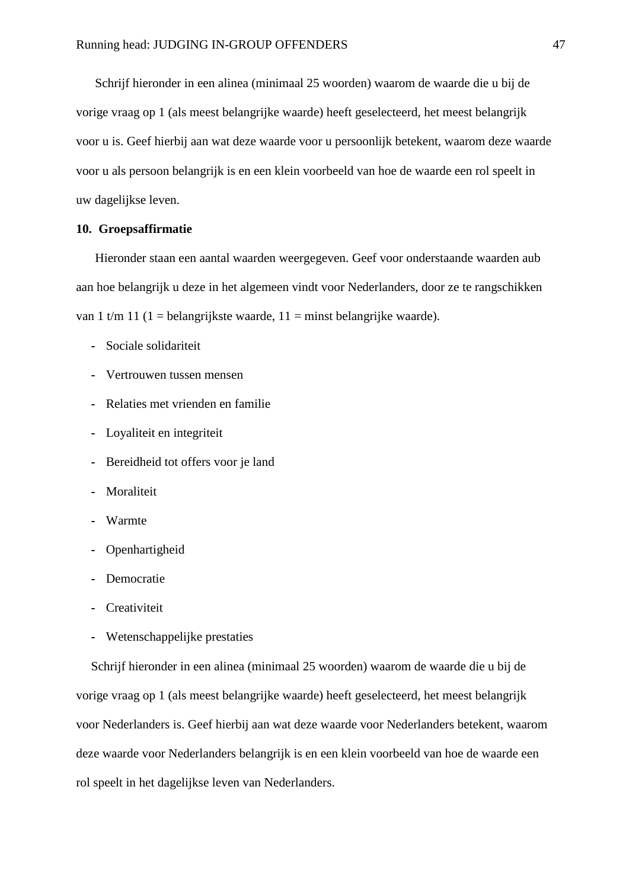Schrijf hieronder in een alinea (minimaal 25 woorden) waarom de waarde die u bij de vorige vraag op 1 (als meest belangrijke waarde) heeft geselecteerd, het meest belangrijk voor u is. Geef hierbij aan wat deze waarde voor u persoonlijk betekent, waarom deze waarde voor u als persoon belangrijk is en een klein voorbeeld van hoe de waarde een rol speelt in uw dagelijkse leven.

**10. Groepsaffirmatie**

Hieronder staan een aantal waarden weergegeven. Geef voor onderstaande waarden aub aan hoe belangrijk u deze in het algemeen vindt voor Nederlanders, door ze te rangschikken van 1 t/m 11 (1 = belangrijkste waarde, 11 = minst belangrijke waarde).

- Sociale solidariteit
- Vertrouwen tussen mensen
- Relaties met vrienden en familie
- Loyaliteit en integriteit
- Bereidheid tot offers voor je land
- Moraliteit
- Warmte
- Openhartigheid
- Democratie
- Creativiteit
- Wetenschappelijke prestaties

Schrijf hieronder in een alinea (minimaal 25 woorden) waarom de waarde die u bij de vorige vraag op 1 (als meest belangrijke waarde) heeft geselecteerd, het meest belangrijk voor Nederlanders is. Geef hierbij aan wat deze waarde voor Nederlanders betekent, waarom deze waarde voor Nederlanders belangrijk is en een klein voorbeeld van hoe de waarde een rol speelt in het dagelijkse leven van Nederlanders.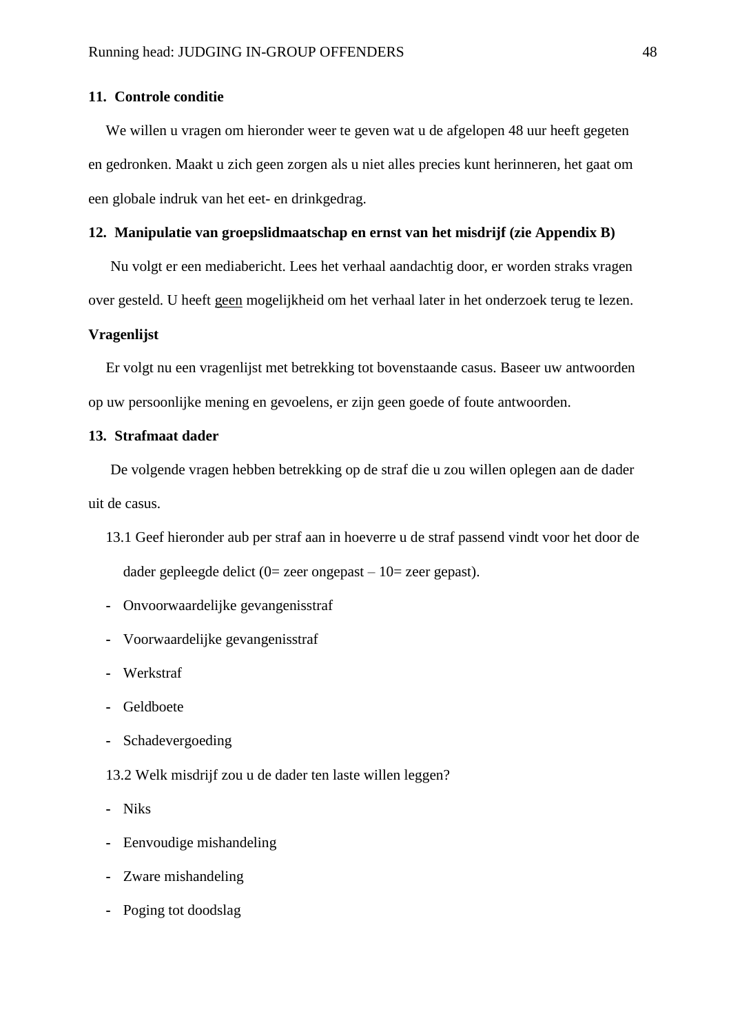**11. Controle conditie**

We willen u vragen om hieronder weer te geven wat u de afgelopen 48 uur heeft gegeten en gedronken. Maakt u zich geen zorgen als u niet alles precies kunt herinneren, het gaat om een globale indruk van het eet- en drinkgedrag.

**12. Manipulatie van groepslidmaatschap en ernst van het misdrijf (zie Appendix B)**

Nu volgt er een mediabericht. Lees het verhaal aandachtig door, er worden straks vragen over gesteld. U heeft <u>geen</u> mogelijkheid om het verhaal later in het onderzoek terug te lezen.

**Vragenlijst**

Er volgt nu een vragenlijst met betrekking tot bovenstaande casus. Baseer uw antwoorden op uw persoonlijke mening en gevoelens, er zijn geen goede of foute antwoorden.

**13. Strafmaat dader**

De volgende vragen hebben betrekking op de straf die u zou willen oplegen aan de dader uit de casus.

13.1 Geef hieronder aub per straf aan in hoeverre u de straf passend vindt voor het door de dader gepleegde delict (0= zeer ongepast – 10= zeer gepast).

- Onvoorwaardelijke gevangenisstraf
- Voorwaardelijke gevangenisstraf
- Werkstraf
- Geldboete
- Schadevergoeding

13.2 Welk misdrijf zou u de dader ten laste willen leggen?

- Niks
- Eenvoudige mishandeling
- Zware mishandeling
- Poging tot doodslag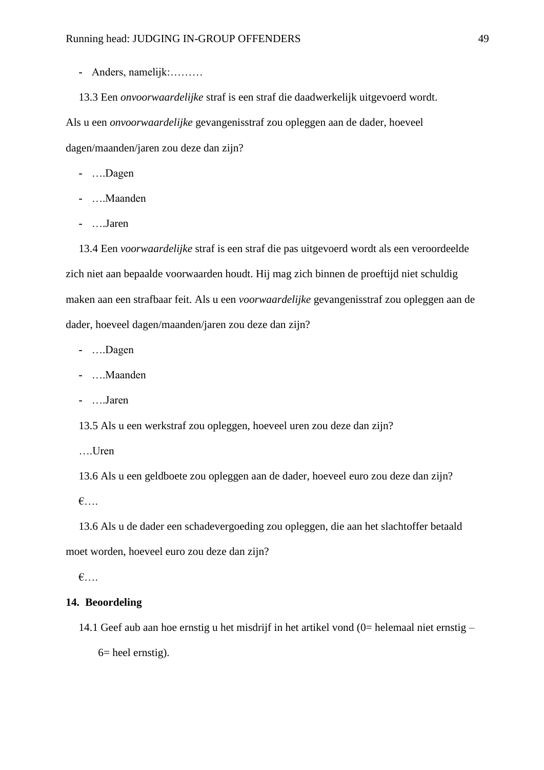- Anders, namelijk:………

13.3 Een *onvoorwaardelijke* straf is een straf die daadwerkelijk uitgevoerd wordt. Als u een *onvoorwaardelijke* gevangenisstraf zou opleggen aan de dader, hoeveel dagen/maanden/jaren zou deze dan zijn?

- ….Dagen
- ….Maanden
- ….Jaren

13.4 Een *voorwaardelijke* straf is een straf die pas uitgevoerd wordt als een veroordeelde zich niet aan bepaalde voorwaarden houdt. Hij mag zich binnen de proeftijd niet schuldig maken aan een strafbaar feit. Als u een *voorwaardelijke* gevangenisstraf zou opleggen aan de dader, hoeveel dagen/maanden/jaren zou deze dan zijn?

- ….Dagen
- ….Maanden
- ….Jaren

13.5 Als u een werkstraf zou opleggen, hoeveel uren zou deze dan zijn?

….Uren

13.6 Als u een geldboete zou opleggen aan de dader, hoeveel euro zou deze dan zijn?

€….

13.6 Als u de dader een schadevergoeding zou opleggen, die aan het slachtoffer betaald moet worden, hoeveel euro zou deze dan zijn?

€….

**14. Beoordeling**

14.1 Geef aub aan hoe ernstig u het misdrijf in het artikel vond (0= helemaal niet ernstig – 6= heel ernstig).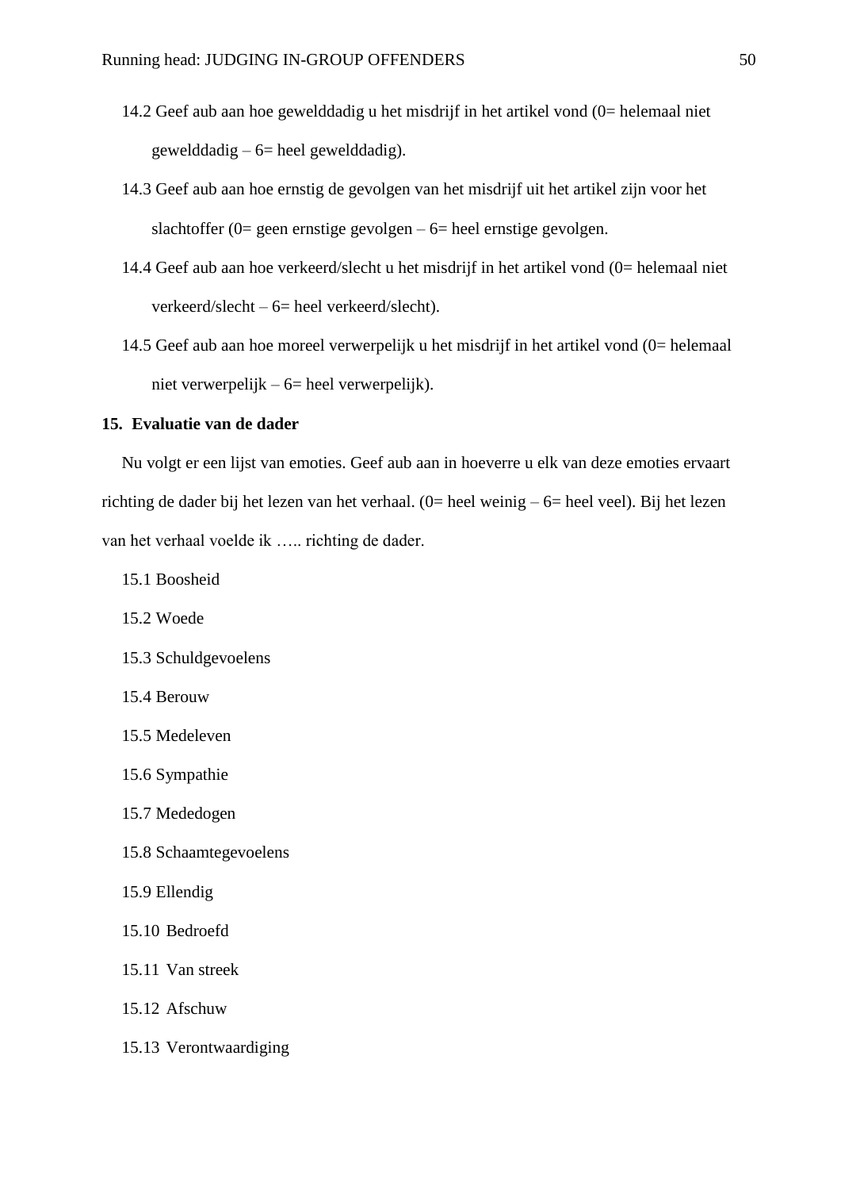14.2 Geef aub aan hoe gewelddadig u het misdrijf in het artikel vond (0= helemaal niet gewelddadig – 6= heel gewelddadig).

14.3 Geef aub aan hoe ernstig de gevolgen van het misdrijf uit het artikel zijn voor het slachtoffer (0= geen ernstige gevolgen – 6= heel ernstige gevolgen.

14.4 Geef aub aan hoe verkeerd/slecht u het misdrijf in het artikel vond (0= helemaal niet verkeerd/slecht – 6= heel verkeerd/slecht).

14.5 Geef aub aan hoe moreel verwerpelijk u het misdrijf in het artikel vond (0= helemaal niet verwerpelijk – 6= heel verwerpelijk).

**15. Evaluatie van de dader**

Nu volgt er een lijst van emoties. Geef aub aan in hoeverre u elk van deze emoties ervaart richting de dader bij het lezen van het verhaal. (0= heel weinig – 6= heel veel). Bij het lezen van het verhaal voelde ik ….. richting de dader.

15.1 Boosheid

15.2 Woede

15.3 Schuldgevoelens

15.4 Berouw

15.5 Medeleven

15.6 Sympathie

15.7 Mededogen

15.8 Schaamtegevoelens

15.9 Ellendig

15.10 Bedroefd

15.11 Van streek

15.12 Afschuw

15.13 Verontwaardiging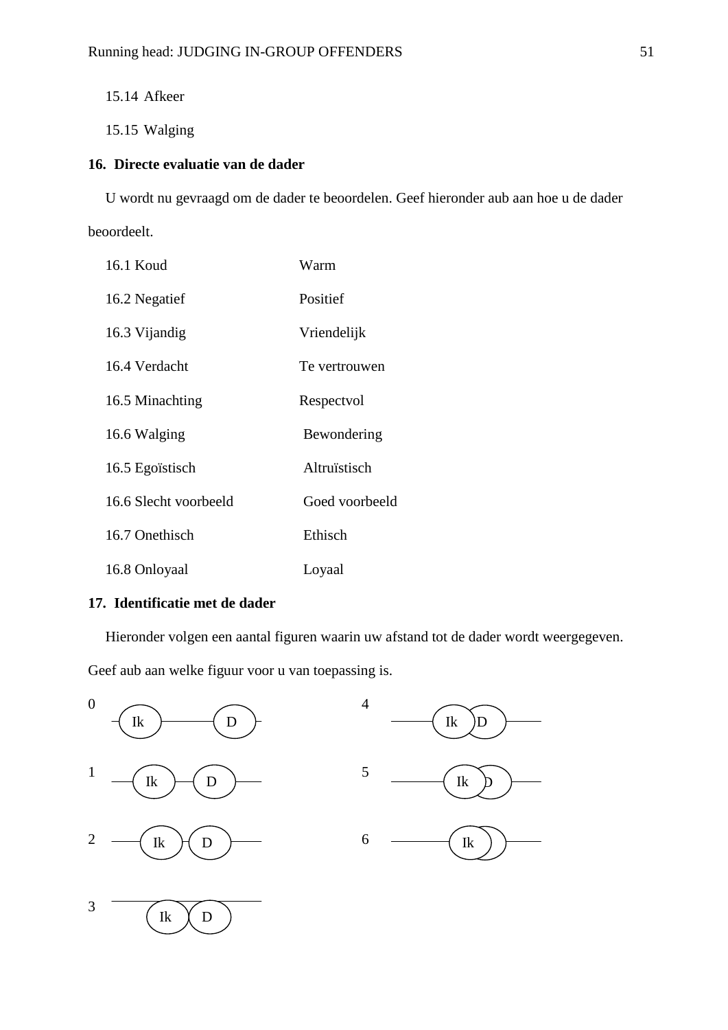15.14 Afkeer

15.15 Walging

**16. Directe evaluatie van de dader**

U wordt nu gevraagd om de dader te beoordelen. Geef hieronder aub aan hoe u de dader beoordeelt.

| | |
|---|---|
| 16.1 Koud | Warm |
| 16.2 Negatief | Positief |
| 16.3 Vijandig | Vriendelijk |
| 16.4 Verdacht | Te vertrouwen |
| 16.5 Minachting | Respectvol |
| 16.6 Walging | Bewondering |
| 16.5 Egoïstisch | Altruïstisch |
| 16.6 Slecht voorbeeld | Goed voorbeeld |
| 16.7 Onethisch | Ethisch |
| 16.8 Onloyaal | Loyaal |

**17. Identificatie met de dader**

Hieronder volgen een aantal figuren waarin uw afstand tot de dader wordt weergegeven. Geef aub aan welke figuur voor u van toepassing is.

0 Ik D

1 Ik D

2 Ik D

3 Ik D

4 Ik D

5 Ik D

6 Ik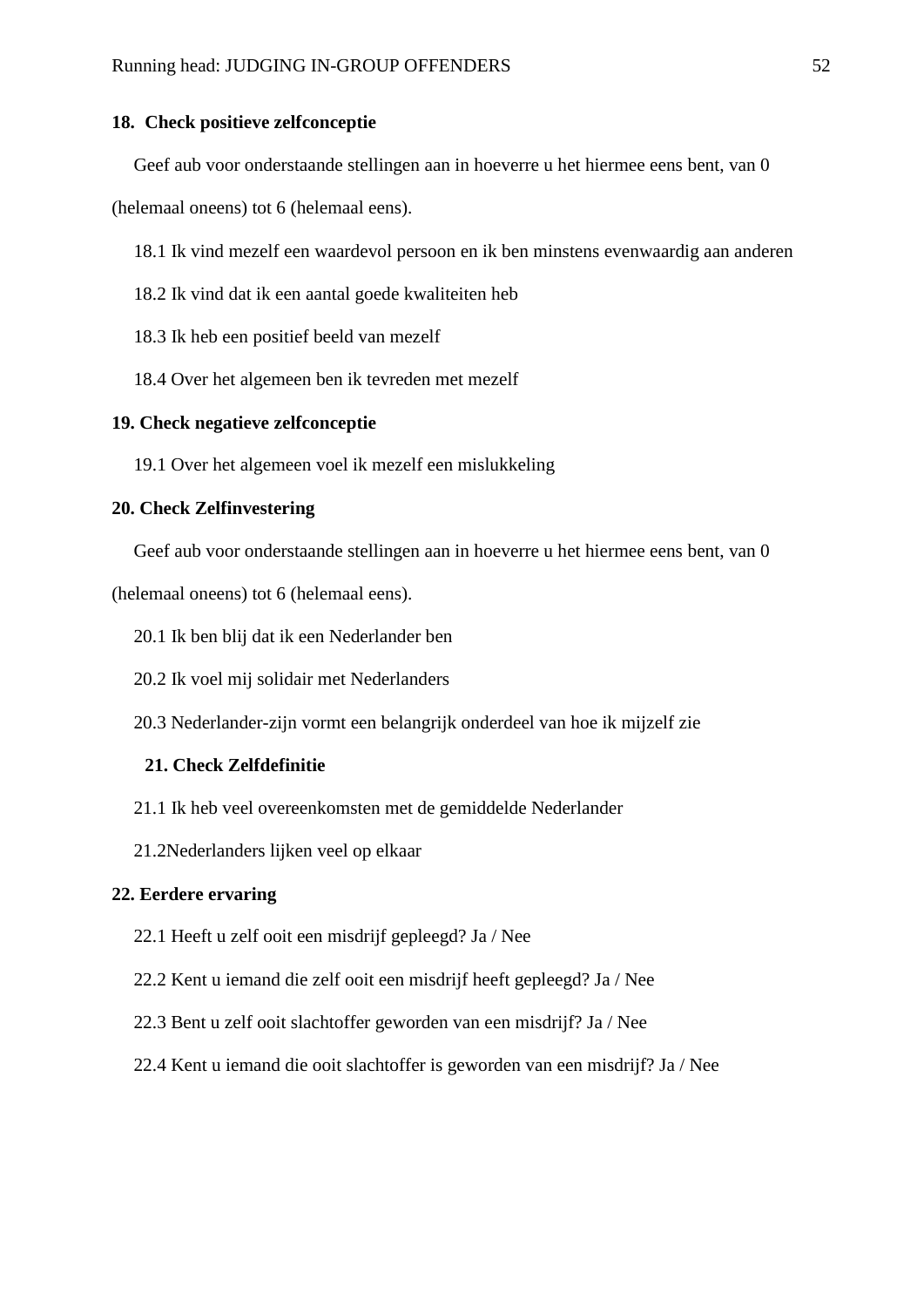**18. Check positieve zelfconceptie**

Geef aub voor onderstaande stellingen aan in hoeverre u het hiermee eens bent, van 0 (helemaal oneens) tot 6 (helemaal eens).

18.1 Ik vind mezelf een waardevol persoon en ik ben minstens evenwaardig aan anderen

18.2 Ik vind dat ik een aantal goede kwaliteiten heb

18.3 Ik heb een positief beeld van mezelf

18.4 Over het algemeen ben ik tevreden met mezelf

**19. Check negatieve zelfconceptie**

19.1 Over het algemeen voel ik mezelf een mislukkeling

**20. Check Zelfinvestering**

Geef aub voor onderstaande stellingen aan in hoeverre u het hiermee eens bent, van 0 (helemaal oneens) tot 6 (helemaal eens).

20.1 Ik ben blij dat ik een Nederlander ben

20.2 Ik voel mij solidair met Nederlanders

20.3 Nederlander-zijn vormt een belangrijk onderdeel van hoe ik mijzelf zie

**21. Check Zelfdefinitie**

21.1 Ik heb veel overeenkomsten met de gemiddelde Nederlander

21.2Nederlanders lijken veel op elkaar

**22. Eerdere ervaring**

22.1 Heeft u zelf ooit een misdrijf gepleegd? Ja / Nee

22.2 Kent u iemand die zelf ooit een misdrijf heeft gepleegd? Ja / Nee

22.3 Bent u zelf ooit slachtoffer geworden van een misdrijf? Ja / Nee

22.4 Kent u iemand die ooit slachtoffer is geworden van een misdrijf? Ja / Nee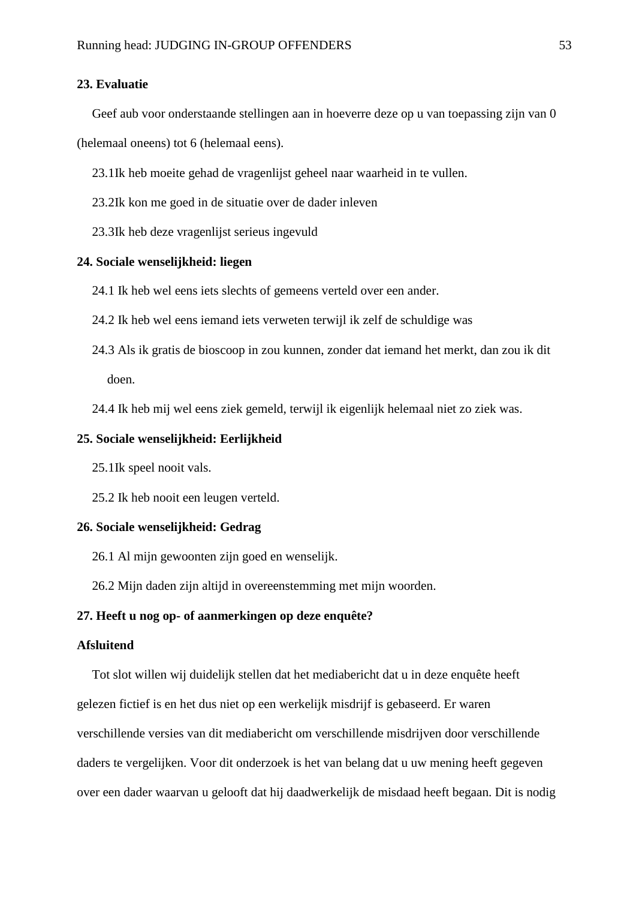**23. Evaluatie**

Geef aub voor onderstaande stellingen aan in hoeverre deze op u van toepassing zijn van 0 (helemaal oneens) tot 6 (helemaal eens).

23.1Ik heb moeite gehad de vragenlijst geheel naar waarheid in te vullen.

23.2Ik kon me goed in de situatie over de dader inleven

23.3Ik heb deze vragenlijst serieus ingevuld

**24. Sociale wenselijkheid: liegen**

24.1 Ik heb wel eens iets slechts of gemeens verteld over een ander.

24.2 Ik heb wel eens iemand iets verweten terwijl ik zelf de schuldige was

24.3 Als ik gratis de bioscoop in zou kunnen, zonder dat iemand het merkt, dan zou ik dit doen.

24.4 Ik heb mij wel eens ziek gemeld, terwijl ik eigenlijk helemaal niet zo ziek was.

**25. Sociale wenselijkheid: Eerlijkheid**

25.1Ik speel nooit vals.

25.2 Ik heb nooit een leugen verteld.

**26. Sociale wenselijkheid: Gedrag**

26.1 Al mijn gewoonten zijn goed en wenselijk.

26.2 Mijn daden zijn altijd in overeenstemming met mijn woorden.

**27. Heeft u nog op- of aanmerkingen op deze enquête?**

**Afsluitend**

Tot slot willen wij duidelijk stellen dat het mediabericht dat u in deze enquête heeft gelezen fictief is en het dus niet op een werkelijk misdrijf is gebaseerd. Er waren verschillende versies van dit mediabericht om verschillende misdrijven door verschillende daders te vergelijken. Voor dit onderzoek is het van belang dat u uw mening heeft gegeven over een dader waarvan u gelooft dat hij daadwerkelijk de misdaad heeft begaan. Dit is nodig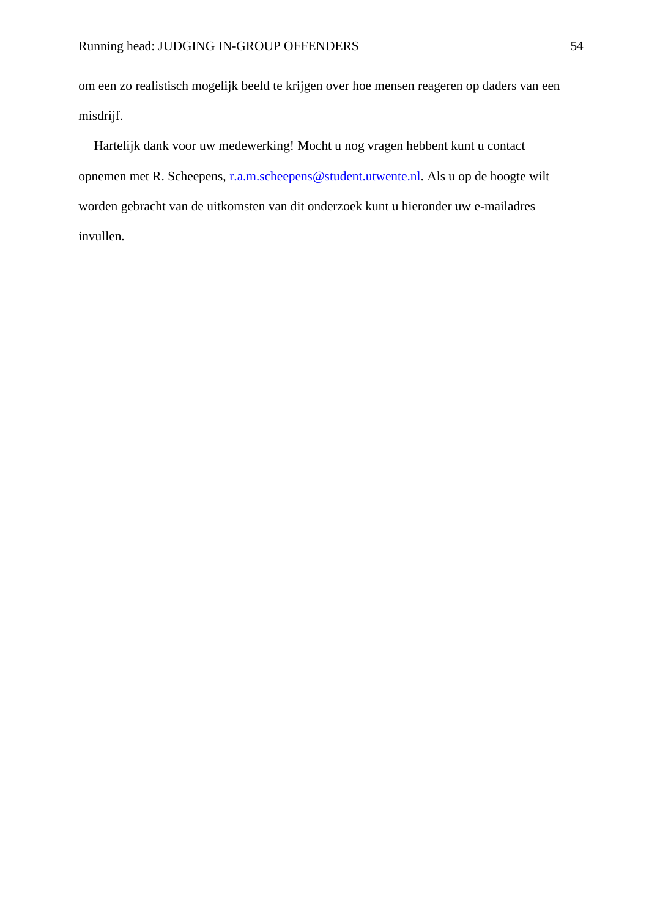om een zo realistisch mogelijk beeld te krijgen over hoe mensen reageren op daders van een misdrijf.

Hartelijk dank voor uw medewerking! Mocht u nog vragen hebbent kunt u contact opnemen met R. Scheepens, r.a.m.scheepens@student.utwente.nl. Als u op de hoogte wilt worden gebracht van de uitkomsten van dit onderzoek kunt u hieronder uw e-mailadres invullen.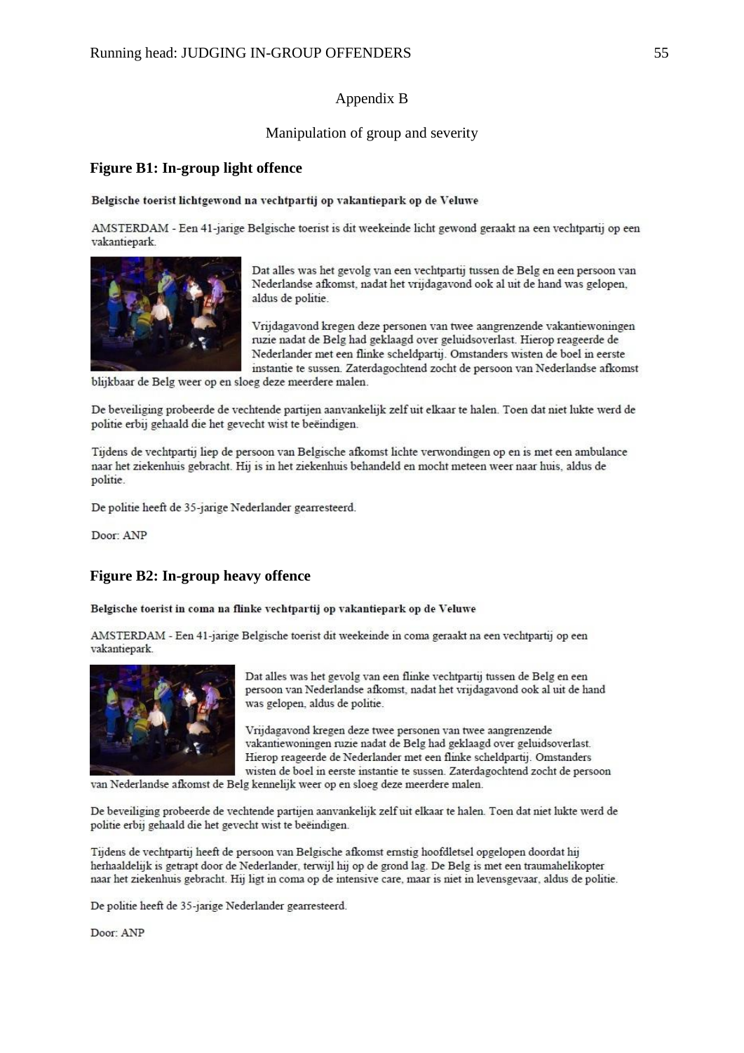## Appendix B

### Manipulation of group and severity

**Figure B1: In-group light offence**

**Belgische toerist lichtgewond na vechtpartij op vakantiepark op de Veluwe**

AMSTERDAM - Een 41-jarige Belgische toerist is dit weekeinde licht gewond geraakt na een vechtpartij op een vakantiepark.

Dat alles was het gevolg van een vechtpartij tussen de Belg en een persoon van Nederlandse afkomst, nadat het vrijdagavond ook al uit de hand was gelopen, aldus de politie.

Vrijdagavond kregen deze personen van twee aangrenzende vakantiewoningen ruzie nadat de Belg had geklaagd over geluidsoverlast. Hierop reageerde de Nederlander met een flinke scheldpartij. Omstanders wisten de boel in eerste instantie te sussen. Zaterdagochtend zocht de persoon van Nederlandse afkomst blijkbaar de Belg weer op en sloeg deze meerdere malen.

De beveiliging probeerde de vechtende partijen aanvankelijk zelf uit elkaar te halen. Toen dat niet lukte werd de politie erbij gehaald die het gevecht wist te beëindigen.

Tijdens de vechtpartij liep de persoon van Belgische afkomst lichte verwondingen op en is met een ambulance naar het ziekenhuis gebracht. Hij is in het ziekenhuis behandeld en mocht meteen weer naar huis, aldus de politie.

De politie heeft de 35-jarige Nederlander gearresteerd.

Door: ANP

**Figure B2: In-group heavy offence**

**Belgische toerist in coma na flinke vechtpartij op vakantiepark op de Veluwe**

AMSTERDAM - Een 41-jarige Belgische toerist dit weekeinde in coma geraakt na een vechtpartij op een vakantiepark.

Dat alles was het gevolg van een flinke vechtpartij tussen de Belg en een persoon van Nederlandse afkomst, nadat het vrijdagavond ook al uit de hand was gelopen, aldus de politie.

Vrijdagavond kregen deze twee personen van twee aangrenzende vakantiewoningen ruzie nadat de Belg had geklaagd over geluidsoverlast. Hierop reageerde de Nederlander met een flinke scheldpartij. Omstanders wisten de boel in eerste instantie te sussen. Zaterdagochtend zocht de persoon van Nederlandse afkomst de Belg kennelijk weer op en sloeg deze meerdere malen.

De beveiliging probeerde de vechtende partijen aanvankelijk zelf uit elkaar te halen. Toen dat niet lukte werd de politie erbij gehaald die het gevecht wist te beëindigen.

Tijdens de vechtpartij heeft de persoon van Belgische afkomst ernstig hoofdletsel opgelopen doordat hij herhaaldelijk is getrapt door de Nederlander, terwijl hij op de grond lag. De Belg is met een traumahelikopter naar het ziekenhuis gebracht. Hij ligt in coma op de intensive care, maar is niet in levensgevaar, aldus de politie.

De politie heeft de 35-jarige Nederlander gearresteerd.

Door: ANP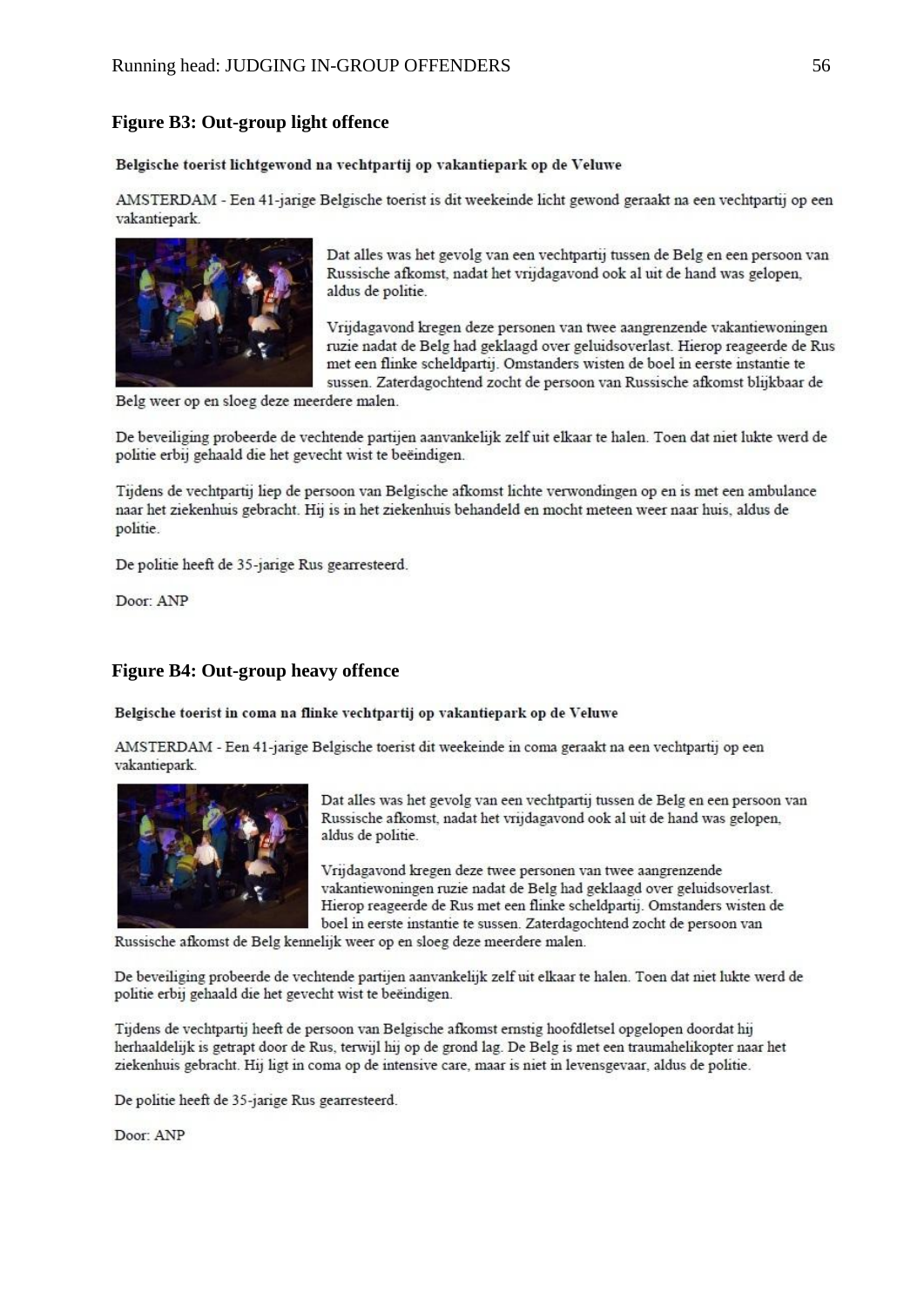**Figure B3: Out-group light offence**

**Belgische toerist lichtgewond na vechtpartij op vakantiepark op de Veluwe**

AMSTERDAM - Een 41-jarige Belgische toerist is dit weekeinde licht gewond geraakt na een vechtpartij op een vakantiepark.

Dat alles was het gevolg van een vechtpartij tussen de Belg en een persoon van Russische afkomst, nadat het vrijdagavond ook al uit de hand was gelopen, aldus de politie.

Vrijdagavond kregen deze personen van twee aangrenzende vakantiewoningen ruzie nadat de Belg had geklaagd over geluidsoverlast. Hierop reageerde de Rus met een flinke scheldpartij. Omstanders wisten de boel in eerste instantie te sussen. Zaterdagochtend zocht de persoon van Russische afkomst blijkbaar de Belg weer op en sloeg deze meerdere malen.

De beveiliging probeerde de vechtende partijen aanvankelijk zelf uit elkaar te halen. Toen dat niet lukte werd de politie erbij gehaald die het gevecht wist te beëindigen.

Tijdens de vechtpartij liep de persoon van Belgische afkomst lichte verwondingen op en is met een ambulance naar het ziekenhuis gebracht. Hij is in het ziekenhuis behandeld en mocht meteen weer naar huis, aldus de politie.

De politie heeft de 35-jarige Rus gearresteerd.

Door: ANP

**Figure B4: Out-group heavy offence**

**Belgische toerist in coma na flinke vechtpartij op vakantiepark op de Veluwe**

AMSTERDAM - Een 41-jarige Belgische toerist dit weekeinde in coma geraakt na een vechtpartij op een vakantiepark.

Dat alles was het gevolg van een vechtpartij tussen de Belg en een persoon van Russische afkomst, nadat het vrijdagavond ook al uit de hand was gelopen, aldus de politie.

Vrijdagavond kregen deze twee personen van twee aangrenzende vakantiewoningen ruzie nadat de Belg had geklaagd over geluidsoverlast. Hierop reageerde de Rus met een flinke scheldpartij. Omstanders wisten de boel in eerste instantie te sussen. Zaterdagochtend zocht de persoon van Russische afkomst de Belg kennelijk weer op en sloeg deze meerdere malen.

De beveiliging probeerde de vechtende partijen aanvankelijk zelf uit elkaar te halen. Toen dat niet lukte werd de politie erbij gehaald die het gevecht wist te beëindigen.

Tijdens de vechtpartij heeft de persoon van Belgische afkomst ernstig hoofdletsel opgelopen doordat hij herhaaldelijk is getrapt door de Rus, terwijl hij op de grond lag. De Belg is met een traumahelikopter naar het ziekenhuis gebracht. Hij ligt in coma op de intensive care, maar is niet in levensgevaar, aldus de politie.

De politie heeft de 35-jarige Rus gearresteerd.

Door: ANP